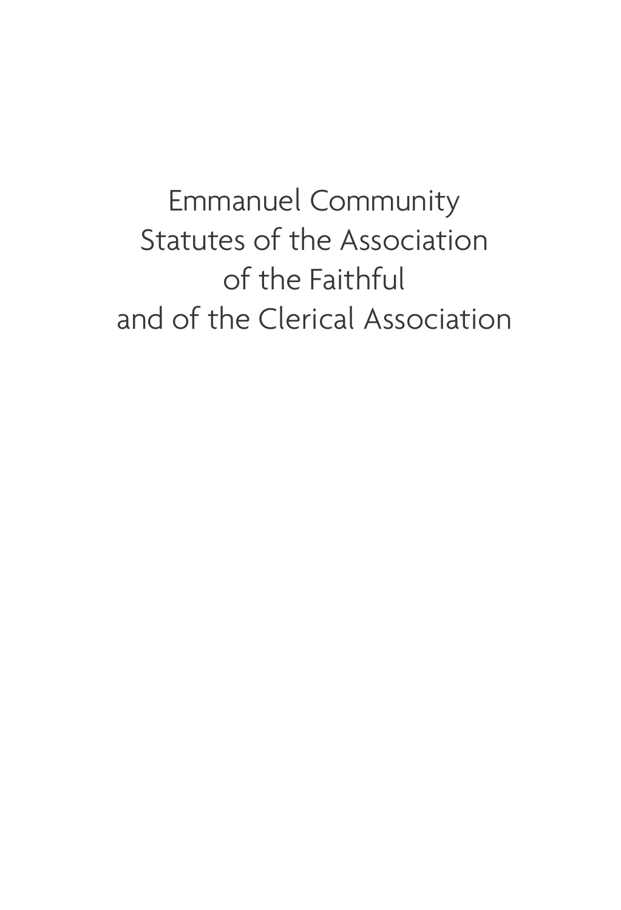# Emmanuel Community
# Statutes of the Association of the Faithful and of the Clerical Association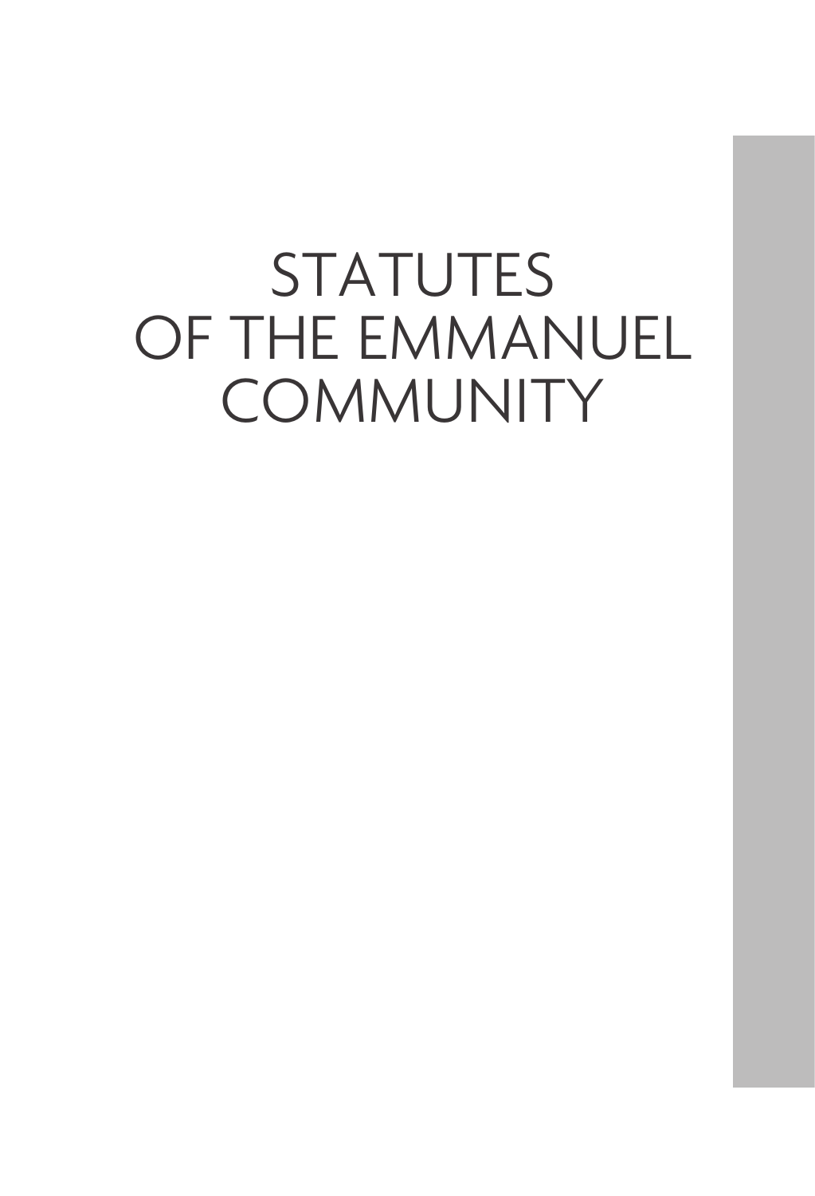# STATUTES OF THE EMMANUEL COMMUNITY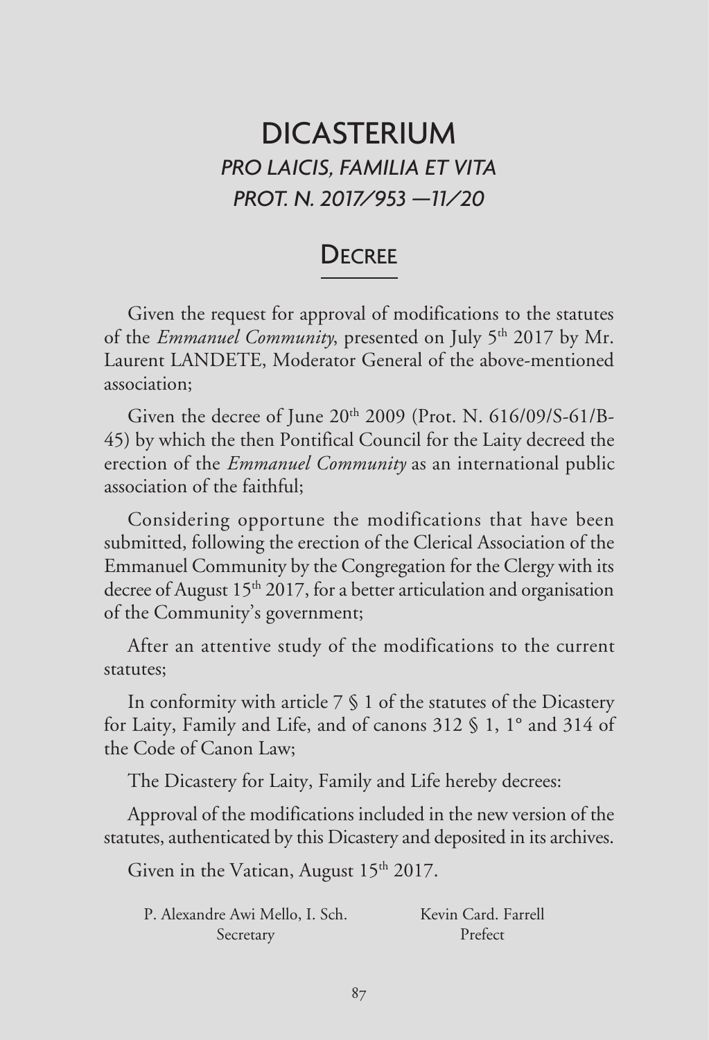# DICASTERIUM
## *PRO LAICIS, FAMILIA ET VITA*
## *PROT. N. 2017/953 —11/20*

## Decree

Given the request for approval of modifications to the statutes of the *Emmanuel Community*, presented on July 5th 2017 by Mr. Laurent LANDETE, Moderator General of the above-mentioned association;

Given the decree of June 20th 2009 (Prot. N. 616/09/S-61/B-45) by which the then Pontifical Council for the Laity decreed the erection of the *Emmanuel Community* as an international public association of the faithful;

Considering opportune the modifications that have been submitted, following the erection of the Clerical Association of the Emmanuel Community by the Congregation for the Clergy with its decree of August 15th 2017, for a better articulation and organisation of the Community's government;

After an attentive study of the modifications to the current statutes;

In conformity with article 7 § 1 of the statutes of the Dicastery for Laity, Family and Life, and of canons 312 § 1, 1° and 314 of the Code of Canon Law;

The Dicastery for Laity, Family and Life hereby decrees:

Approval of the modifications included in the new version of the statutes, authenticated by this Dicastery and deposited in its archives.

Given in the Vatican, August 15th 2017.

P. Alexandre Awi Mello, I. Sch.
Secretary

Kevin Card. Farrell
Prefect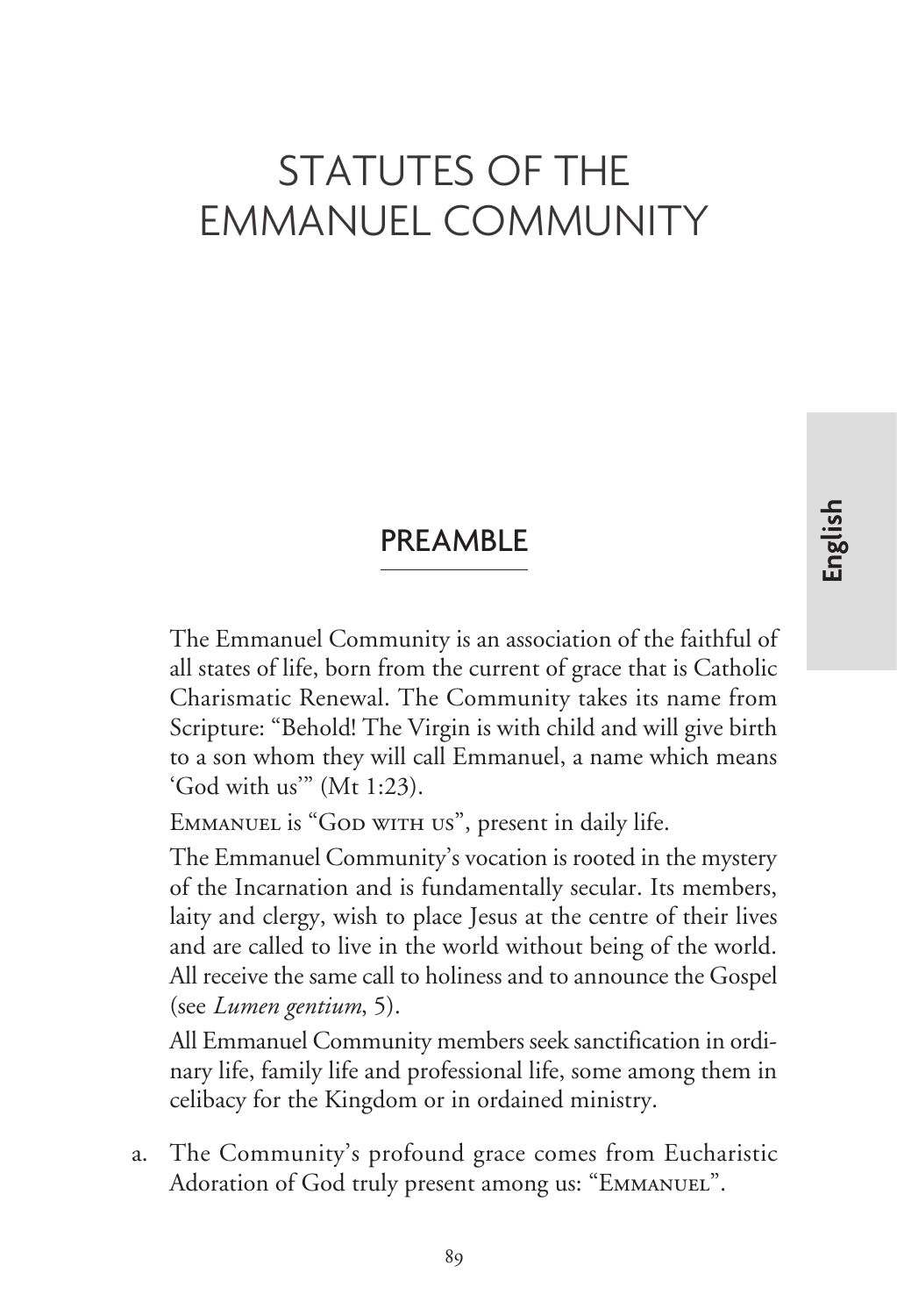# STATUTES OF THE EMMANUEL COMMUNITY

## PREAMBLE

The Emmanuel Community is an association of the faithful of all states of life, born from the current of grace that is Catholic Charismatic Renewal. The Community takes its name from Scripture: "Behold! The Virgin is with child and will give birth to a son whom they will call Emmanuel, a name which means 'God with us'" (Mt 1:23).

Emmanuel is "God with us", present in daily life.

The Emmanuel Community's vocation is rooted in the mystery of the Incarnation and is fundamentally secular. Its members, laity and clergy, wish to place Jesus at the centre of their lives and are called to live in the world without being of the world. All receive the same call to holiness and to announce the Gospel (see *Lumen gentium*, 5).

All Emmanuel Community members seek sanctification in ordinary life, family life and professional life, some among them in celibacy for the Kingdom or in ordained ministry.

a. The Community's profound grace comes from Eucharistic Adoration of God truly present among us: "Emmanuel".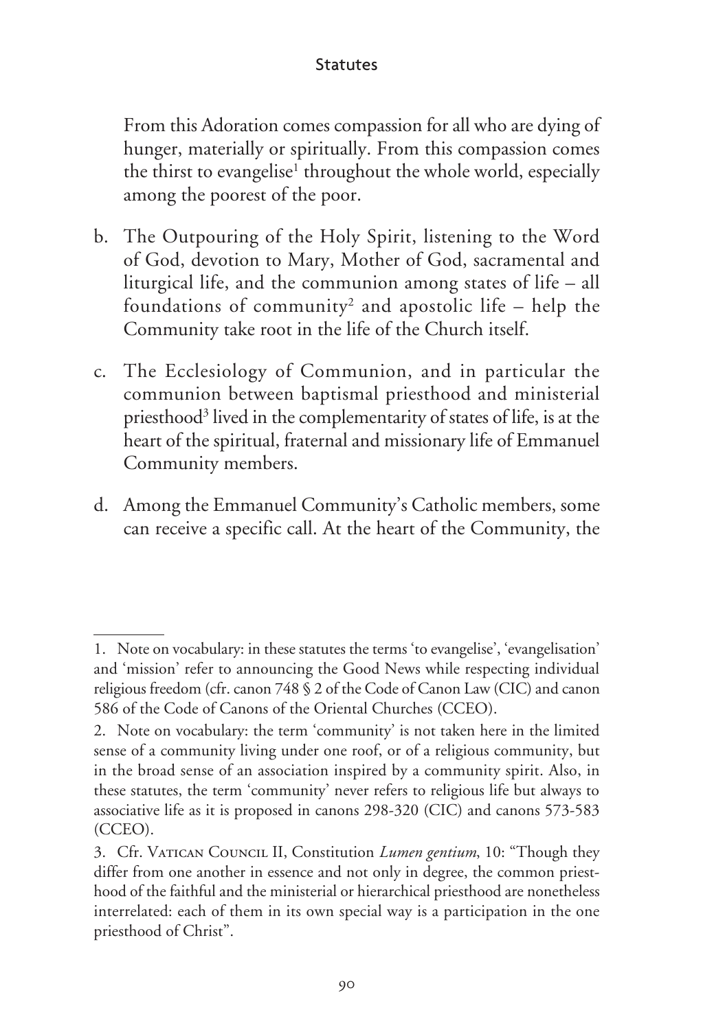From this Adoration comes compassion for all who are dying of hunger, materially or spiritually. From this compassion comes the thirst to evangelise[1] throughout the whole world, especially among the poorest of the poor.

b. The Outpouring of the Holy Spirit, listening to the Word of God, devotion to Mary, Mother of God, sacramental and liturgical life, and the communion among states of life – all foundations of community[2] and apostolic life – help the Community take root in the life of the Church itself.

c. The Ecclesiology of Communion, and in particular the communion between baptismal priesthood and ministerial priesthood[3] lived in the complementarity of states of life, is at the heart of the spiritual, fraternal and missionary life of Emmanuel Community members.

d. Among the Emmanuel Community's Catholic members, some can receive a specific call. At the heart of the Community, the

---

1. Note on vocabulary: in these statutes the terms 'to evangelise', 'evangelisation' and 'mission' refer to announcing the Good News while respecting individual religious freedom (cfr. canon 748 § 2 of the Code of Canon Law (CIC) and canon 586 of the Code of Canons of the Oriental Churches (CCEO).

2. Note on vocabulary: the term 'community' is not taken here in the limited sense of a community living under one roof, or of a religious community, but in the broad sense of an association inspired by a community spirit. Also, in these statutes, the term 'community' never refers to religious life but always to associative life as it is proposed in canons 298-320 (CIC) and canons 573-583 (CCEO).

3. Cfr. Vatican Council II, Constitution *Lumen gentium*, 10: "Though they differ from one another in essence and not only in degree, the common priesthood of the faithful and the ministerial or hierarchical priesthood are nonetheless interrelated: each of them in its own special way is a participation in the one priesthood of Christ".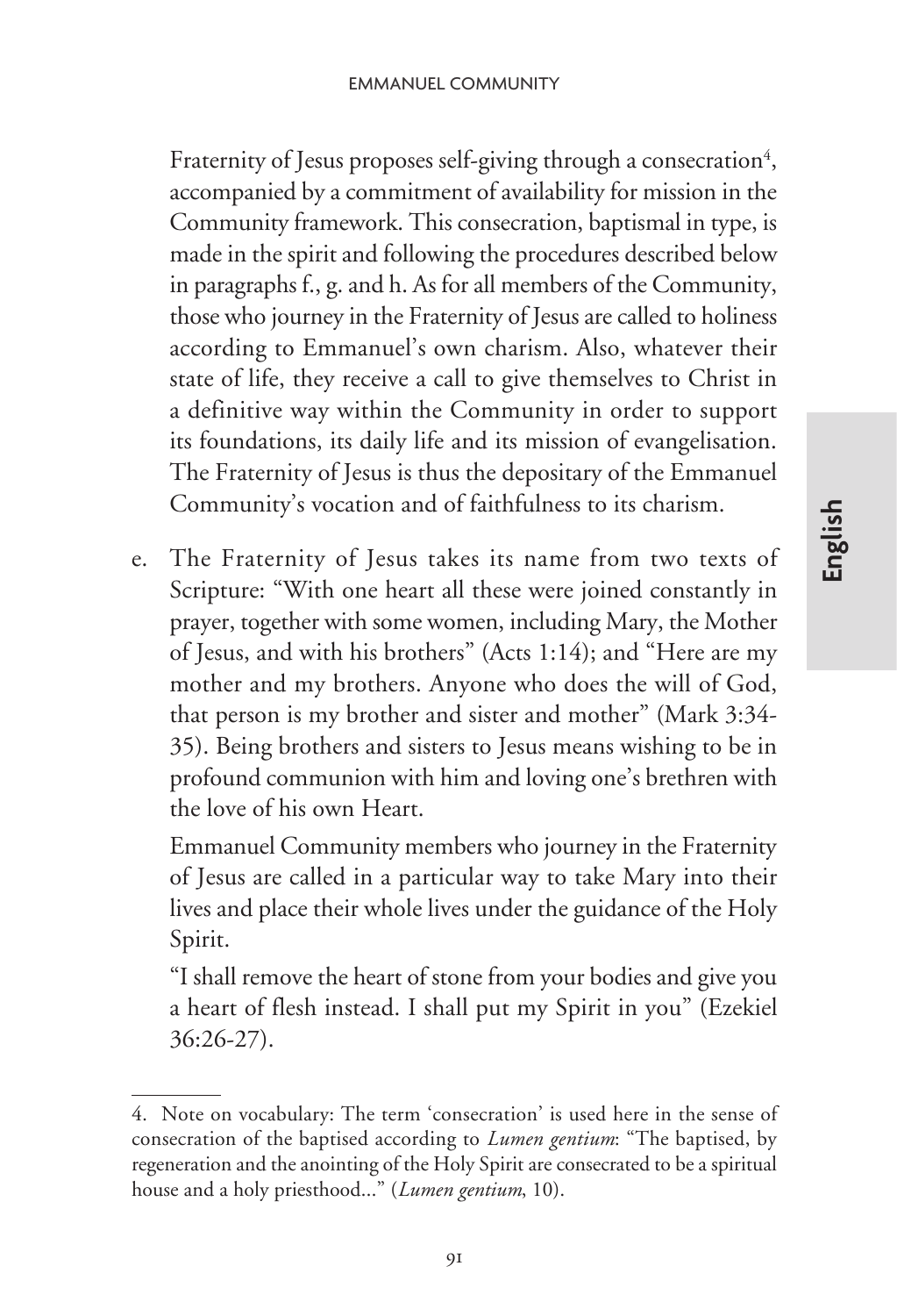Fraternity of Jesus proposes self-giving through a consecration[4], accompanied by a commitment of availability for mission in the Community framework. This consecration, baptismal in type, is made in the spirit and following the procedures described below in paragraphs f., g. and h. As for all members of the Community, those who journey in the Fraternity of Jesus are called to holiness according to Emmanuel's own charism. Also, whatever their state of life, they receive a call to give themselves to Christ in a definitive way within the Community in order to support its foundations, its daily life and its mission of evangelisation. The Fraternity of Jesus is thus the depositary of the Emmanuel Community's vocation and of faithfulness to its charism.

e. The Fraternity of Jesus takes its name from two texts of Scripture: "With one heart all these were joined constantly in prayer, together with some women, including Mary, the Mother of Jesus, and with his brothers" (Acts 1:14); and "Here are my mother and my brothers. Anyone who does the will of God, that person is my brother and sister and mother" (Mark 3:34-35). Being brothers and sisters to Jesus means wishing to be in profound communion with him and loving one's brethren with the love of his own Heart.

   Emmanuel Community members who journey in the Fraternity of Jesus are called in a particular way to take Mary into their lives and place their whole lives under the guidance of the Holy Spirit.

   "I shall remove the heart of stone from your bodies and give you a heart of flesh instead. I shall put my Spirit in you" (Ezekiel 36:26-27).

---

4. Note on vocabulary: The term 'consecration' is used here in the sense of consecration of the baptised according to *Lumen gentium*: "The baptised, by regeneration and the anointing of the Holy Spirit are consecrated to be a spiritual house and a holy priesthood..." (*Lumen gentium*, 10).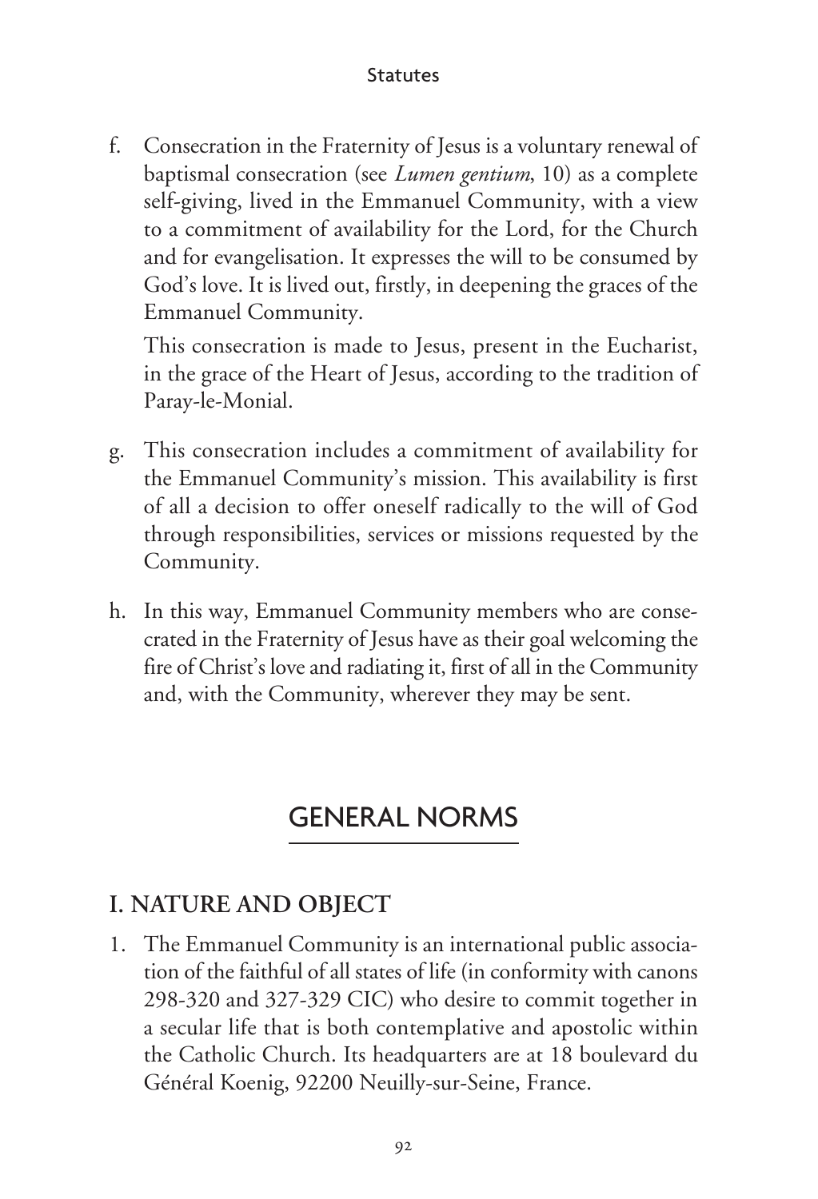f. Consecration in the Fraternity of Jesus is a voluntary renewal of baptismal consecration (see *Lumen gentium*, 10) as a complete self-giving, lived in the Emmanuel Community, with a view to a commitment of availability for the Lord, for the Church and for evangelisation. It expresses the will to be consumed by God's love. It is lived out, firstly, in deepening the graces of the Emmanuel Community.

   This consecration is made to Jesus, present in the Eucharist, in the grace of the Heart of Jesus, according to the tradition of Paray-le-Monial.

g. This consecration includes a commitment of availability for the Emmanuel Community's mission. This availability is first of all a decision to offer oneself radically to the will of God through responsibilities, services or missions requested by the Community.

h. In this way, Emmanuel Community members who are consecrated in the Fraternity of Jesus have as their goal welcoming the fire of Christ's love and radiating it, first of all in the Community and, with the Community, wherever they may be sent.

# GENERAL NORMS

## I. NATURE AND OBJECT

1. The Emmanuel Community is an international public association of the faithful of all states of life (in conformity with canons 298-320 and 327-329 CIC) who desire to commit together in a secular life that is both contemplative and apostolic within the Catholic Church. Its headquarters are at 18 boulevard du Général Koenig, 92200 Neuilly-sur-Seine, France.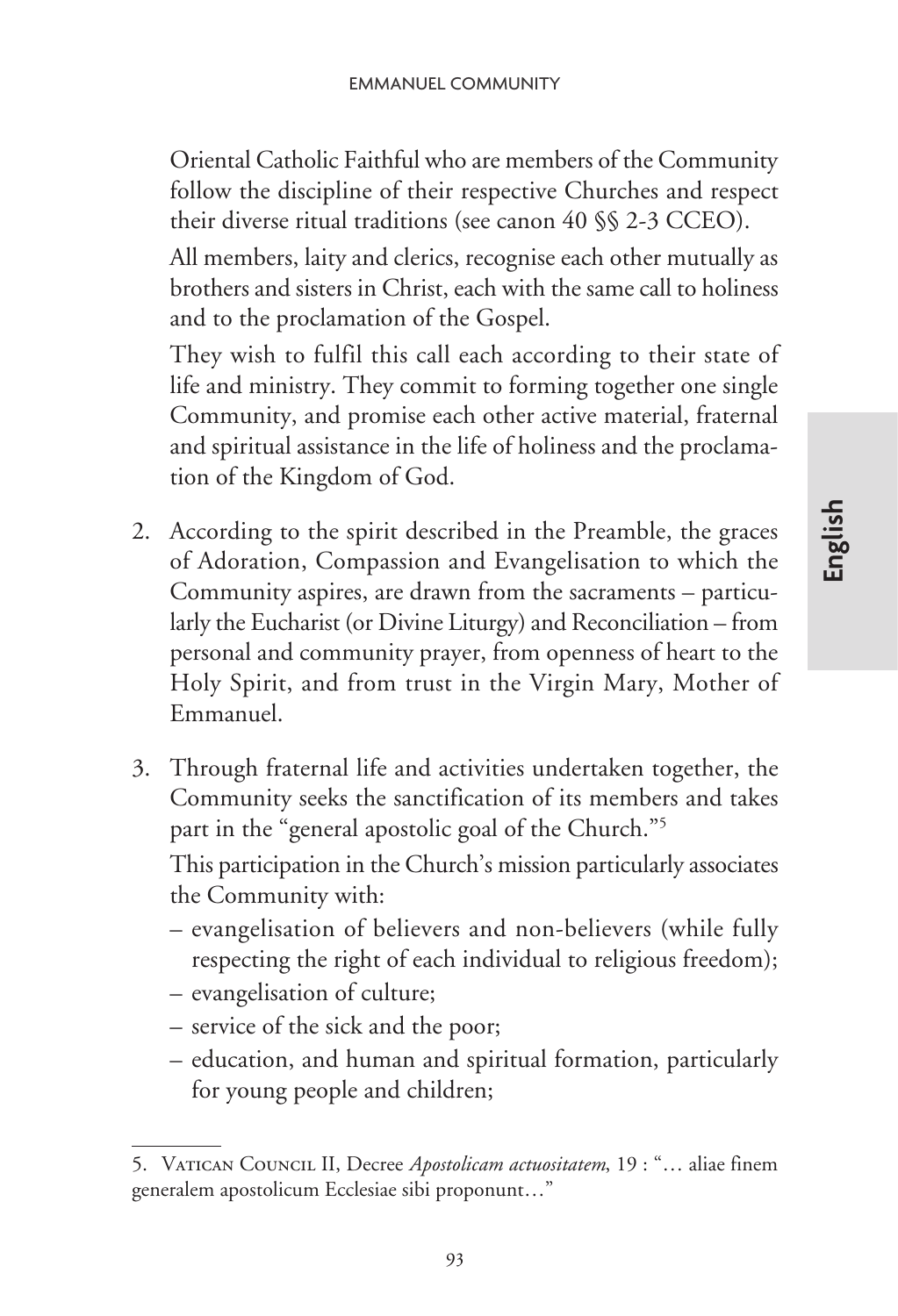Oriental Catholic Faithful who are members of the Community follow the discipline of their respective Churches and respect their diverse ritual traditions (see canon 40 §§ 2-3 CCEO).

All members, laity and clerics, recognise each other mutually as brothers and sisters in Christ, each with the same call to holiness and to the proclamation of the Gospel.

They wish to fulfil this call each according to their state of life and ministry. They commit to forming together one single Community, and promise each other active material, fraternal and spiritual assistance in the life of holiness and the proclamation of the Kingdom of God.

2. According to the spirit described in the Preamble, the graces of Adoration, Compassion and Evangelisation to which the Community aspires, are drawn from the sacraments – particularly the Eucharist (or Divine Liturgy) and Reconciliation – from personal and community prayer, from openness of heart to the Holy Spirit, and from trust in the Virgin Mary, Mother of Emmanuel.

3. Through fraternal life and activities undertaken together, the Community seeks the sanctification of its members and takes part in the "general apostolic goal of the Church."[5]

   This participation in the Church's mission particularly associates the Community with:

   – evangelisation of believers and non-believers (while fully respecting the right of each individual to religious freedom);
   – evangelisation of culture;
   – service of the sick and the poor;
   – education, and human and spiritual formation, particularly for young people and children;

---

5. Vatican Council II, Decree *Apostolicam actuositatem*, 19 : "… aliae finem generalem apostolicum Ecclesiae sibi proponunt…"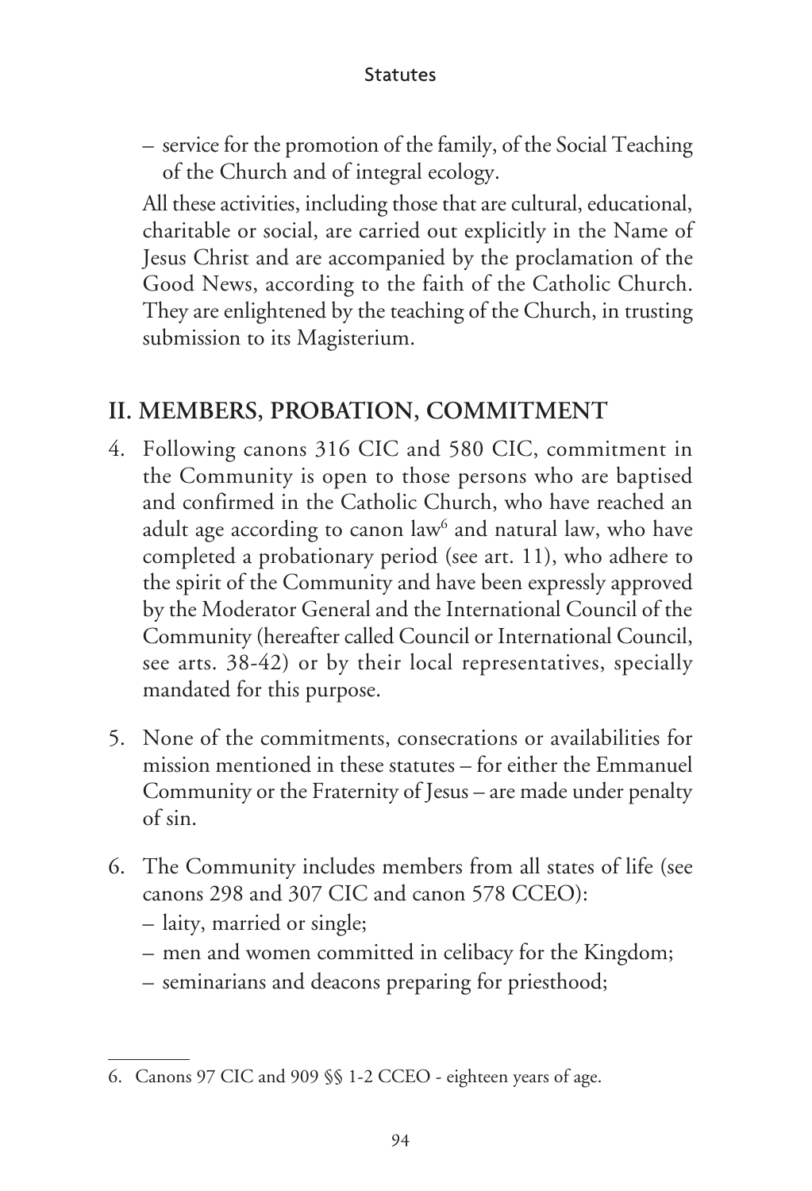– service for the promotion of the family, of the Social Teaching of the Church and of integral ecology.

All these activities, including those that are cultural, educational, charitable or social, are carried out explicitly in the Name of Jesus Christ and are accompanied by the proclamation of the Good News, according to the faith of the Catholic Church. They are enlightened by the teaching of the Church, in trusting submission to its Magisterium.

## II. MEMBERS, PROBATION, COMMITMENT

4. Following canons 316 CIC and 580 CIC, commitment in the Community is open to those persons who are baptised and confirmed in the Catholic Church, who have reached an adult age according to canon law[6] and natural law, who have completed a probationary period (see art. 11), who adhere to the spirit of the Community and have been expressly approved by the Moderator General and the International Council of the Community (hereafter called Council or International Council, see arts. 38-42) or by their local representatives, specially mandated for this purpose.

5. None of the commitments, consecrations or availabilities for mission mentioned in these statutes – for either the Emmanuel Community or the Fraternity of Jesus – are made under penalty of sin.

6. The Community includes members from all states of life (see canons 298 and 307 CIC and canon 578 CCEO):
   - laity, married or single;
   - men and women committed in celibacy for the Kingdom;
   - seminarians and deacons preparing for priesthood;

6. Canons 97 CIC and 909 §§ 1-2 CCEO - eighteen years of age.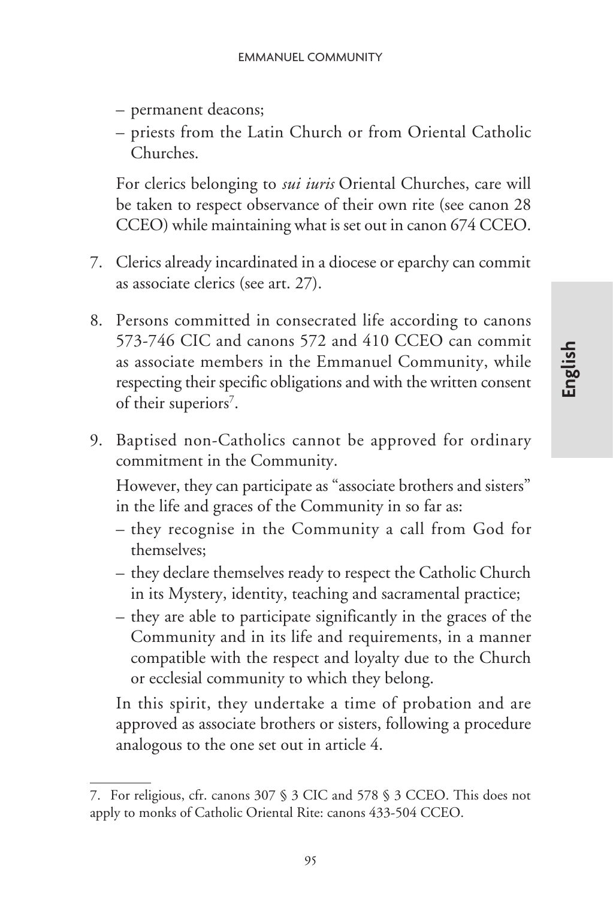– permanent deacons;
– priests from the Latin Church or from Oriental Catholic Churches.

For clerics belonging to *sui iuris* Oriental Churches, care will be taken to respect observance of their own rite (see canon 28 CCEO) while maintaining what is set out in canon 674 CCEO.

7. Clerics already incardinated in a diocese or eparchy can commit as associate clerics (see art. 27).

8. Persons committed in consecrated life according to canons 573-746 CIC and canons 572 and 410 CCEO can commit as associate members in the Emmanuel Community, while respecting their specific obligations and with the written consent of their superiors[7].

9. Baptised non-Catholics cannot be approved for ordinary commitment in the Community.

   However, they can participate as "associate brothers and sisters" in the life and graces of the Community in so far as:
   – they recognise in the Community a call from God for themselves;
   – they declare themselves ready to respect the Catholic Church in its Mystery, identity, teaching and sacramental practice;
   – they are able to participate significantly in the graces of the Community and in its life and requirements, in a manner compatible with the respect and loyalty due to the Church or ecclesial community to which they belong.

   In this spirit, they undertake a time of probation and are approved as associate brothers or sisters, following a procedure analogous to the one set out in article 4.

---

7. For religious, cfr. canons 307 § 3 CIC and 578 § 3 CCEO. This does not apply to monks of Catholic Oriental Rite: canons 433-504 CCEO.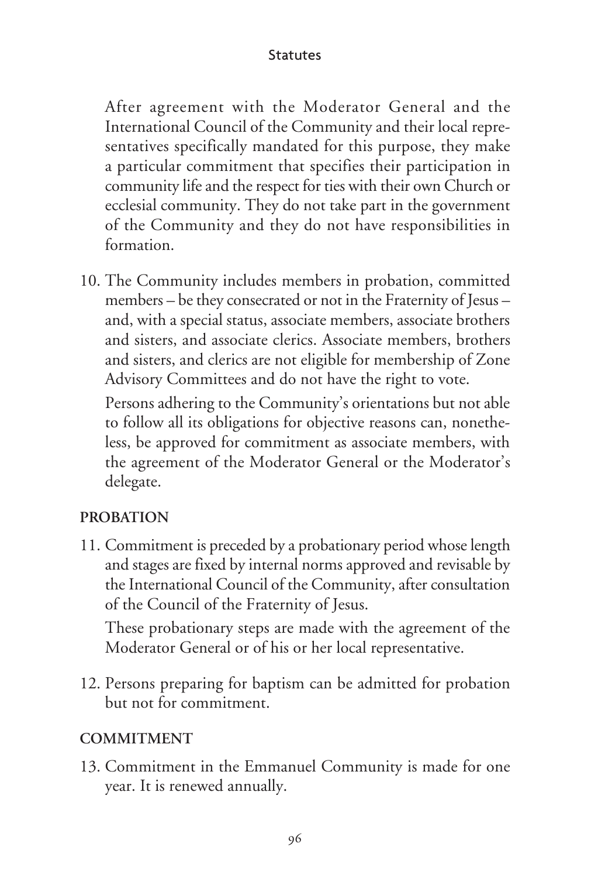After agreement with the Moderator General and the International Council of the Community and their local representatives specifically mandated for this purpose, they make a particular commitment that specifies their participation in community life and the respect for ties with their own Church or ecclesial community. They do not take part in the government of the Community and they do not have responsibilities in formation.

10. The Community includes members in probation, committed members – be they consecrated or not in the Fraternity of Jesus – and, with a special status, associate members, associate brothers and sisters, and associate clerics. Associate members, brothers and sisters, and clerics are not eligible for membership of Zone Advisory Committees and do not have the right to vote.

    Persons adhering to the Community's orientations but not able to follow all its obligations for objective reasons can, nonetheless, be approved for commitment as associate members, with the agreement of the Moderator General or the Moderator's delegate.

### PROBATION

11. Commitment is preceded by a probationary period whose length and stages are fixed by internal norms approved and revisable by the International Council of the Community, after consultation of the Council of the Fraternity of Jesus.

    These probationary steps are made with the agreement of the Moderator General or of his or her local representative.

12. Persons preparing for baptism can be admitted for probation but not for commitment.

### COMMITMENT

13. Commitment in the Emmanuel Community is made for one year. It is renewed annually.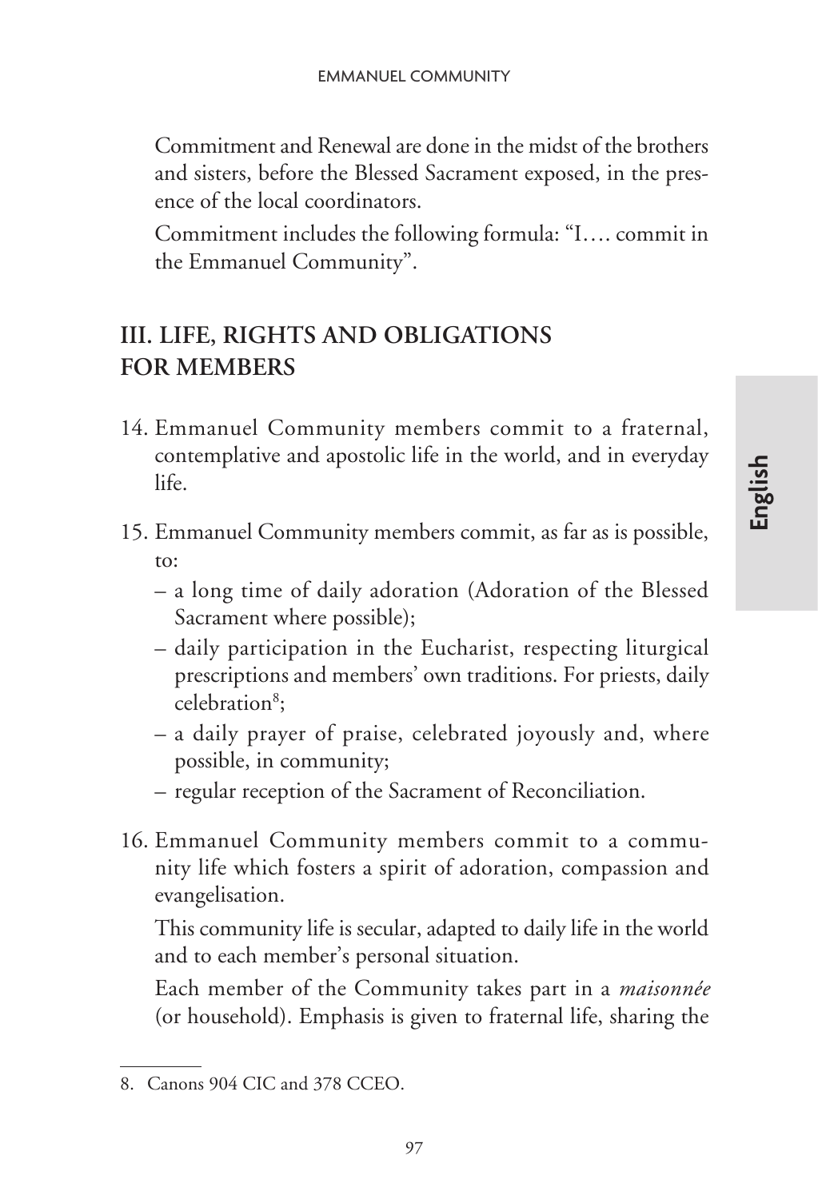Commitment and Renewal are done in the midst of the brothers and sisters, before the Blessed Sacrament exposed, in the presence of the local coordinators.

Commitment includes the following formula: "I…. commit in the Emmanuel Community".

## III. LIFE, RIGHTS AND OBLIGATIONS FOR MEMBERS

14. Emmanuel Community members commit to a fraternal, contemplative and apostolic life in the world, and in everyday life.

15. Emmanuel Community members commit, as far as is possible, to:
   - a long time of daily adoration (Adoration of the Blessed Sacrament where possible);
   - daily participation in the Eucharist, respecting liturgical prescriptions and members' own traditions. For priests, daily celebration[8];
   - a daily prayer of praise, celebrated joyously and, where possible, in community;
   - regular reception of the Sacrament of Reconciliation.

16. Emmanuel Community members commit to a community life which fosters a spirit of adoration, compassion and evangelisation.

   This community life is secular, adapted to daily life in the world and to each member's personal situation.

   Each member of the Community takes part in a *maisonnée* (or household). Emphasis is given to fraternal life, sharing the

---

8. Canons 904 CIC and 378 CCEO.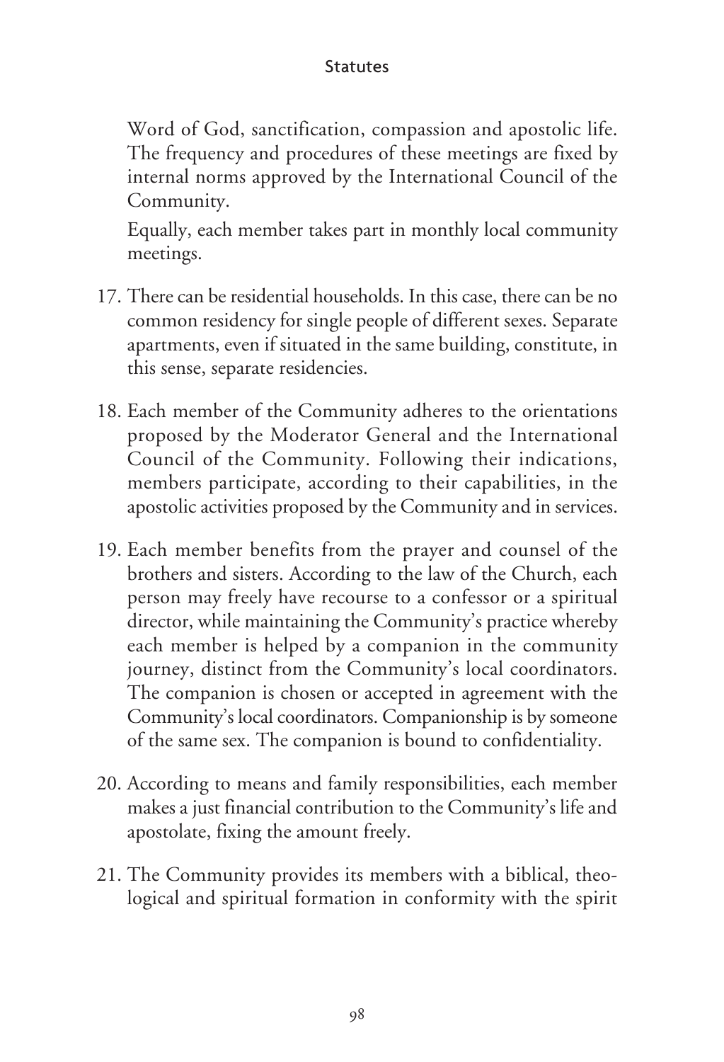Word of God, sanctification, compassion and apostolic life. The frequency and procedures of these meetings are fixed by internal norms approved by the International Council of the Community.

Equally, each member takes part in monthly local community meetings.

17. There can be residential households. In this case, there can be no common residency for single people of different sexes. Separate apartments, even if situated in the same building, constitute, in this sense, separate residencies.

18. Each member of the Community adheres to the orientations proposed by the Moderator General and the International Council of the Community. Following their indications, members participate, according to their capabilities, in the apostolic activities proposed by the Community and in services.

19. Each member benefits from the prayer and counsel of the brothers and sisters. According to the law of the Church, each person may freely have recourse to a confessor or a spiritual director, while maintaining the Community's practice whereby each member is helped by a companion in the community journey, distinct from the Community's local coordinators. The companion is chosen or accepted in agreement with the Community's local coordinators. Companionship is by someone of the same sex. The companion is bound to confidentiality.

20. According to means and family responsibilities, each member makes a just financial contribution to the Community's life and apostolate, fixing the amount freely.

21. The Community provides its members with a biblical, theological and spiritual formation in conformity with the spirit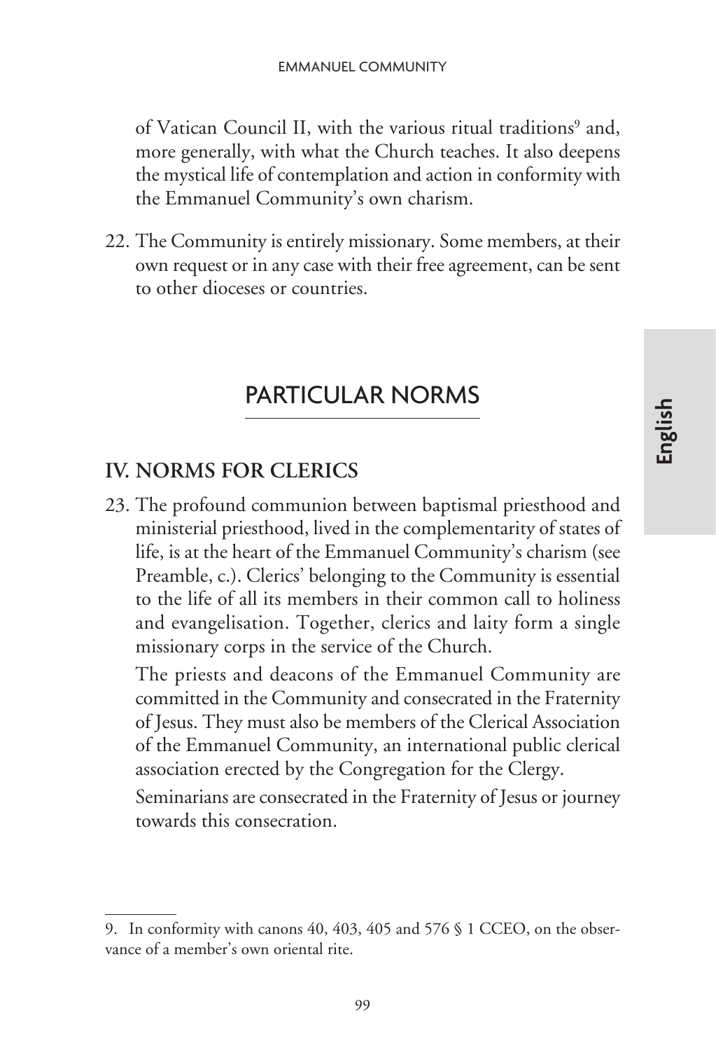of Vatican Council II, with the various ritual traditions[9] and, more generally, with what the Church teaches. It also deepens the mystical life of contemplation and action in conformity with the Emmanuel Community's own charism.

22. The Community is entirely missionary. Some members, at their own request or in any case with their free agreement, can be sent to other dioceses or countries.

# PARTICULAR NORMS

## IV. NORMS FOR CLERICS

23. The profound communion between baptismal priesthood and ministerial priesthood, lived in the complementarity of states of life, is at the heart of the Emmanuel Community's charism (see Preamble, c.). Clerics' belonging to the Community is essential to the life of all its members in their common call to holiness and evangelisation. Together, clerics and laity form a single missionary corps in the service of the Church.

    The priests and deacons of the Emmanuel Community are committed in the Community and consecrated in the Fraternity of Jesus. They must also be members of the Clerical Association of the Emmanuel Community, an international public clerical association erected by the Congregation for the Clergy.

    Seminarians are consecrated in the Fraternity of Jesus or journey towards this consecration.

---

9. In conformity with canons 40, 403, 405 and 576 § 1 CCEO, on the observance of a member's own oriental rite.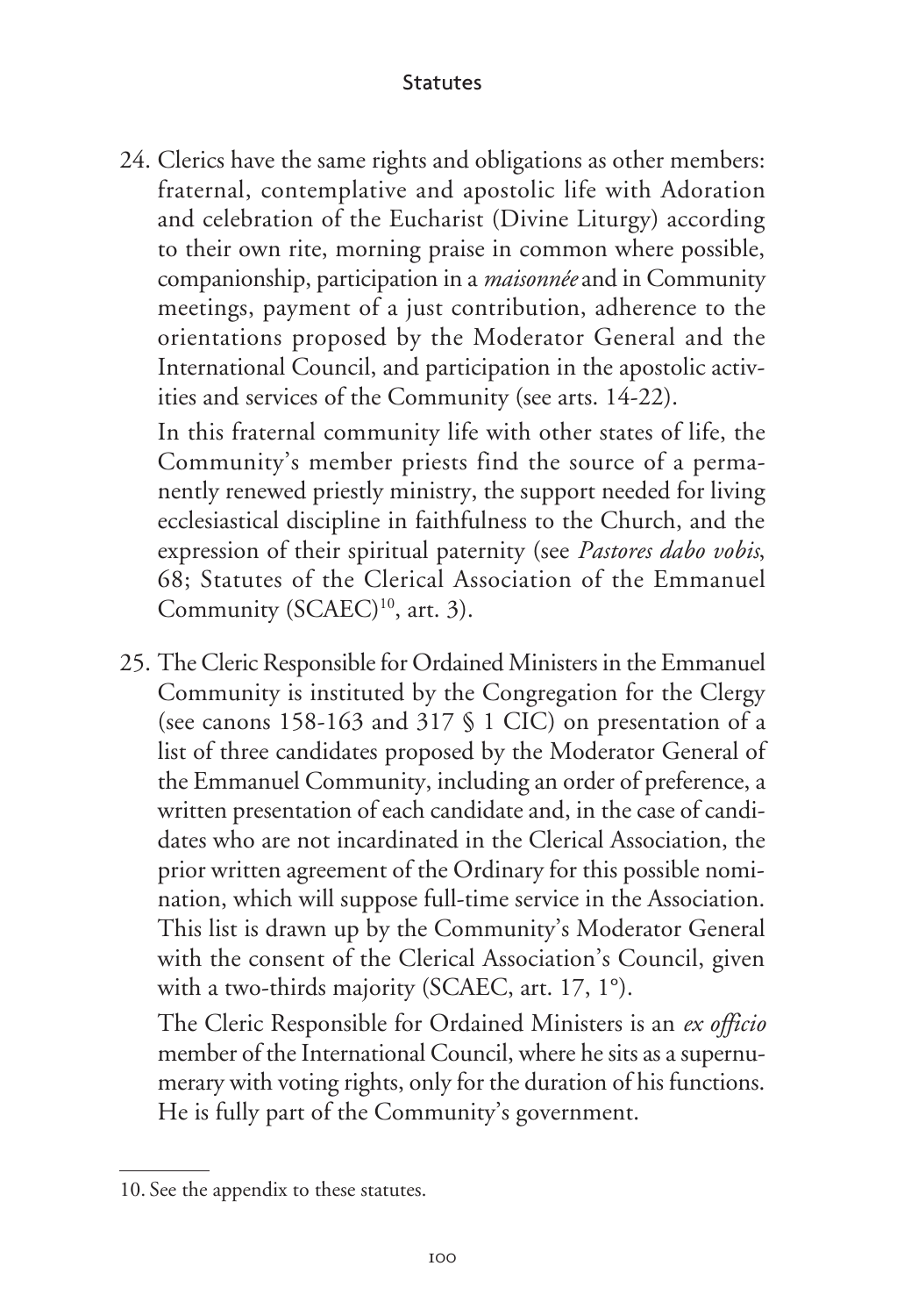24. Clerics have the same rights and obligations as other members: fraternal, contemplative and apostolic life with Adoration and celebration of the Eucharist (Divine Liturgy) according to their own rite, morning praise in common where possible, companionship, participation in a *maisonnée* and in Community meetings, payment of a just contribution, adherence to the orientations proposed by the Moderator General and the International Council, and participation in the apostolic activities and services of the Community (see arts. 14-22).

    In this fraternal community life with other states of life, the Community's member priests find the source of a permanently renewed priestly ministry, the support needed for living ecclesiastical discipline in faithfulness to the Church, and the expression of their spiritual paternity (see *Pastores dabo vobis*, 68; Statutes of the Clerical Association of the Emmanuel Community (SCAEC)[10], art. 3).

25. The Cleric Responsible for Ordained Ministers in the Emmanuel Community is instituted by the Congregation for the Clergy (see canons 158-163 and 317 § 1 CIC) on presentation of a list of three candidates proposed by the Moderator General of the Emmanuel Community, including an order of preference, a written presentation of each candidate and, in the case of candidates who are not incardinated in the Clerical Association, the prior written agreement of the Ordinary for this possible nomination, which will suppose full-time service in the Association. This list is drawn up by the Community's Moderator General with the consent of the Clerical Association's Council, given with a two-thirds majority (SCAEC, art. 17, 1°).

    The Cleric Responsible for Ordained Ministers is an *ex officio* member of the International Council, where he sits as a supernumerary with voting rights, only for the duration of his functions. He is fully part of the Community's government.

---

10. See the appendix to these statutes.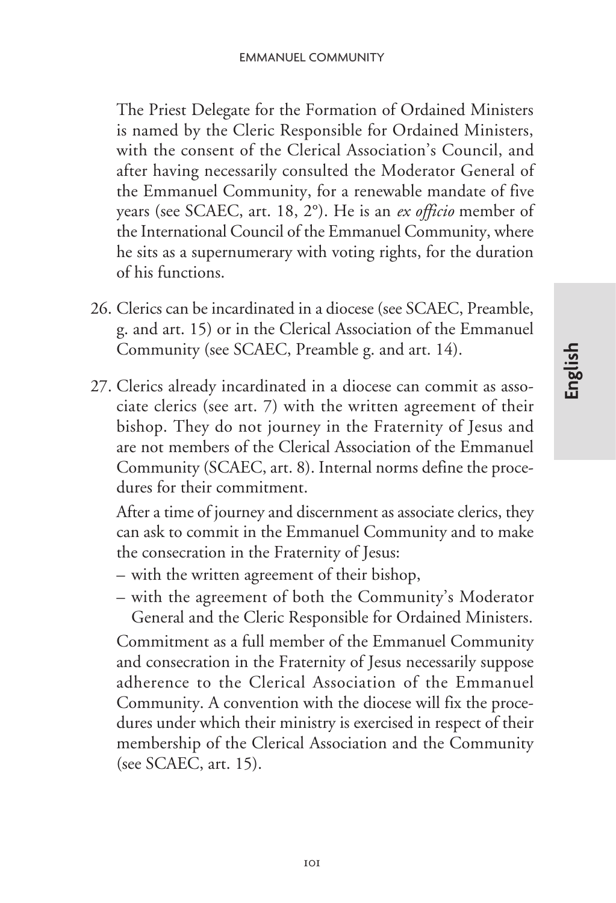The Priest Delegate for the Formation of Ordained Ministers is named by the Cleric Responsible for Ordained Ministers, with the consent of the Clerical Association's Council, and after having necessarily consulted the Moderator General of the Emmanuel Community, for a renewable mandate of five years (see SCAEC, art. 18, 2°). He is an *ex officio* member of the International Council of the Emmanuel Community, where he sits as a supernumerary with voting rights, for the duration of his functions.

26. Clerics can be incardinated in a diocese (see SCAEC, Preamble, g. and art. 15) or in the Clerical Association of the Emmanuel Community (see SCAEC, Preamble g. and art. 14).

27. Clerics already incardinated in a diocese can commit as associate clerics (see art. 7) with the written agreement of their bishop. They do not journey in the Fraternity of Jesus and are not members of the Clerical Association of the Emmanuel Community (SCAEC, art. 8). Internal norms define the procedures for their commitment.

    After a time of journey and discernment as associate clerics, they can ask to commit in the Emmanuel Community and to make the consecration in the Fraternity of Jesus:
    – with the written agreement of their bishop,
    – with the agreement of both the Community's Moderator General and the Cleric Responsible for Ordained Ministers.

    Commitment as a full member of the Emmanuel Community and consecration in the Fraternity of Jesus necessarily suppose adherence to the Clerical Association of the Emmanuel Community. A convention with the diocese will fix the procedures under which their ministry is exercised in respect of their membership of the Clerical Association and the Community (see SCAEC, art. 15).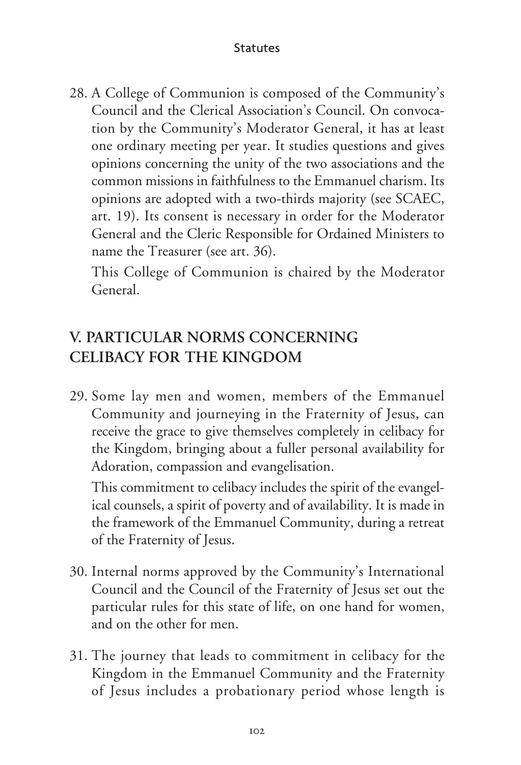28. A College of Communion is composed of the Community's Council and the Clerical Association's Council. On convocation by the Community's Moderator General, it has at least one ordinary meeting per year. It studies questions and gives opinions concerning the unity of the two associations and the common missions in faithfulness to the Emmanuel charism. Its opinions are adopted with a two-thirds majority (see SCAEC, art. 19). Its consent is necessary in order for the Moderator General and the Cleric Responsible for Ordained Ministers to name the Treasurer (see art. 36).

    This College of Communion is chaired by the Moderator General.

## V. PARTICULAR NORMS CONCERNING CELIBACY FOR THE KINGDOM

29. Some lay men and women, members of the Emmanuel Community and journeying in the Fraternity of Jesus, can receive the grace to give themselves completely in celibacy for the Kingdom, bringing about a fuller personal availability for Adoration, compassion and evangelisation.

    This commitment to celibacy includes the spirit of the evangelical counsels, a spirit of poverty and of availability. It is made in the framework of the Emmanuel Community, during a retreat of the Fraternity of Jesus.

30. Internal norms approved by the Community's International Council and the Council of the Fraternity of Jesus set out the particular rules for this state of life, on one hand for women, and on the other for men.

31. The journey that leads to commitment in celibacy for the Kingdom in the Emmanuel Community and the Fraternity of Jesus includes a probationary period whose length is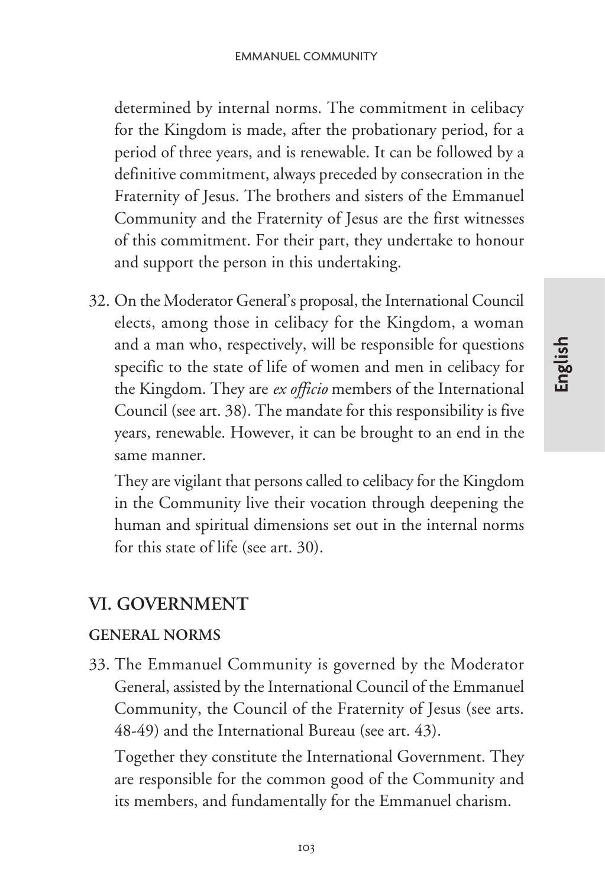determined by internal norms. The commitment in celibacy for the Kingdom is made, after the probationary period, for a period of three years, and is renewable. It can be followed by a definitive commitment, always preceded by consecration in the Fraternity of Jesus. The brothers and sisters of the Emmanuel Community and the Fraternity of Jesus are the first witnesses of this commitment. For their part, they undertake to honour and support the person in this undertaking.

32. On the Moderator General's proposal, the International Council elects, among those in celibacy for the Kingdom, a woman and a man who, respectively, will be responsible for questions specific to the state of life of women and men in celibacy for the Kingdom. They are *ex officio* members of the International Council (see art. 38). The mandate for this responsibility is five years, renewable. However, it can be brought to an end in the same manner.

    They are vigilant that persons called to celibacy for the Kingdom in the Community live their vocation through deepening the human and spiritual dimensions set out in the internal norms for this state of life (see art. 30).

## VI. GOVERNMENT

### GENERAL NORMS

33. The Emmanuel Community is governed by the Moderator General, assisted by the International Council of the Emmanuel Community, the Council of the Fraternity of Jesus (see arts. 48-49) and the International Bureau (see art. 43).

    Together they constitute the International Government. They are responsible for the common good of the Community and its members, and fundamentally for the Emmanuel charism.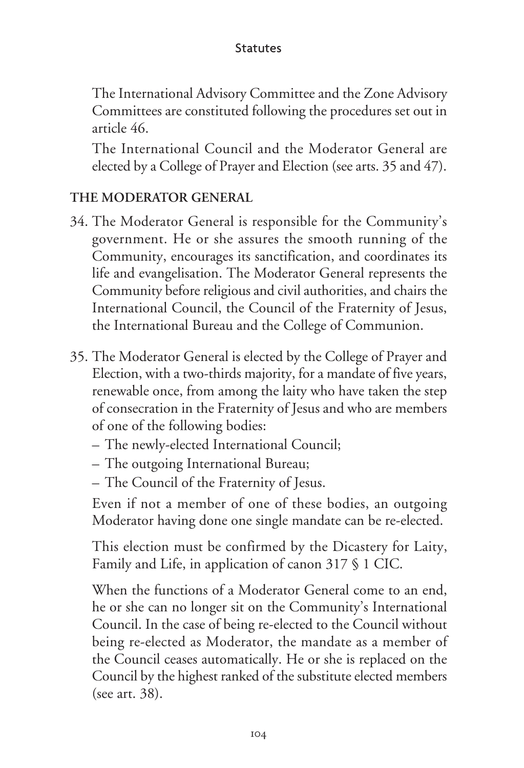The International Advisory Committee and the Zone Advisory Committees are constituted following the procedures set out in article 46.

The International Council and the Moderator General are elected by a College of Prayer and Election (see arts. 35 and 47).

## THE MODERATOR GENERAL

34. The Moderator General is responsible for the Community's government. He or she assures the smooth running of the Community, encourages its sanctification, and coordinates its life and evangelisation. The Moderator General represents the Community before religious and civil authorities, and chairs the International Council, the Council of the Fraternity of Jesus, the International Bureau and the College of Communion.

35. The Moderator General is elected by the College of Prayer and Election, with a two-thirds majority, for a mandate of five years, renewable once, from among the laity who have taken the step of consecration in the Fraternity of Jesus and who are members of one of the following bodies:

    – The newly-elected International Council;
    – The outgoing International Bureau;
    – The Council of the Fraternity of Jesus.

    Even if not a member of one of these bodies, an outgoing Moderator having done one single mandate can be re-elected.

    This election must be confirmed by the Dicastery for Laity, Family and Life, in application of canon 317 § 1 CIC.

    When the functions of a Moderator General come to an end, he or she can no longer sit on the Community's International Council. In the case of being re-elected to the Council without being re-elected as Moderator, the mandate as a member of the Council ceases automatically. He or she is replaced on the Council by the highest ranked of the substitute elected members (see art. 38).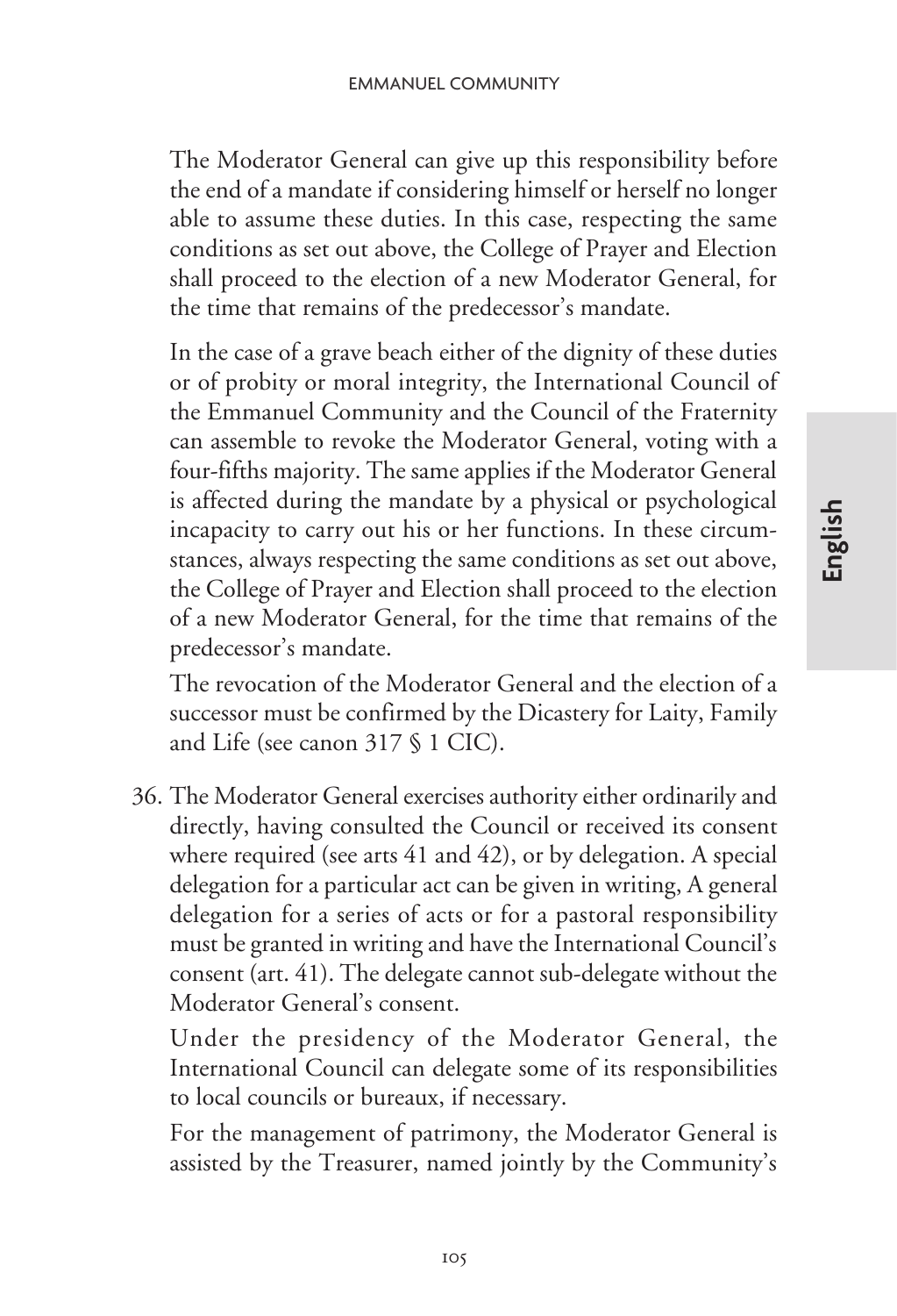The Moderator General can give up this responsibility before the end of a mandate if considering himself or herself no longer able to assume these duties. In this case, respecting the same conditions as set out above, the College of Prayer and Election shall proceed to the election of a new Moderator General, for the time that remains of the predecessor's mandate.

In the case of a grave beach either of the dignity of these duties or of probity or moral integrity, the International Council of the Emmanuel Community and the Council of the Fraternity can assemble to revoke the Moderator General, voting with a four-fifths majority. The same applies if the Moderator General is affected during the mandate by a physical or psychological incapacity to carry out his or her functions. In these circumstances, always respecting the same conditions as set out above, the College of Prayer and Election shall proceed to the election of a new Moderator General, for the time that remains of the predecessor's mandate.

The revocation of the Moderator General and the election of a successor must be confirmed by the Dicastery for Laity, Family and Life (see canon 317 § 1 CIC).

36. The Moderator General exercises authority either ordinarily and directly, having consulted the Council or received its consent where required (see arts 41 and 42), or by delegation. A special delegation for a particular act can be given in writing, A general delegation for a series of acts or for a pastoral responsibility must be granted in writing and have the International Council's consent (art. 41). The delegate cannot sub-delegate without the Moderator General's consent.

    Under the presidency of the Moderator General, the International Council can delegate some of its responsibilities to local councils or bureaux, if necessary.

    For the management of patrimony, the Moderator General is assisted by the Treasurer, named jointly by the Community's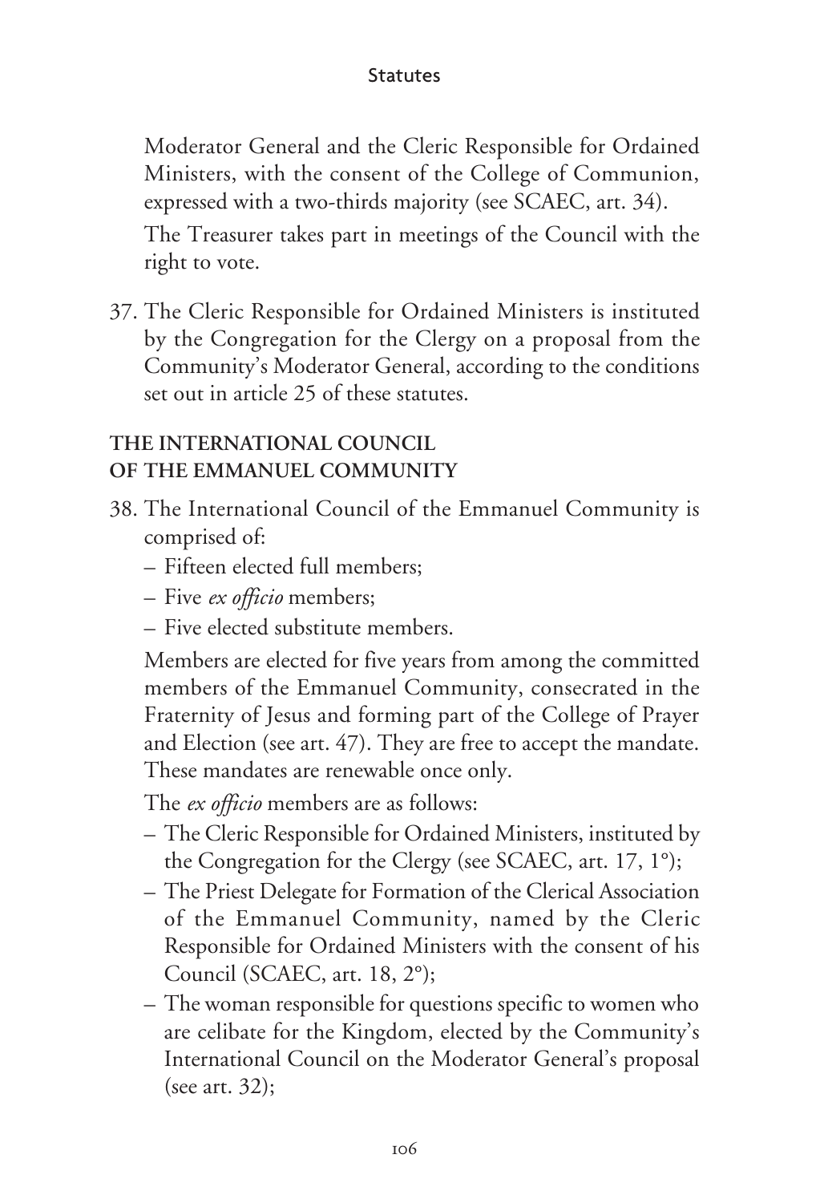Moderator General and the Cleric Responsible for Ordained Ministers, with the consent of the College of Communion, expressed with a two-thirds majority (see SCAEC, art. 34).

The Treasurer takes part in meetings of the Council with the right to vote.

37. The Cleric Responsible for Ordained Ministers is instituted by the Congregation for the Clergy on a proposal from the Community's Moderator General, according to the conditions set out in article 25 of these statutes.

## THE INTERNATIONAL COUNCIL OF THE EMMANUEL COMMUNITY

38. The International Council of the Emmanuel Community is comprised of:
    - Fifteen elected full members;
    - Five *ex officio* members;
    - Five elected substitute members.

    Members are elected for five years from among the committed members of the Emmanuel Community, consecrated in the Fraternity of Jesus and forming part of the College of Prayer and Election (see art. 47). They are free to accept the mandate. These mandates are renewable once only.

    The *ex officio* members are as follows:
    - The Cleric Responsible for Ordained Ministers, instituted by the Congregation for the Clergy (see SCAEC, art. 17, 1°);
    - The Priest Delegate for Formation of the Clerical Association of the Emmanuel Community, named by the Cleric Responsible for Ordained Ministers with the consent of his Council (SCAEC, art. 18, 2°);
    - The woman responsible for questions specific to women who are celibate for the Kingdom, elected by the Community's International Council on the Moderator General's proposal (see art. 32);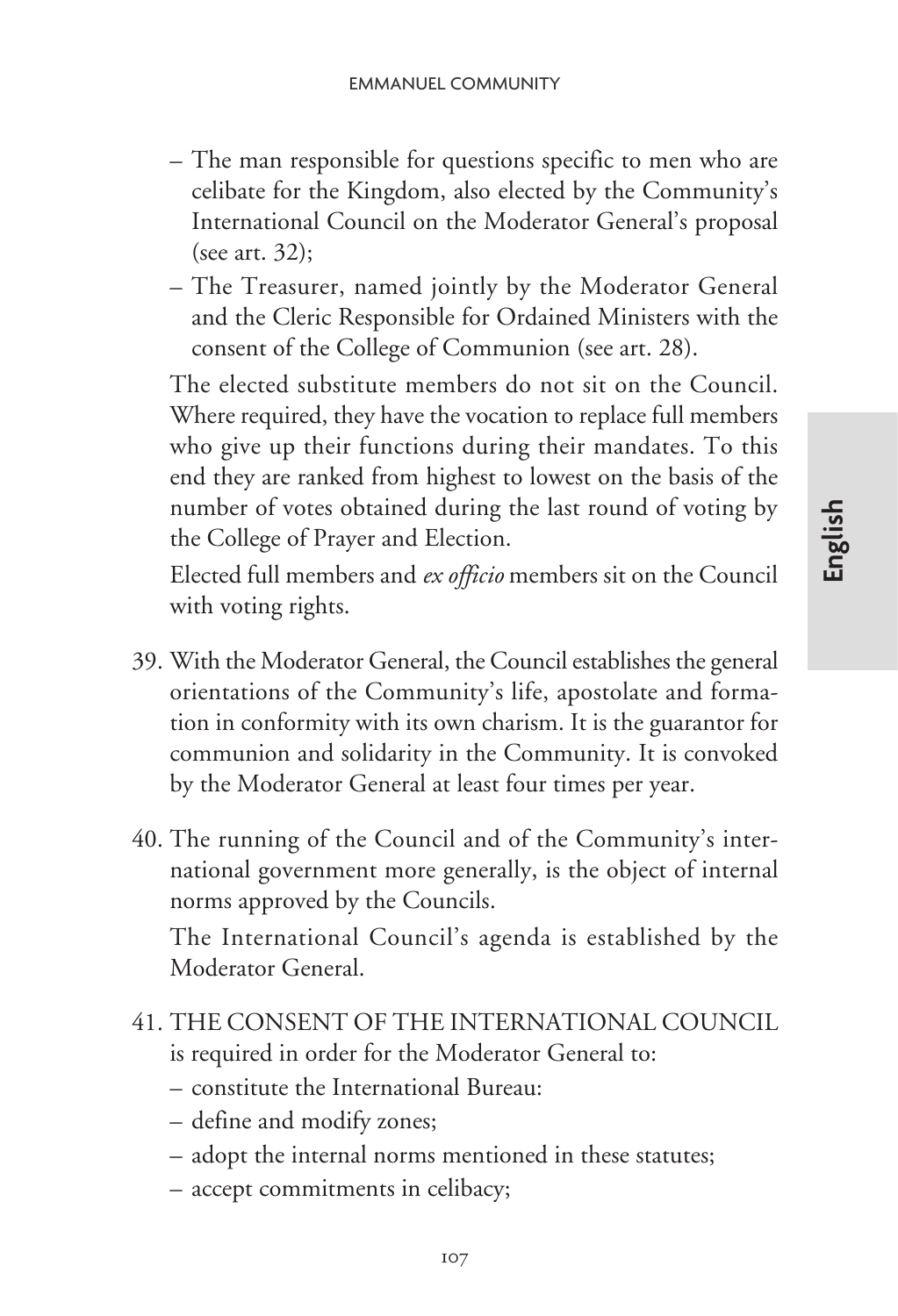– The man responsible for questions specific to men who are celibate for the Kingdom, also elected by the Community's International Council on the Moderator General's proposal (see art. 32);

– The Treasurer, named jointly by the Moderator General and the Cleric Responsible for Ordained Ministers with the consent of the College of Communion (see art. 28).

The elected substitute members do not sit on the Council. Where required, they have the vocation to replace full members who give up their functions during their mandates. To this end they are ranked from highest to lowest on the basis of the number of votes obtained during the last round of voting by the College of Prayer and Election.

Elected full members and *ex officio* members sit on the Council with voting rights.

39. With the Moderator General, the Council establishes the general orientations of the Community's life, apostolate and formation in conformity with its own charism. It is the guarantor for communion and solidarity in the Community. It is convoked by the Moderator General at least four times per year.

40. The running of the Council and of the Community's international government more generally, is the object of internal norms approved by the Councils.

    The International Council's agenda is established by the Moderator General.

41. THE CONSENT OF THE INTERNATIONAL COUNCIL is required in order for the Moderator General to:
    – constitute the International Bureau:
    – define and modify zones;
    – adopt the internal norms mentioned in these statutes;
    – accept commitments in celibacy;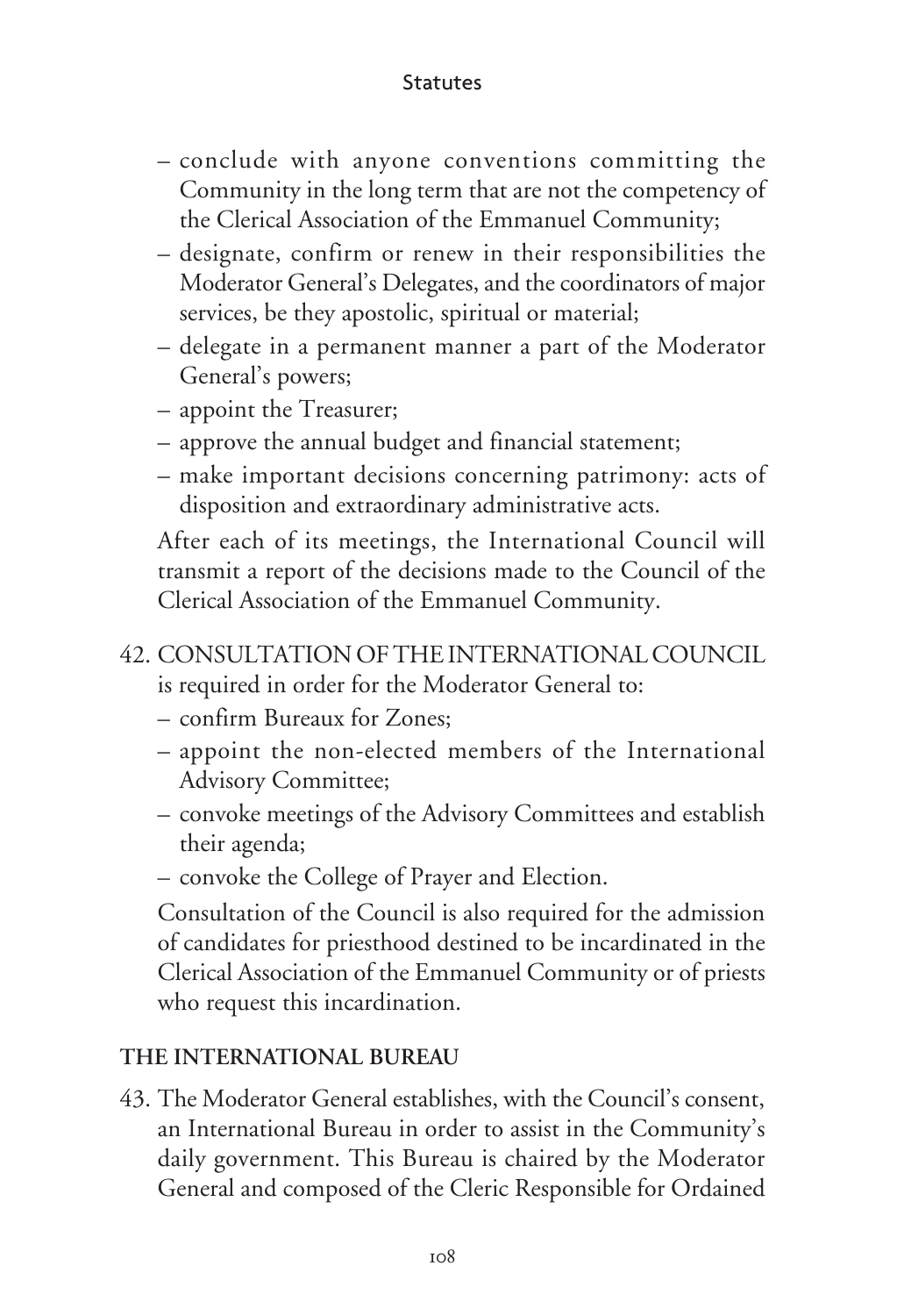– conclude with anyone conventions committing the Community in the long term that are not the competency of the Clerical Association of the Emmanuel Community;
– designate, confirm or renew in their responsibilities the Moderator General's Delegates, and the coordinators of major services, be they apostolic, spiritual or material;
– delegate in a permanent manner a part of the Moderator General's powers;
– appoint the Treasurer;
– approve the annual budget and financial statement;
– make important decisions concerning patrimony: acts of disposition and extraordinary administrative acts.

After each of its meetings, the International Council will transmit a report of the decisions made to the Council of the Clerical Association of the Emmanuel Community.

42. CONSULTATION OF THE INTERNATIONAL COUNCIL is required in order for the Moderator General to:
– confirm Bureaux for Zones;
– appoint the non-elected members of the International Advisory Committee;
– convoke meetings of the Advisory Committees and establish their agenda;
– convoke the College of Prayer and Election.

Consultation of the Council is also required for the admission of candidates for priesthood destined to be incardinated in the Clerical Association of the Emmanuel Community or of priests who request this incardination.

**THE INTERNATIONAL BUREAU**

43. The Moderator General establishes, with the Council's consent, an International Bureau in order to assist in the Community's daily government. This Bureau is chaired by the Moderator General and composed of the Cleric Responsible for Ordained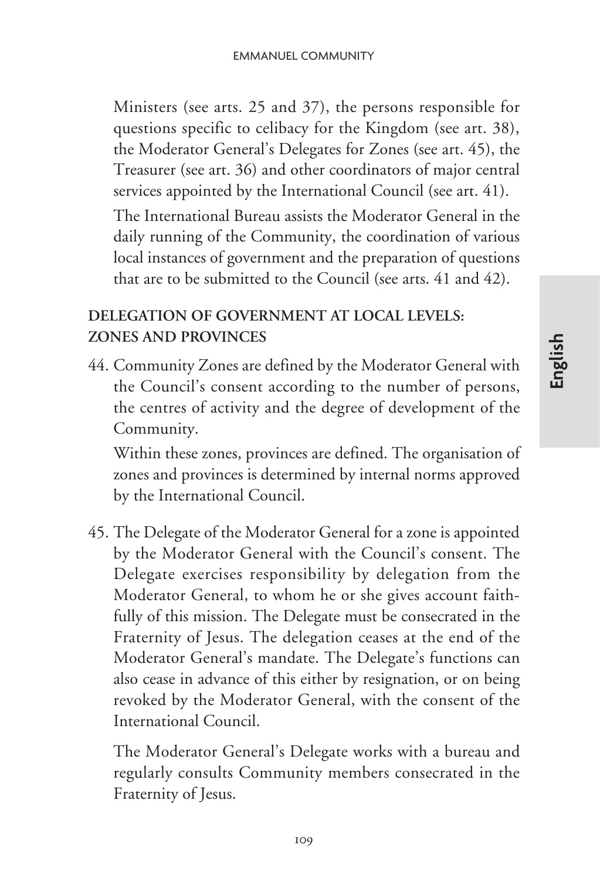Ministers (see arts. 25 and 37), the persons responsible for questions specific to celibacy for the Kingdom (see art. 38), the Moderator General's Delegates for Zones (see art. 45), the Treasurer (see art. 36) and other coordinators of major central services appointed by the International Council (see art. 41).

The International Bureau assists the Moderator General in the daily running of the Community, the coordination of various local instances of government and the preparation of questions that are to be submitted to the Council (see arts. 41 and 42).

## DELEGATION OF GOVERNMENT AT LOCAL LEVELS: ZONES AND PROVINCES

44. Community Zones are defined by the Moderator General with the Council's consent according to the number of persons, the centres of activity and the degree of development of the Community.

    Within these zones, provinces are defined. The organisation of zones and provinces is determined by internal norms approved by the International Council.

45. The Delegate of the Moderator General for a zone is appointed by the Moderator General with the Council's consent. The Delegate exercises responsibility by delegation from the Moderator General, to whom he or she gives account faithfully of this mission. The Delegate must be consecrated in the Fraternity of Jesus. The delegation ceases at the end of the Moderator General's mandate. The Delegate's functions can also cease in advance of this either by resignation, or on being revoked by the Moderator General, with the consent of the International Council.

    The Moderator General's Delegate works with a bureau and regularly consults Community members consecrated in the Fraternity of Jesus.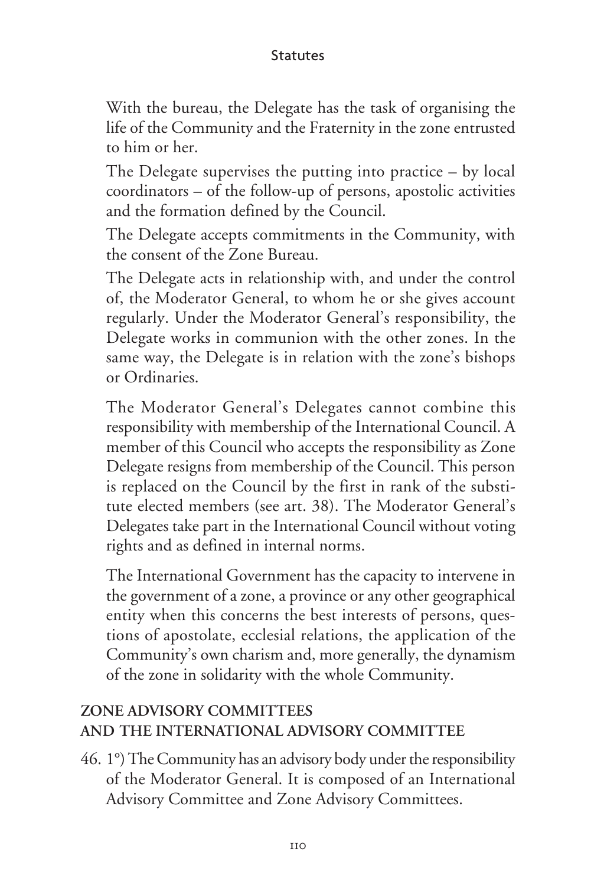With the bureau, the Delegate has the task of organising the life of the Community and the Fraternity in the zone entrusted to him or her.

The Delegate supervises the putting into practice – by local coordinators – of the follow-up of persons, apostolic activities and the formation defined by the Council.

The Delegate accepts commitments in the Community, with the consent of the Zone Bureau.

The Delegate acts in relationship with, and under the control of, the Moderator General, to whom he or she gives account regularly. Under the Moderator General's responsibility, the Delegate works in communion with the other zones. In the same way, the Delegate is in relation with the zone's bishops or Ordinaries.

The Moderator General's Delegates cannot combine this responsibility with membership of the International Council. A member of this Council who accepts the responsibility as Zone Delegate resigns from membership of the Council. This person is replaced on the Council by the first in rank of the substitute elected members (see art. 38). The Moderator General's Delegates take part in the International Council without voting rights and as defined in internal norms.

The International Government has the capacity to intervene in the government of a zone, a province or any other geographical entity when this concerns the best interests of persons, questions of apostolate, ecclesial relations, the application of the Community's own charism and, more generally, the dynamism of the zone in solidarity with the whole Community.

## ZONE ADVISORY COMMITTEES AND THE INTERNATIONAL ADVISORY COMMITTEE

46. 1°) The Community has an advisory body under the responsibility of the Moderator General. It is composed of an International Advisory Committee and Zone Advisory Committees.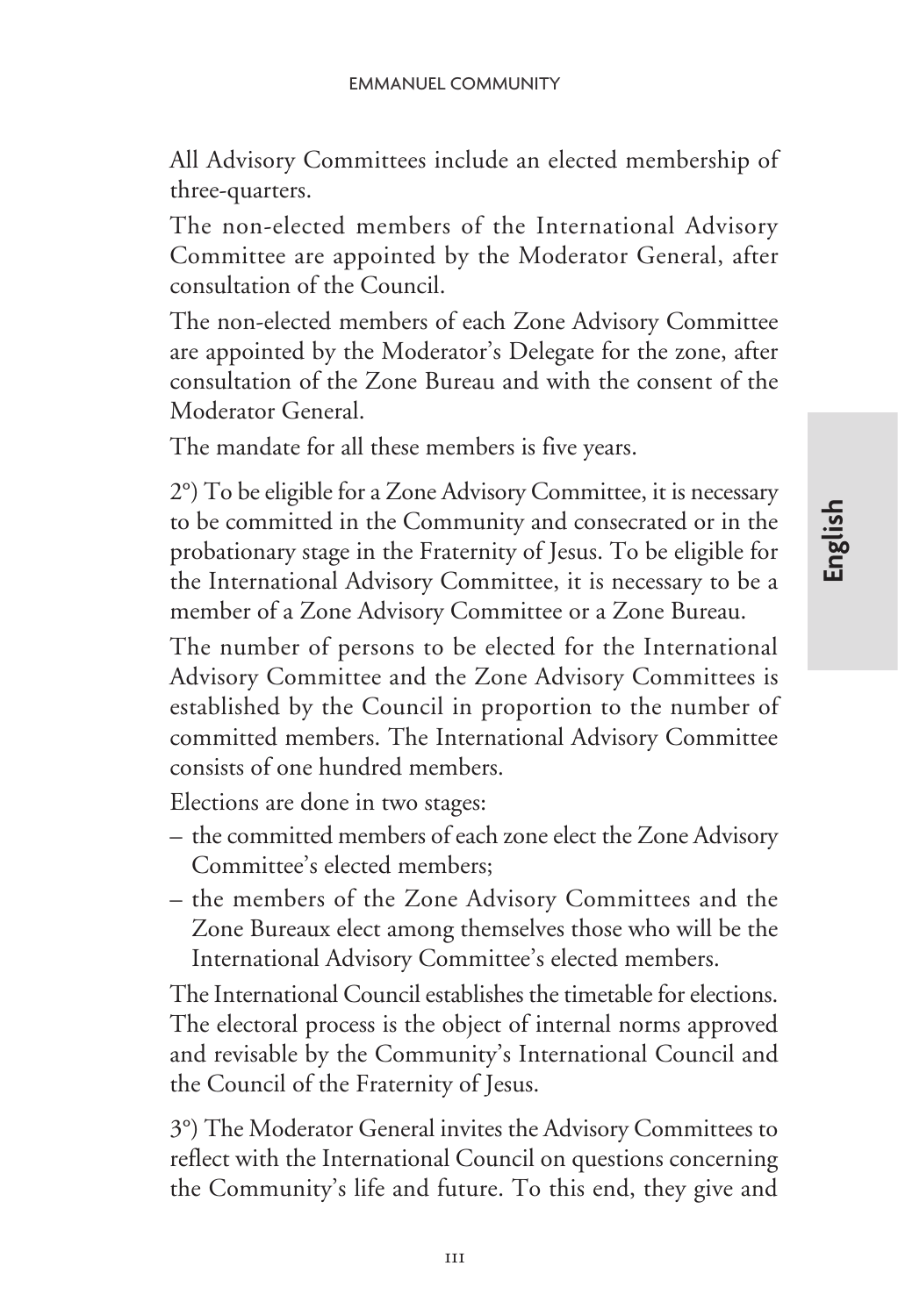All Advisory Committees include an elected membership of three-quarters.

The non-elected members of the International Advisory Committee are appointed by the Moderator General, after consultation of the Council.

The non-elected members of each Zone Advisory Committee are appointed by the Moderator's Delegate for the zone, after consultation of the Zone Bureau and with the consent of the Moderator General.

The mandate for all these members is five years.

2°) To be eligible for a Zone Advisory Committee, it is necessary to be committed in the Community and consecrated or in the probationary stage in the Fraternity of Jesus. To be eligible for the International Advisory Committee, it is necessary to be a member of a Zone Advisory Committee or a Zone Bureau.

The number of persons to be elected for the International Advisory Committee and the Zone Advisory Committees is established by the Council in proportion to the number of committed members. The International Advisory Committee consists of one hundred members.

Elections are done in two stages:

– the committed members of each zone elect the Zone Advisory Committee's elected members;
– the members of the Zone Advisory Committees and the Zone Bureaux elect among themselves those who will be the International Advisory Committee's elected members.

The International Council establishes the timetable for elections. The electoral process is the object of internal norms approved and revisable by the Community's International Council and the Council of the Fraternity of Jesus.

3°) The Moderator General invites the Advisory Committees to reflect with the International Council on questions concerning the Community's life and future. To this end, they give and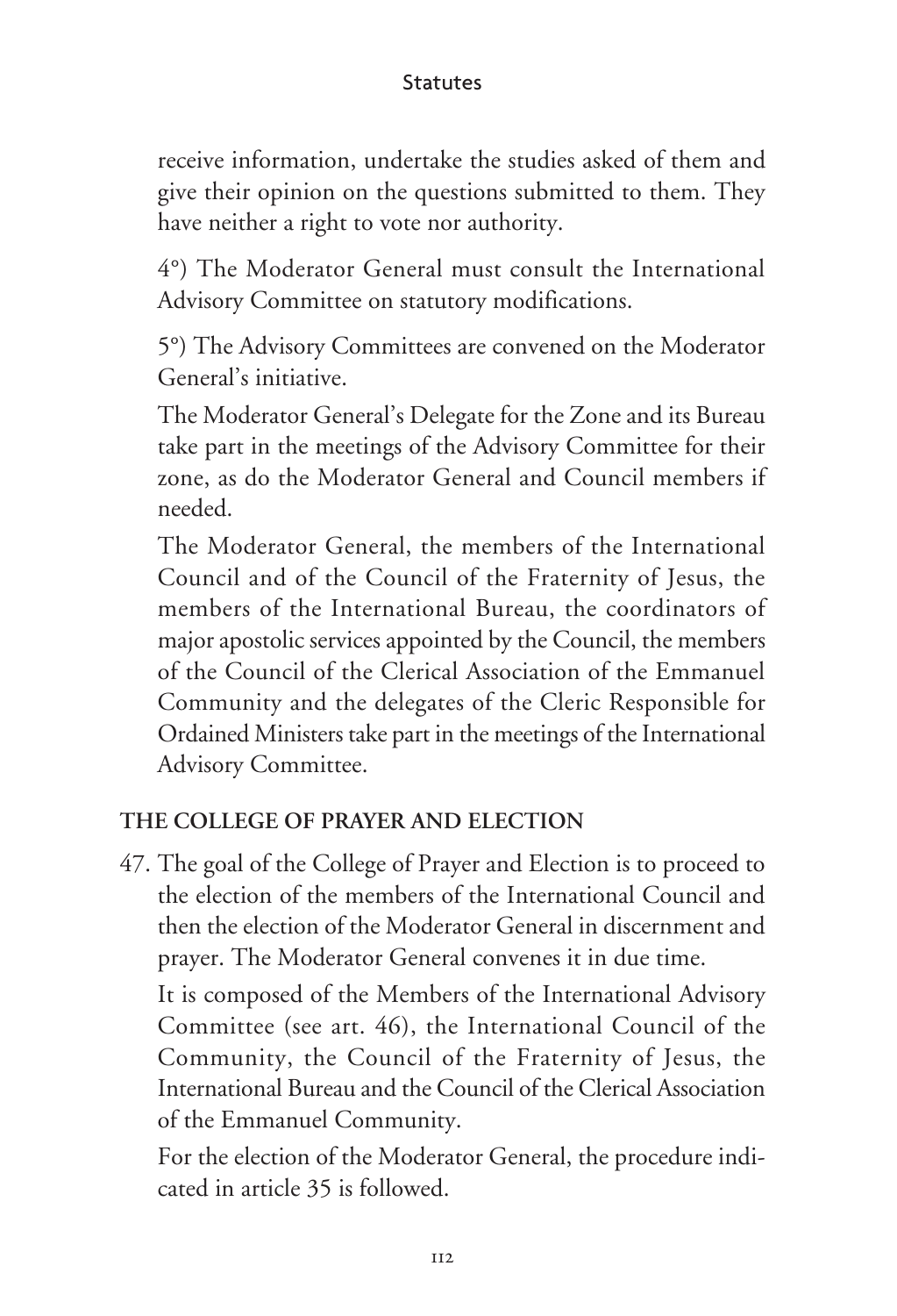receive information, undertake the studies asked of them and give their opinion on the questions submitted to them. They have neither a right to vote nor authority.

4°) The Moderator General must consult the International Advisory Committee on statutory modifications.

5°) The Advisory Committees are convened on the Moderator General's initiative.

The Moderator General's Delegate for the Zone and its Bureau take part in the meetings of the Advisory Committee for their zone, as do the Moderator General and Council members if needed.

The Moderator General, the members of the International Council and of the Council of the Fraternity of Jesus, the members of the International Bureau, the coordinators of major apostolic services appointed by the Council, the members of the Council of the Clerical Association of the Emmanuel Community and the delegates of the Cleric Responsible for Ordained Ministers take part in the meetings of the International Advisory Committee.

### THE COLLEGE OF PRAYER AND ELECTION

47. The goal of the College of Prayer and Election is to proceed to the election of the members of the International Council and then the election of the Moderator General in discernment and prayer. The Moderator General convenes it in due time.

    It is composed of the Members of the International Advisory Committee (see art. 46), the International Council of the Community, the Council of the Fraternity of Jesus, the International Bureau and the Council of the Clerical Association of the Emmanuel Community.

    For the election of the Moderator General, the procedure indicated in article 35 is followed.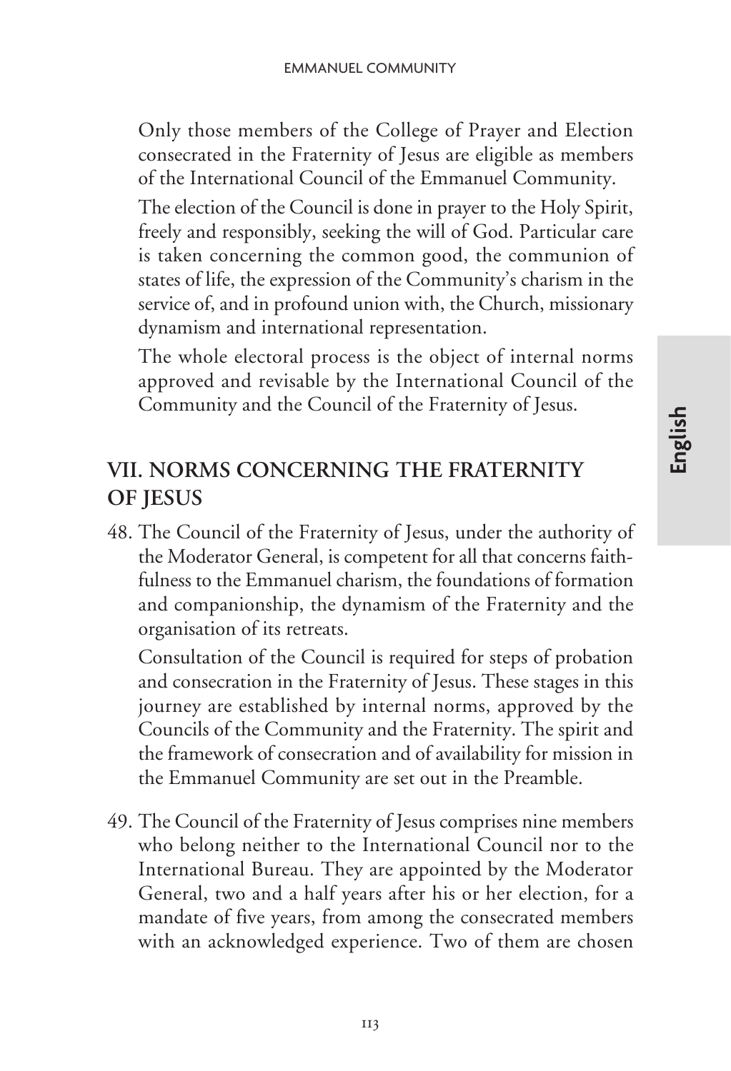Only those members of the College of Prayer and Election consecrated in the Fraternity of Jesus are eligible as members of the International Council of the Emmanuel Community.

The election of the Council is done in prayer to the Holy Spirit, freely and responsibly, seeking the will of God. Particular care is taken concerning the common good, the communion of states of life, the expression of the Community's charism in the service of, and in profound union with, the Church, missionary dynamism and international representation.

The whole electoral process is the object of internal norms approved and revisable by the International Council of the Community and the Council of the Fraternity of Jesus.

## VII. NORMS CONCERNING THE FRATERNITY OF JESUS

48. The Council of the Fraternity of Jesus, under the authority of the Moderator General, is competent for all that concerns faithfulness to the Emmanuel charism, the foundations of formation and companionship, the dynamism of the Fraternity and the organisation of its retreats.

    Consultation of the Council is required for steps of probation and consecration in the Fraternity of Jesus. These stages in this journey are established by internal norms, approved by the Councils of the Community and the Fraternity. The spirit and the framework of consecration and of availability for mission in the Emmanuel Community are set out in the Preamble.

49. The Council of the Fraternity of Jesus comprises nine members who belong neither to the International Council nor to the International Bureau. They are appointed by the Moderator General, two and a half years after his or her election, for a mandate of five years, from among the consecrated members with an acknowledged experience. Two of them are chosen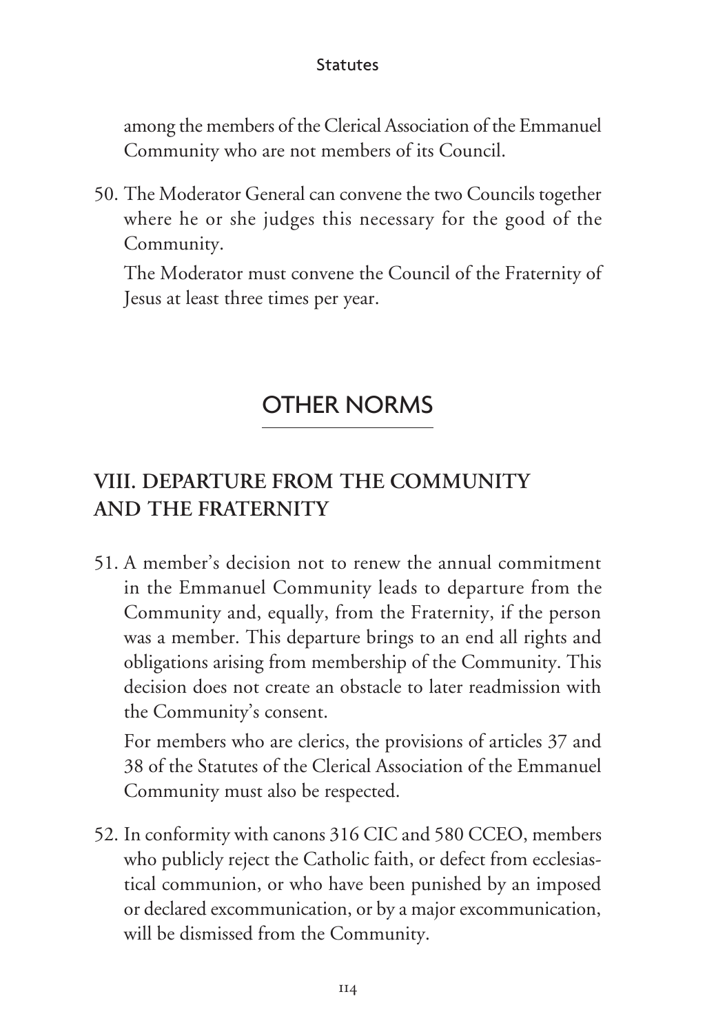among the members of the Clerical Association of the Emmanuel Community who are not members of its Council.

50. The Moderator General can convene the two Councils together where he or she judges this necessary for the good of the Community.

    The Moderator must convene the Council of the Fraternity of Jesus at least three times per year.

# OTHER NORMS

## VIII. DEPARTURE FROM THE COMMUNITY AND THE FRATERNITY

51. A member's decision not to renew the annual commitment in the Emmanuel Community leads to departure from the Community and, equally, from the Fraternity, if the person was a member. This departure brings to an end all rights and obligations arising from membership of the Community. This decision does not create an obstacle to later readmission with the Community's consent.

    For members who are clerics, the provisions of articles 37 and 38 of the Statutes of the Clerical Association of the Emmanuel Community must also be respected.

52. In conformity with canons 316 CIC and 580 CCEO, members who publicly reject the Catholic faith, or defect from ecclesiastical communion, or who have been punished by an imposed or declared excommunication, or by a major excommunication, will be dismissed from the Community.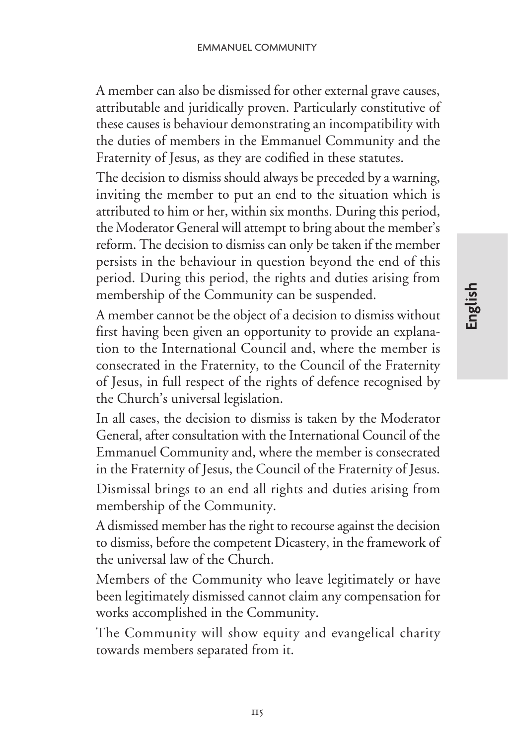A member can also be dismissed for other external grave causes, attributable and juridically proven. Particularly constitutive of these causes is behaviour demonstrating an incompatibility with the duties of members in the Emmanuel Community and the Fraternity of Jesus, as they are codified in these statutes.

The decision to dismiss should always be preceded by a warning, inviting the member to put an end to the situation which is attributed to him or her, within six months. During this period, the Moderator General will attempt to bring about the member's reform. The decision to dismiss can only be taken if the member persists in the behaviour in question beyond the end of this period. During this period, the rights and duties arising from membership of the Community can be suspended.

A member cannot be the object of a decision to dismiss without first having been given an opportunity to provide an explanation to the International Council and, where the member is consecrated in the Fraternity, to the Council of the Fraternity of Jesus, in full respect of the rights of defence recognised by the Church's universal legislation.

In all cases, the decision to dismiss is taken by the Moderator General, after consultation with the International Council of the Emmanuel Community and, where the member is consecrated in the Fraternity of Jesus, the Council of the Fraternity of Jesus.

Dismissal brings to an end all rights and duties arising from membership of the Community.

A dismissed member has the right to recourse against the decision to dismiss, before the competent Dicastery, in the framework of the universal law of the Church.

Members of the Community who leave legitimately or have been legitimately dismissed cannot claim any compensation for works accomplished in the Community.

The Community will show equity and evangelical charity towards members separated from it.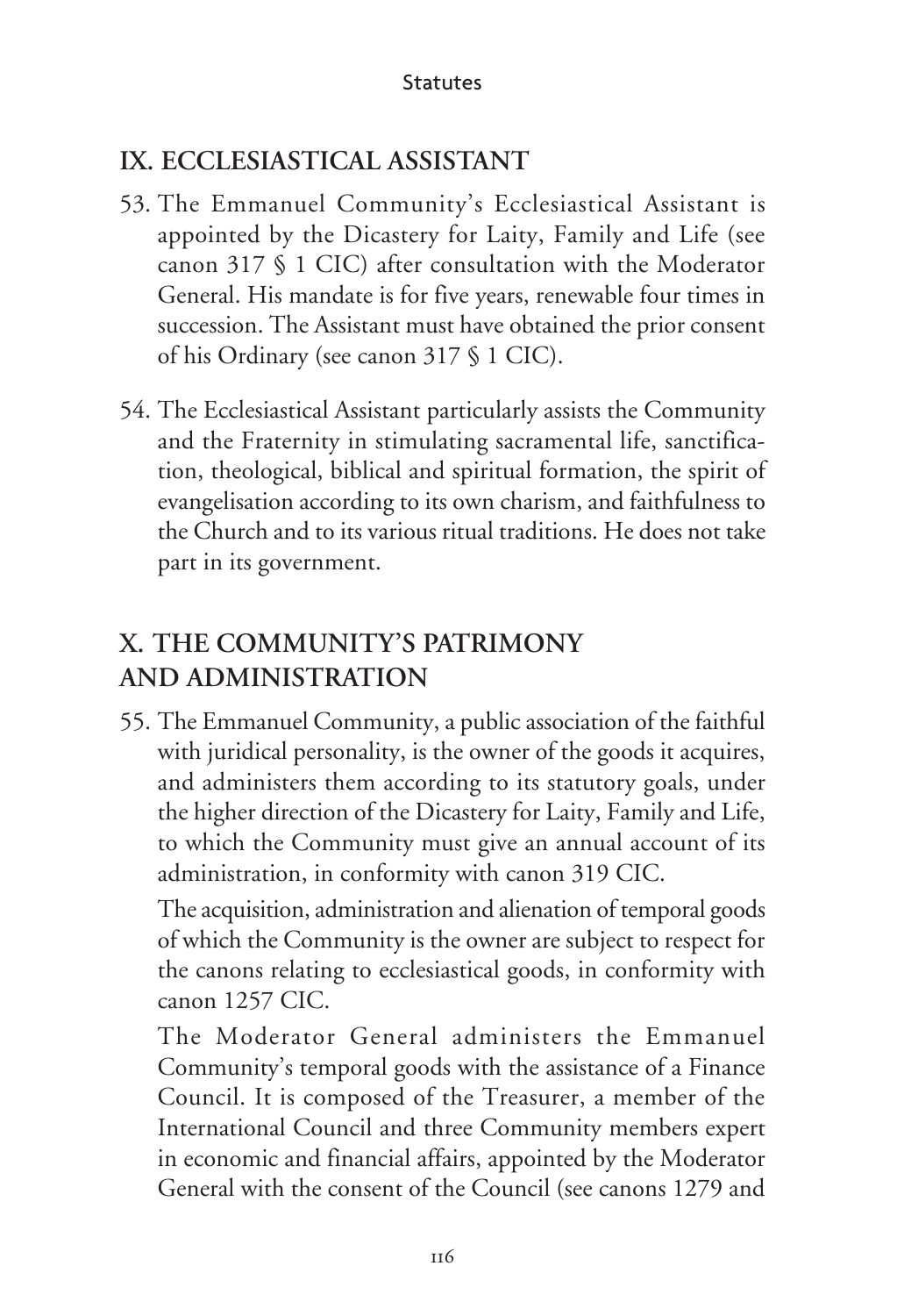## IX. ECCLESIASTICAL ASSISTANT

53. The Emmanuel Community's Ecclesiastical Assistant is appointed by the Dicastery for Laity, Family and Life (see canon 317 § 1 CIC) after consultation with the Moderator General. His mandate is for five years, renewable four times in succession. The Assistant must have obtained the prior consent of his Ordinary (see canon 317 § 1 CIC).

54. The Ecclesiastical Assistant particularly assists the Community and the Fraternity in stimulating sacramental life, sanctification, theological, biblical and spiritual formation, the spirit of evangelisation according to its own charism, and faithfulness to the Church and to its various ritual traditions. He does not take part in its government.

## X. THE COMMUNITY'S PATRIMONY AND ADMINISTRATION

55. The Emmanuel Community, a public association of the faithful with juridical personality, is the owner of the goods it acquires, and administers them according to its statutory goals, under the higher direction of the Dicastery for Laity, Family and Life, to which the Community must give an annual account of its administration, in conformity with canon 319 CIC.

    The acquisition, administration and alienation of temporal goods of which the Community is the owner are subject to respect for the canons relating to ecclesiastical goods, in conformity with canon 1257 CIC.

    The Moderator General administers the Emmanuel Community's temporal goods with the assistance of a Finance Council. It is composed of the Treasurer, a member of the International Council and three Community members expert in economic and financial affairs, appointed by the Moderator General with the consent of the Council (see canons 1279 and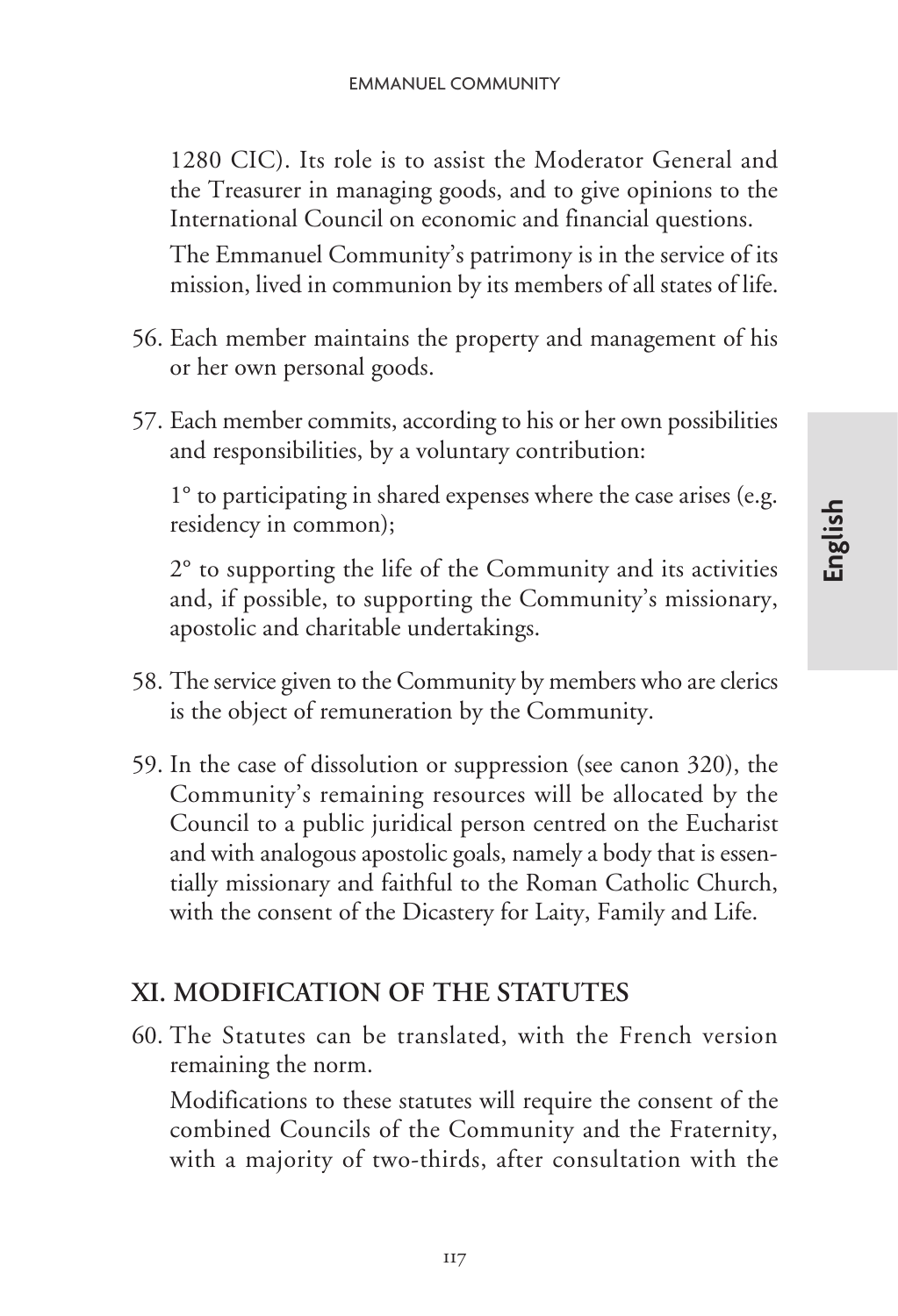1280 CIC). Its role is to assist the Moderator General and the Treasurer in managing goods, and to give opinions to the International Council on economic and financial questions.

The Emmanuel Community's patrimony is in the service of its mission, lived in communion by its members of all states of life.

56. Each member maintains the property and management of his or her own personal goods.

57. Each member commits, according to his or her own possibilities and responsibilities, by a voluntary contribution:

    1° to participating in shared expenses where the case arises (e.g. residency in common);

    2° to supporting the life of the Community and its activities and, if possible, to supporting the Community's missionary, apostolic and charitable undertakings.

58. The service given to the Community by members who are clerics is the object of remuneration by the Community.

59. In the case of dissolution or suppression (see canon 320), the Community's remaining resources will be allocated by the Council to a public juridical person centred on the Eucharist and with analogous apostolic goals, namely a body that is essentially missionary and faithful to the Roman Catholic Church, with the consent of the Dicastery for Laity, Family and Life.

## XI. MODIFICATION OF THE STATUTES

60. The Statutes can be translated, with the French version remaining the norm.

    Modifications to these statutes will require the consent of the combined Councils of the Community and the Fraternity, with a majority of two-thirds, after consultation with the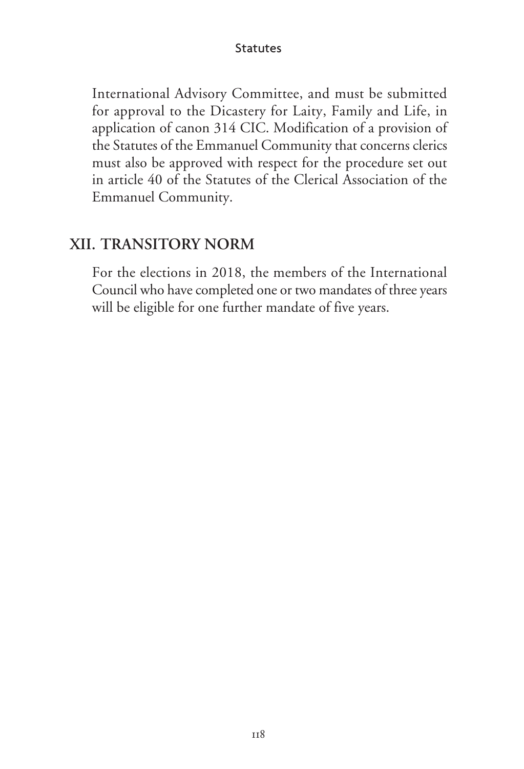International Advisory Committee, and must be submitted for approval to the Dicastery for Laity, Family and Life, in application of canon 314 CIC. Modification of a provision of the Statutes of the Emmanuel Community that concerns clerics must also be approved with respect for the procedure set out in article 40 of the Statutes of the Clerical Association of the Emmanuel Community.

## XII. TRANSITORY NORM

For the elections in 2018, the members of the International Council who have completed one or two mandates of three years will be eligible for one further mandate of five years.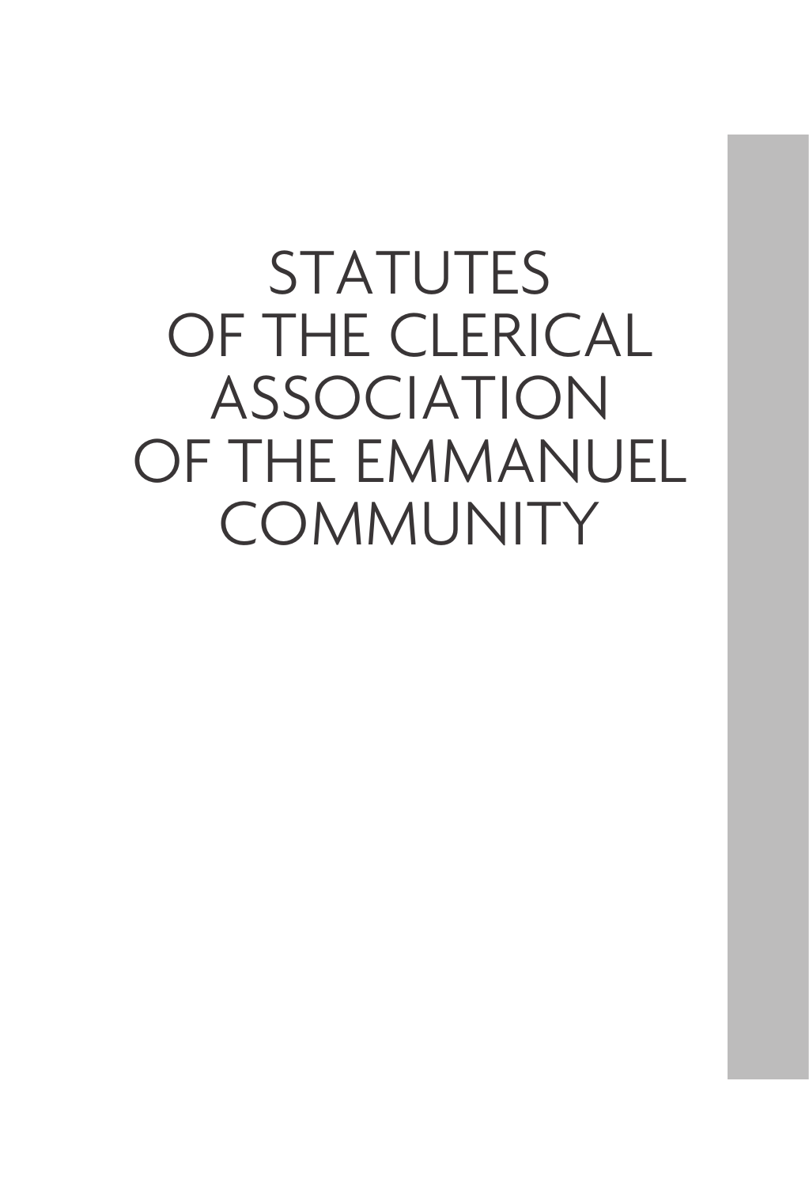# STATUTES OF THE CLERICAL ASSOCIATION OF THE EMMANUEL COMMUNITY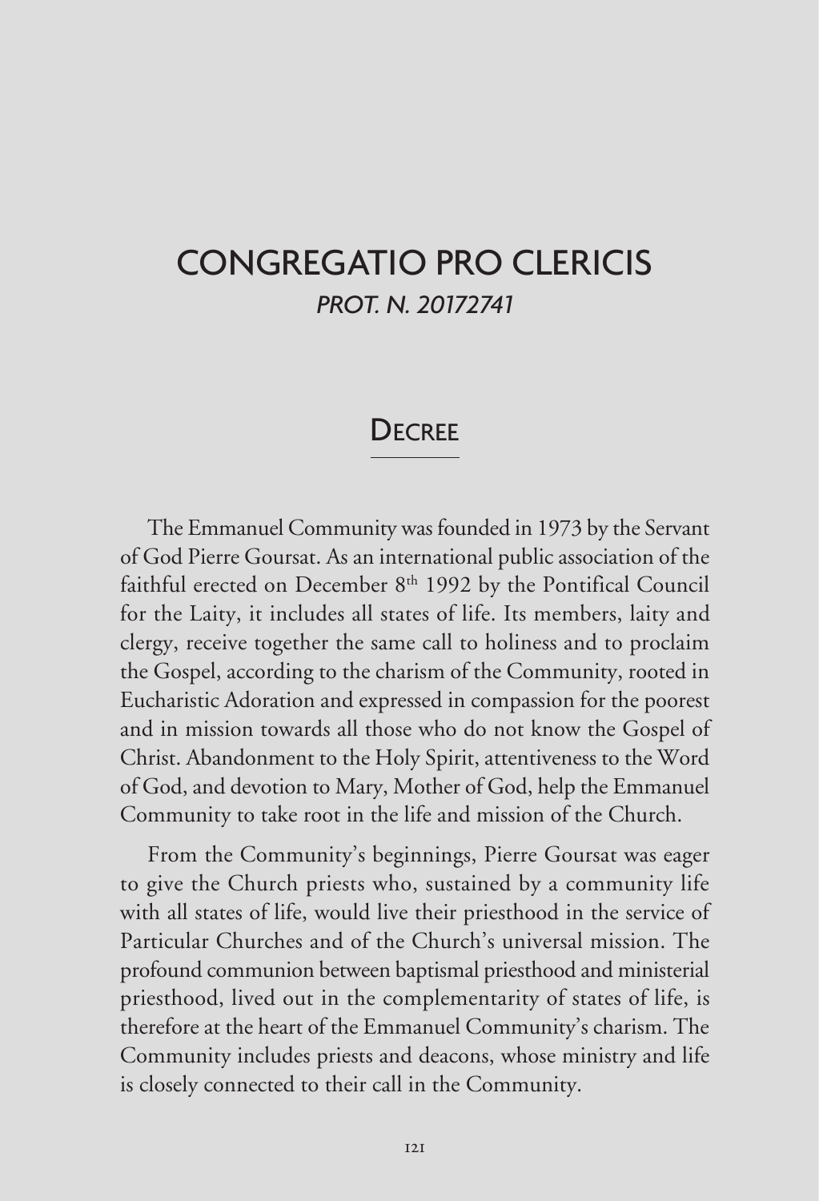# CONGREGATIO PRO CLERICIS

*PROT. N. 20172741*

## Decree

The Emmanuel Community was founded in 1973 by the Servant of God Pierre Goursat. As an international public association of the faithful erected on December 8th 1992 by the Pontifical Council for the Laity, it includes all states of life. Its members, laity and clergy, receive together the same call to holiness and to proclaim the Gospel, according to the charism of the Community, rooted in Eucharistic Adoration and expressed in compassion for the poorest and in mission towards all those who do not know the Gospel of Christ. Abandonment to the Holy Spirit, attentiveness to the Word of God, and devotion to Mary, Mother of God, help the Emmanuel Community to take root in the life and mission of the Church.

From the Community's beginnings, Pierre Goursat was eager to give the Church priests who, sustained by a community life with all states of life, would live their priesthood in the service of Particular Churches and of the Church's universal mission. The profound communion between baptismal priesthood and ministerial priesthood, lived out in the complementarity of states of life, is therefore at the heart of the Emmanuel Community's charism. The Community includes priests and deacons, whose ministry and life is closely connected to their call in the Community.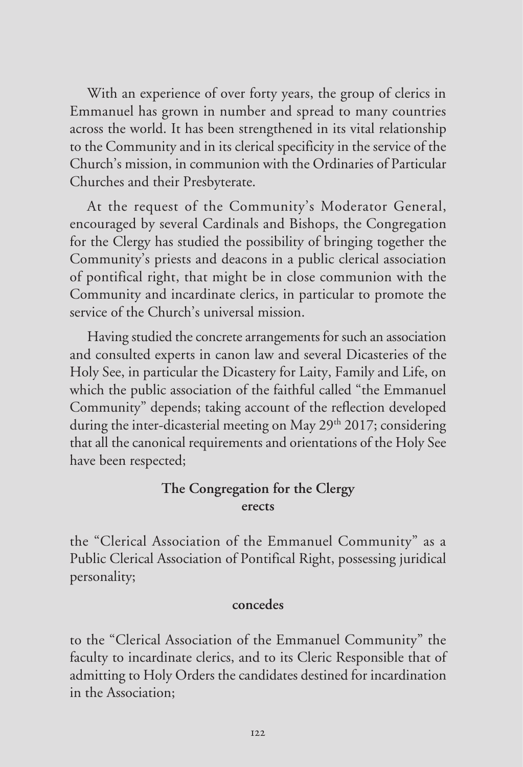With an experience of over forty years, the group of clerics in Emmanuel has grown in number and spread to many countries across the world. It has been strengthened in its vital relationship to the Community and in its clerical specificity in the service of the Church's mission, in communion with the Ordinaries of Particular Churches and their Presbyterate.

At the request of the Community's Moderator General, encouraged by several Cardinals and Bishops, the Congregation for the Clergy has studied the possibility of bringing together the Community's priests and deacons in a public clerical association of pontifical right, that might be in close communion with the Community and incardinate clerics, in particular to promote the service of the Church's universal mission.

Having studied the concrete arrangements for such an association and consulted experts in canon law and several Dicasteries of the Holy See, in particular the Dicastery for Laity, Family and Life, on which the public association of the faithful called "the Emmanuel Community" depends; taking account of the reflection developed during the inter-dicasterial meeting on May 29th 2017; considering that all the canonical requirements and orientations of the Holy See have been respected;

**The Congregation for the Clergy**
**erects**

the "Clerical Association of the Emmanuel Community" as a Public Clerical Association of Pontifical Right, possessing juridical personality;

**concedes**

to the "Clerical Association of the Emmanuel Community" the faculty to incardinate clerics, and to its Cleric Responsible that of admitting to Holy Orders the candidates destined for incardination in the Association;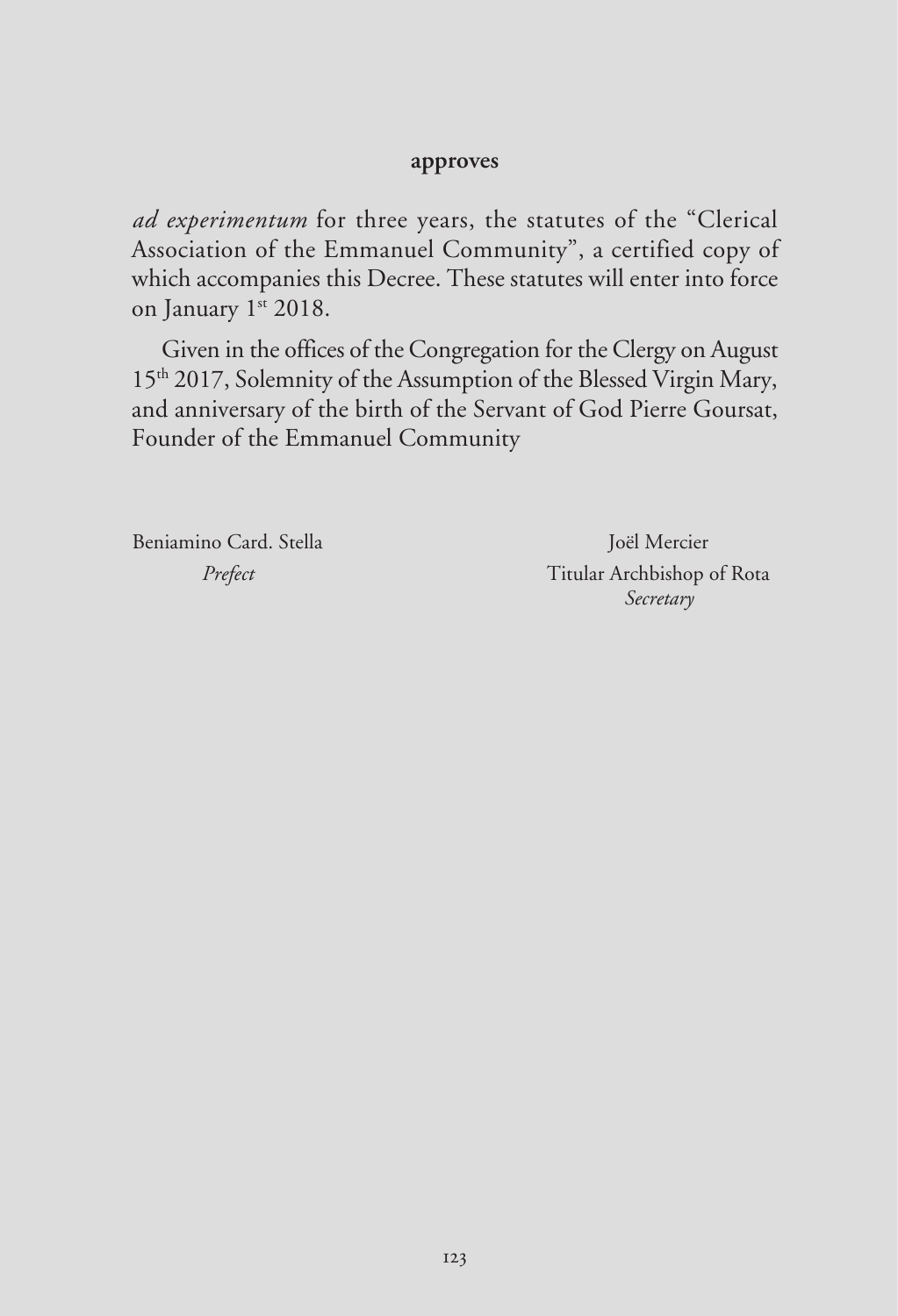**approves**

*ad experimentum* for three years, the statutes of the "Clerical Association of the Emmanuel Community", a certified copy of which accompanies this Decree. These statutes will enter into force on January 1st 2018.

Given in the offices of the Congregation for the Clergy on August 15th 2017, Solemnity of the Assumption of the Blessed Virgin Mary, and anniversary of the birth of the Servant of God Pierre Goursat, Founder of the Emmanuel Community

Beniamino Card. Stella
*Prefect*

Joël Mercier
Titular Archbishop of Rota
*Secretary*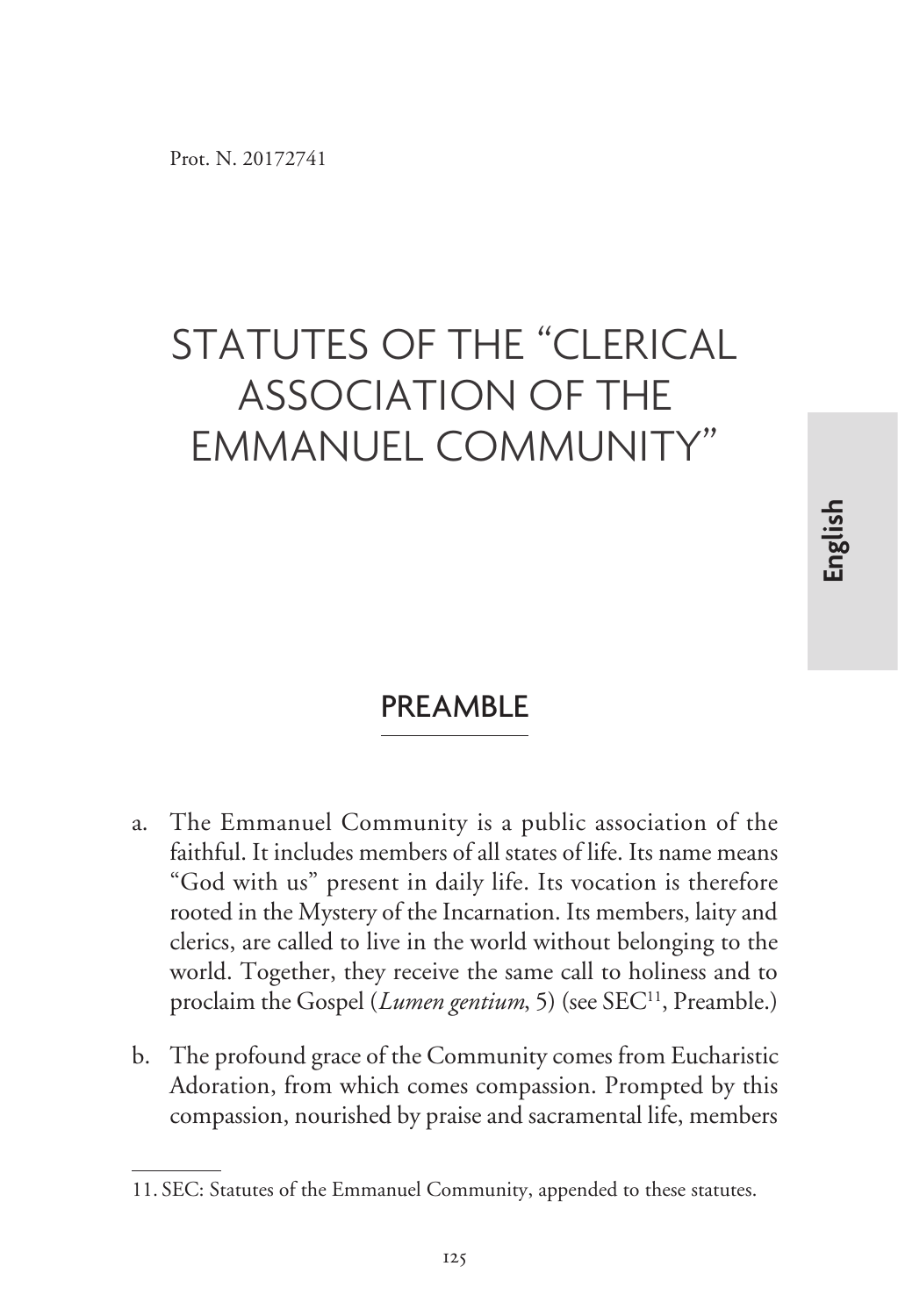Prot. N. 20172741

# STATUTES OF THE "CLERICAL ASSOCIATION OF THE EMMANUEL COMMUNITY"

## PREAMBLE

a. The Emmanuel Community is a public association of the faithful. It includes members of all states of life. Its name means "God with us" present in daily life. Its vocation is therefore rooted in the Mystery of the Incarnation. Its members, laity and clerics, are called to live in the world without belonging to the world. Together, they receive the same call to holiness and to proclaim the Gospel (*Lumen gentium*, 5) (see SEC[11], Preamble.)

b. The profound grace of the Community comes from Eucharistic Adoration, from which comes compassion. Prompted by this compassion, nourished by praise and sacramental life, members

11. SEC: Statutes of the Emmanuel Community, appended to these statutes.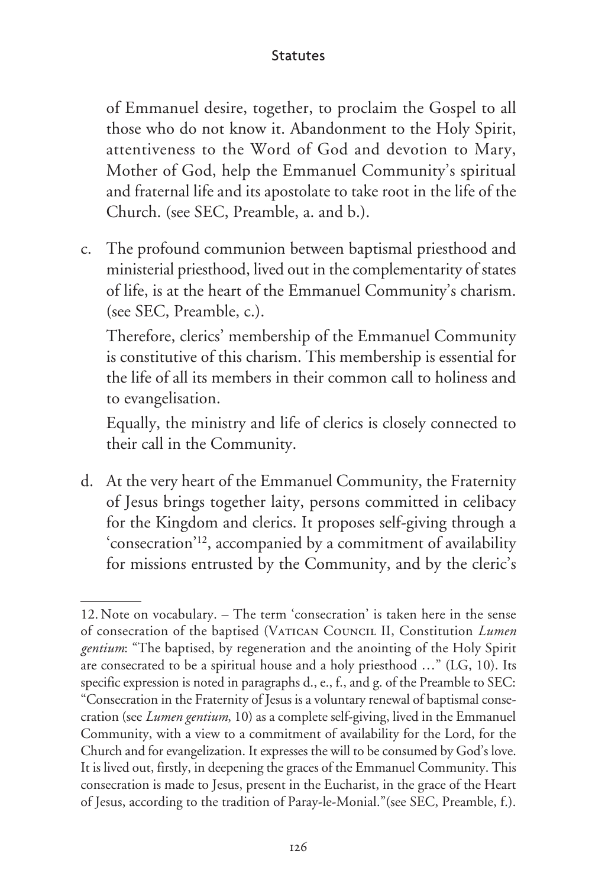of Emmanuel desire, together, to proclaim the Gospel to all those who do not know it. Abandonment to the Holy Spirit, attentiveness to the Word of God and devotion to Mary, Mother of God, help the Emmanuel Community's spiritual and fraternal life and its apostolate to take root in the life of the Church. (see SEC, Preamble, a. and b.).

c. The profound communion between baptismal priesthood and ministerial priesthood, lived out in the complementarity of states of life, is at the heart of the Emmanuel Community's charism. (see SEC, Preamble, c.).

   Therefore, clerics' membership of the Emmanuel Community is constitutive of this charism. This membership is essential for the life of all its members in their common call to holiness and to evangelisation.

   Equally, the ministry and life of clerics is closely connected to their call in the Community.

d. At the very heart of the Emmanuel Community, the Fraternity of Jesus brings together laity, persons committed in celibacy for the Kingdom and clerics. It proposes self-giving through a 'consecration'[12], accompanied by a commitment of availability for missions entrusted by the Community, and by the cleric's

---

12. Note on vocabulary. – The term 'consecration' is taken here in the sense of consecration of the baptised (Vatican Council II, Constitution *Lumen gentium*: "The baptised, by regeneration and the anointing of the Holy Spirit are consecrated to be a spiritual house and a holy priesthood …" (LG, 10). Its specific expression is noted in paragraphs d., e., f., and g. of the Preamble to SEC: "Consecration in the Fraternity of Jesus is a voluntary renewal of baptismal consecration (see *Lumen gentium*, 10) as a complete self-giving, lived in the Emmanuel Community, with a view to a commitment of availability for the Lord, for the Church and for evangelization. It expresses the will to be consumed by God's love. It is lived out, firstly, in deepening the graces of the Emmanuel Community. This consecration is made to Jesus, present in the Eucharist, in the grace of the Heart of Jesus, according to the tradition of Paray-le-Monial."(see SEC, Preamble, f.).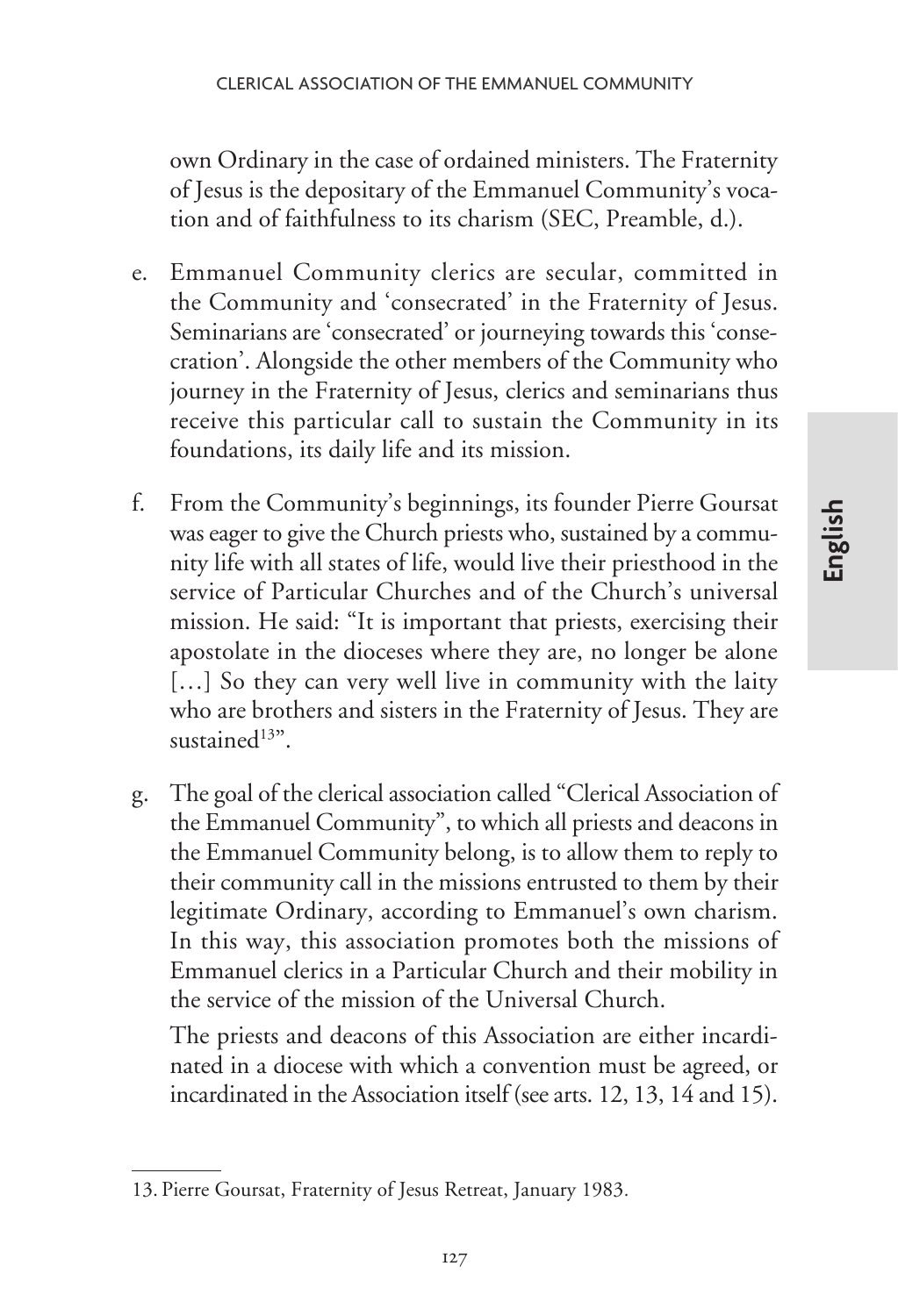own Ordinary in the case of ordained ministers. The Fraternity of Jesus is the depositary of the Emmanuel Community's vocation and of faithfulness to its charism (SEC, Preamble, d.).

e. Emmanuel Community clerics are secular, committed in the Community and 'consecrated' in the Fraternity of Jesus. Seminarians are 'consecrated' or journeying towards this 'consecration'. Alongside the other members of the Community who journey in the Fraternity of Jesus, clerics and seminarians thus receive this particular call to sustain the Community in its foundations, its daily life and its mission.

f. From the Community's beginnings, its founder Pierre Goursat was eager to give the Church priests who, sustained by a community life with all states of life, would live their priesthood in the service of Particular Churches and of the Church's universal mission. He said: "It is important that priests, exercising their apostolate in the dioceses where they are, no longer be alone […] So they can very well live in community with the laity who are brothers and sisters in the Fraternity of Jesus. They are sustained[13]".

g. The goal of the clerical association called "Clerical Association of the Emmanuel Community", to which all priests and deacons in the Emmanuel Community belong, is to allow them to reply to their community call in the missions entrusted to them by their legitimate Ordinary, according to Emmanuel's own charism. In this way, this association promotes both the missions of Emmanuel clerics in a Particular Church and their mobility in the service of the mission of the Universal Church.

   The priests and deacons of this Association are either incardinated in a diocese with which a convention must be agreed, or incardinated in the Association itself (see arts. 12, 13, 14 and 15).

---

13. Pierre Goursat, Fraternity of Jesus Retreat, January 1983.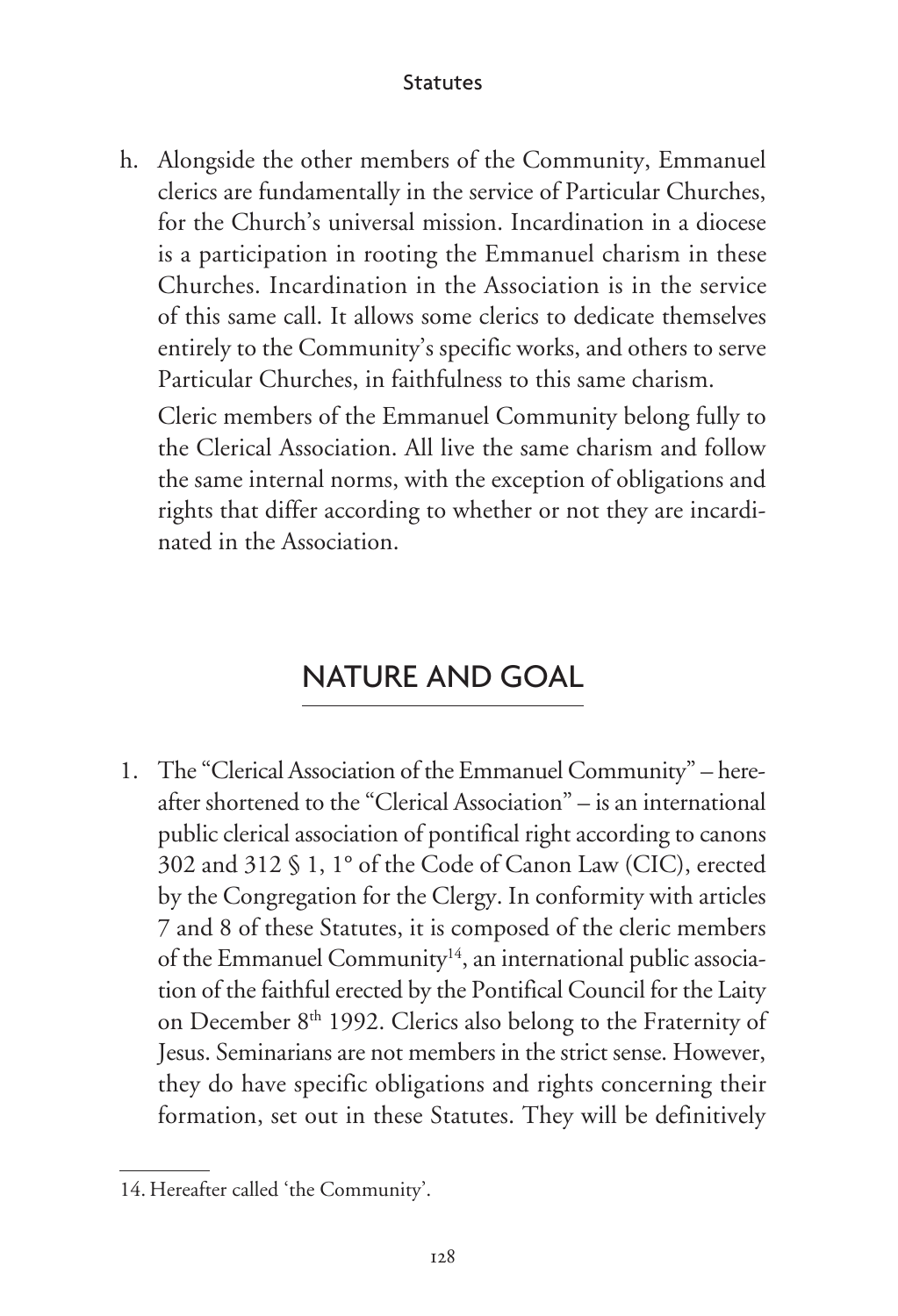h. Alongside the other members of the Community, Emmanuel clerics are fundamentally in the service of Particular Churches, for the Church's universal mission. Incardination in a diocese is a participation in rooting the Emmanuel charism in these Churches. Incardination in the Association is in the service of this same call. It allows some clerics to dedicate themselves entirely to the Community's specific works, and others to serve Particular Churches, in faithfulness to this same charism.

   Cleric members of the Emmanuel Community belong fully to the Clerical Association. All live the same charism and follow the same internal norms, with the exception of obligations and rights that differ according to whether or not they are incardinated in the Association.

## NATURE AND GOAL

1. The "Clerical Association of the Emmanuel Community" – hereafter shortened to the "Clerical Association" – is an international public clerical association of pontifical right according to canons 302 and 312 § 1, 1° of the Code of Canon Law (CIC), erected by the Congregation for the Clergy. In conformity with articles 7 and 8 of these Statutes, it is composed of the cleric members of the Emmanuel Community[14], an international public association of the faithful erected by the Pontifical Council for the Laity on December 8th 1992. Clerics also belong to the Fraternity of Jesus. Seminarians are not members in the strict sense. However, they do have specific obligations and rights concerning their formation, set out in these Statutes. They will be definitively

14. Hereafter called 'the Community'.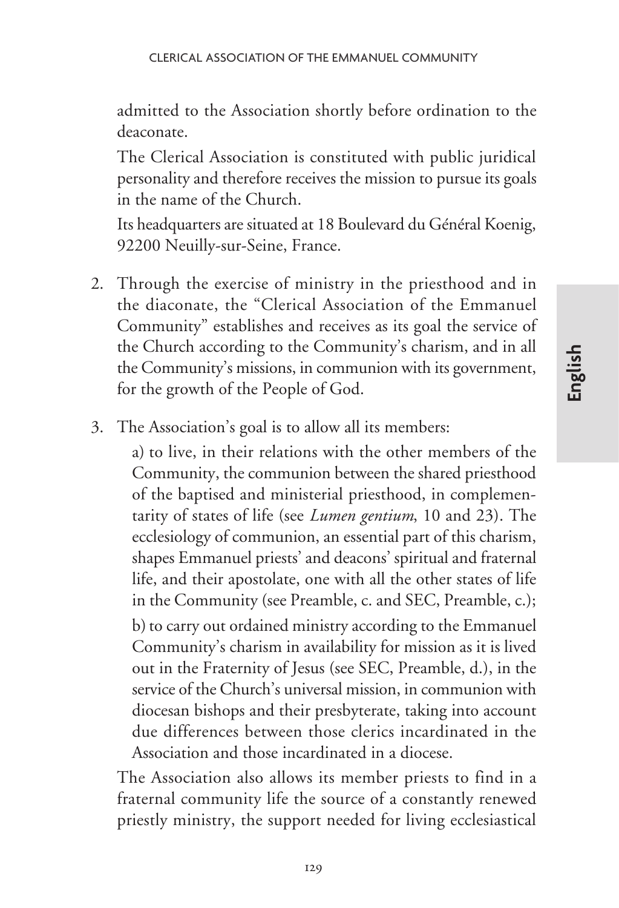admitted to the Association shortly before ordination to the deaconate.

The Clerical Association is constituted with public juridical personality and therefore receives the mission to pursue its goals in the name of the Church.

Its headquarters are situated at 18 Boulevard du Général Koenig, 92200 Neuilly-sur-Seine, France.

2. Through the exercise of ministry in the priesthood and in the diaconate, the "Clerical Association of the Emmanuel Community" establishes and receives as its goal the service of the Church according to the Community's charism, and in all the Community's missions, in communion with its government, for the growth of the People of God.

3. The Association's goal is to allow all its members:

   a) to live, in their relations with the other members of the Community, the communion between the shared priesthood of the baptised and ministerial priesthood, in complementarity of states of life (see *Lumen gentium*, 10 and 23). The ecclesiology of communion, an essential part of this charism, shapes Emmanuel priests' and deacons' spiritual and fraternal life, and their apostolate, one with all the other states of life in the Community (see Preamble, c. and SEC, Preamble, c.);

   b) to carry out ordained ministry according to the Emmanuel Community's charism in availability for mission as it is lived out in the Fraternity of Jesus (see SEC, Preamble, d.), in the service of the Church's universal mission, in communion with diocesan bishops and their presbyterate, taking into account due differences between those clerics incardinated in the Association and those incardinated in a diocese.

   The Association also allows its member priests to find in a fraternal community life the source of a constantly renewed priestly ministry, the support needed for living ecclesiastical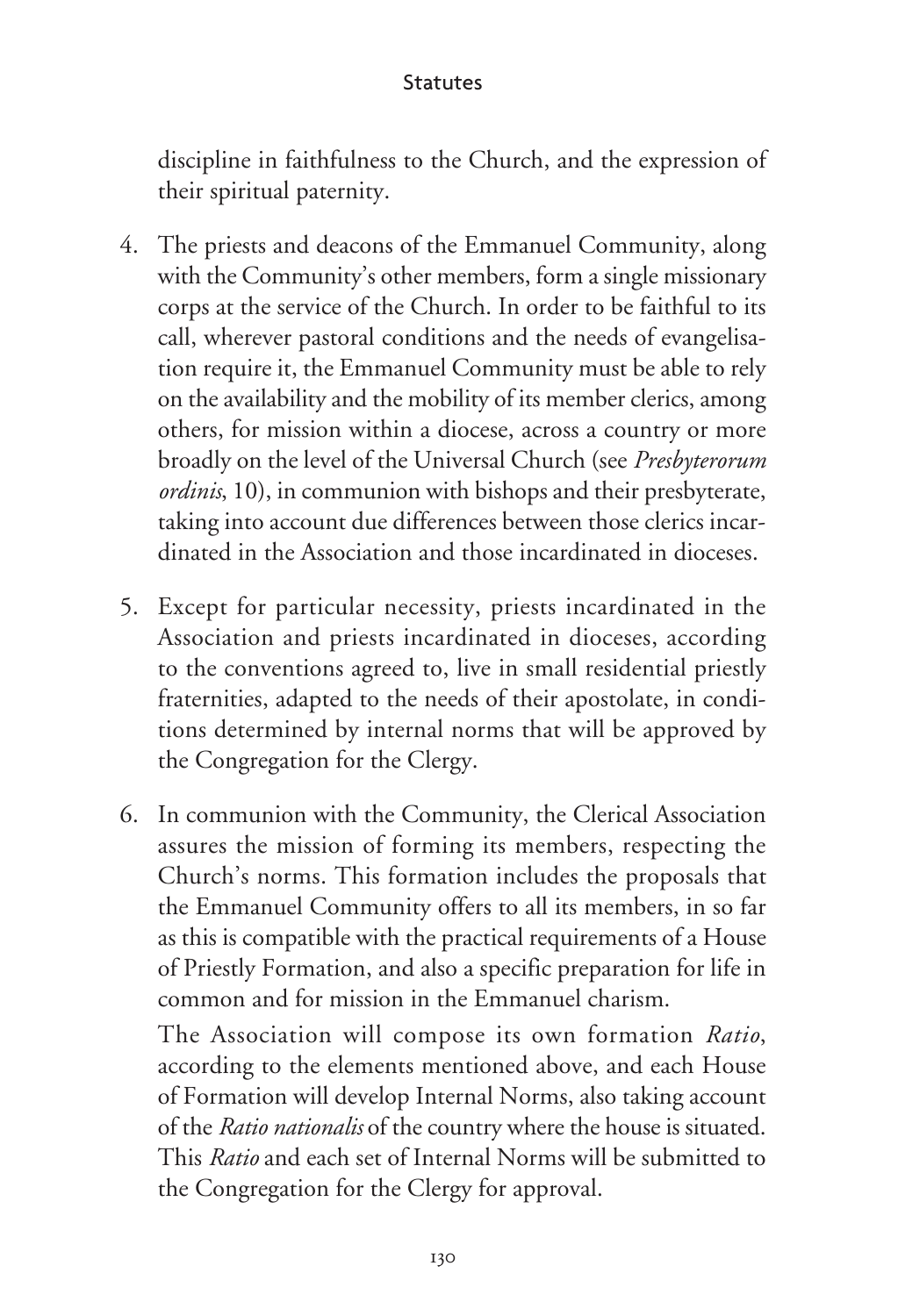discipline in faithfulness to the Church, and the expression of their spiritual paternity.

4. The priests and deacons of the Emmanuel Community, along with the Community's other members, form a single missionary corps at the service of the Church. In order to be faithful to its call, wherever pastoral conditions and the needs of evangelisation require it, the Emmanuel Community must be able to rely on the availability and the mobility of its member clerics, among others, for mission within a diocese, across a country or more broadly on the level of the Universal Church (see *Presbyterorum ordinis*, 10), in communion with bishops and their presbyterate, taking into account due differences between those clerics incardinated in the Association and those incardinated in dioceses.

5. Except for particular necessity, priests incardinated in the Association and priests incardinated in dioceses, according to the conventions agreed to, live in small residential priestly fraternities, adapted to the needs of their apostolate, in conditions determined by internal norms that will be approved by the Congregation for the Clergy.

6. In communion with the Community, the Clerical Association assures the mission of forming its members, respecting the Church's norms. This formation includes the proposals that the Emmanuel Community offers to all its members, in so far as this is compatible with the practical requirements of a House of Priestly Formation, and also a specific preparation for life in common and for mission in the Emmanuel charism.

   The Association will compose its own formation *Ratio*, according to the elements mentioned above, and each House of Formation will develop Internal Norms, also taking account of the *Ratio nationalis* of the country where the house is situated. This *Ratio* and each set of Internal Norms will be submitted to the Congregation for the Clergy for approval.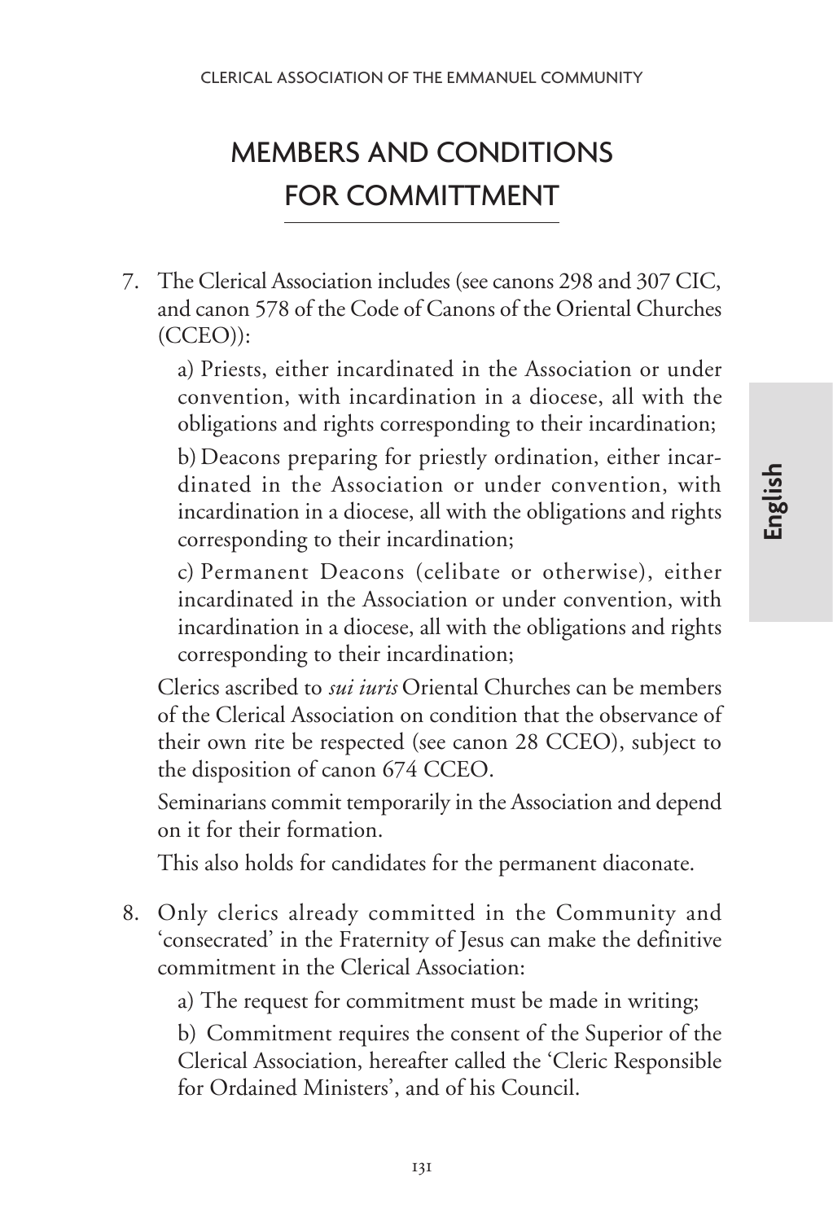# MEMBERS AND CONDITIONS FOR COMMITTMENT

7. The Clerical Association includes (see canons 298 and 307 CIC, and canon 578 of the Code of Canons of the Oriental Churches (CCEO)):

   a) Priests, either incardinated in the Association or under convention, with incardination in a diocese, all with the obligations and rights corresponding to their incardination;

   b) Deacons preparing for priestly ordination, either incardinated in the Association or under convention, with incardination in a diocese, all with the obligations and rights corresponding to their incardination;

   c) Permanent Deacons (celibate or otherwise), either incardinated in the Association or under convention, with incardination in a diocese, all with the obligations and rights corresponding to their incardination;

   Clerics ascribed to *sui iuris* Oriental Churches can be members of the Clerical Association on condition that the observance of their own rite be respected (see canon 28 CCEO), subject to the disposition of canon 674 CCEO.

   Seminarians commit temporarily in the Association and depend on it for their formation.

   This also holds for candidates for the permanent diaconate.

8. Only clerics already committed in the Community and 'consecrated' in the Fraternity of Jesus can make the definitive commitment in the Clerical Association:

   a) The request for commitment must be made in writing;

   b) Commitment requires the consent of the Superior of the Clerical Association, hereafter called the 'Cleric Responsible for Ordained Ministers', and of his Council.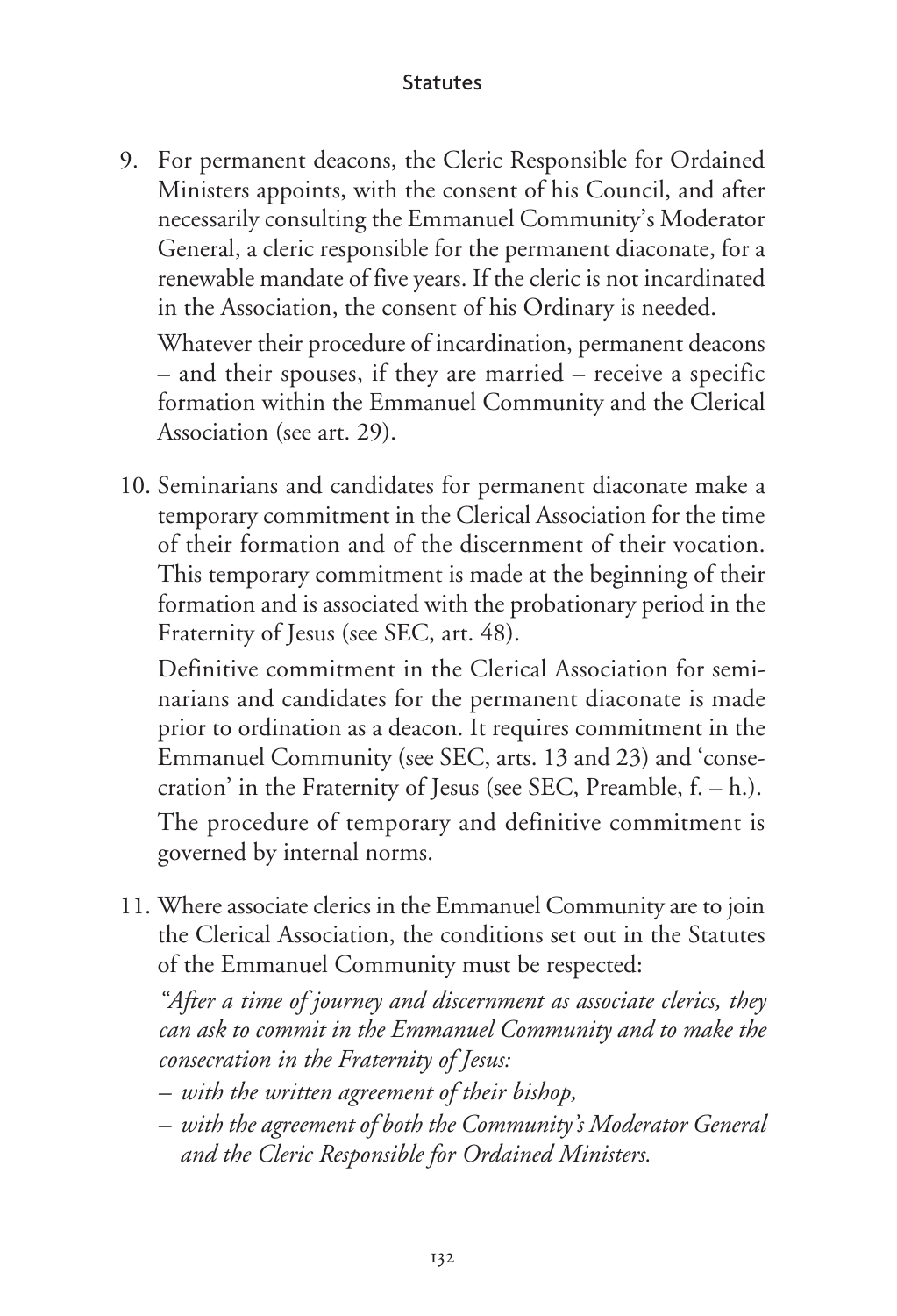9. For permanent deacons, the Cleric Responsible for Ordained Ministers appoints, with the consent of his Council, and after necessarily consulting the Emmanuel Community's Moderator General, a cleric responsible for the permanent diaconate, for a renewable mandate of five years. If the cleric is not incardinated in the Association, the consent of his Ordinary is needed.

   Whatever their procedure of incardination, permanent deacons – and their spouses, if they are married – receive a specific formation within the Emmanuel Community and the Clerical Association (see art. 29).

10. Seminarians and candidates for permanent diaconate make a temporary commitment in the Clerical Association for the time of their formation and of the discernment of their vocation. This temporary commitment is made at the beginning of their formation and is associated with the probationary period in the Fraternity of Jesus (see SEC, art. 48).

    Definitive commitment in the Clerical Association for seminarians and candidates for the permanent diaconate is made prior to ordination as a deacon. It requires commitment in the Emmanuel Community (see SEC, arts. 13 and 23) and 'consecration' in the Fraternity of Jesus (see SEC, Preamble, f. – h.).

    The procedure of temporary and definitive commitment is governed by internal norms.

11. Where associate clerics in the Emmanuel Community are to join the Clerical Association, the conditions set out in the Statutes of the Emmanuel Community must be respected:

    *"After a time of journey and discernment as associate clerics, they can ask to commit in the Emmanuel Community and to make the consecration in the Fraternity of Jesus:*

    *– with the written agreement of their bishop,*

    *– with the agreement of both the Community's Moderator General and the Cleric Responsible for Ordained Ministers.*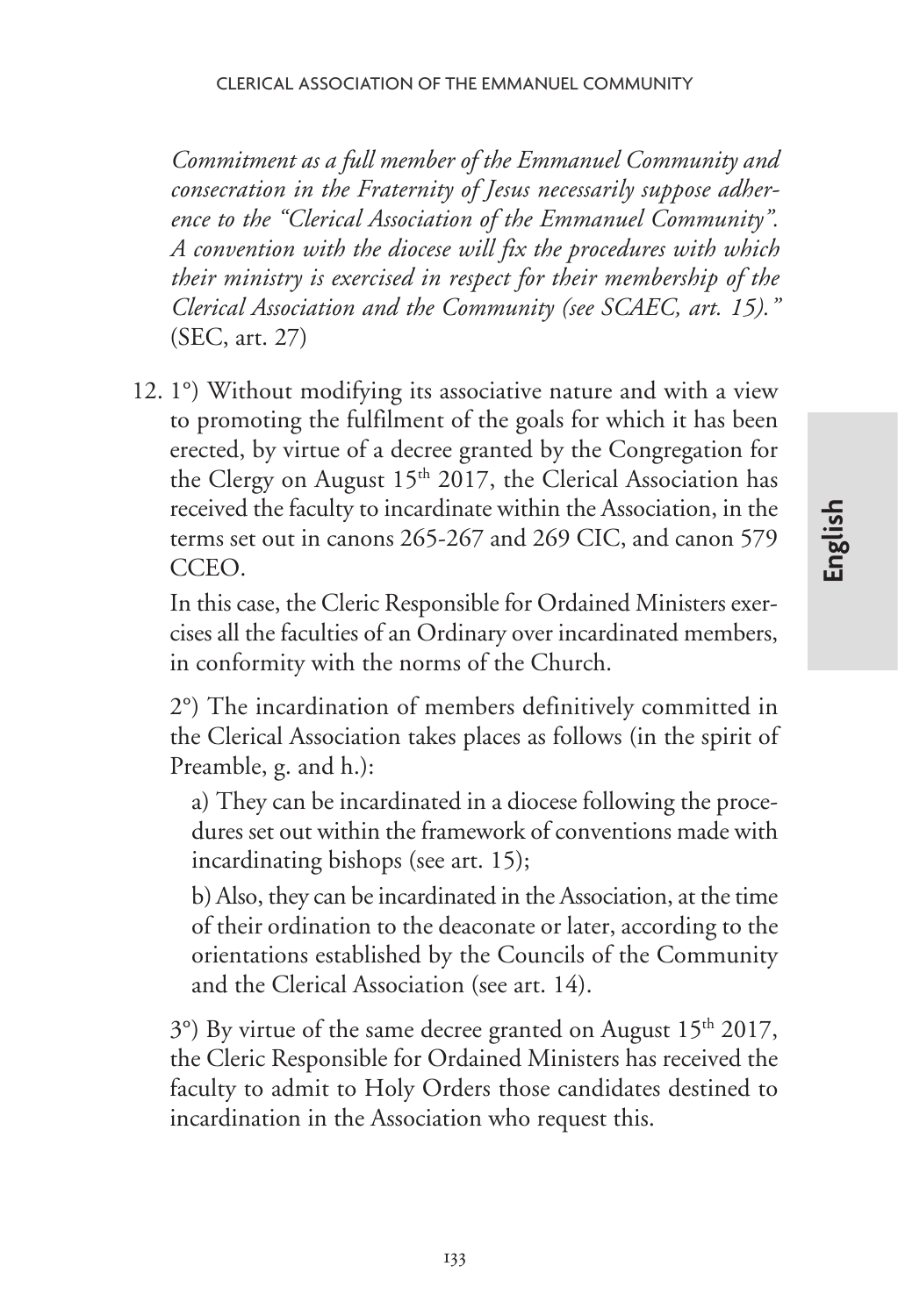*Commitment as a full member of the Emmanuel Community and consecration in the Fraternity of Jesus necessarily suppose adherence to the "Clerical Association of the Emmanuel Community". A convention with the diocese will fix the procedures with which their ministry is exercised in respect for their membership of the Clerical Association and the Community (see SCAEC, art. 15)."* (SEC, art. 27)

12. 1°) Without modifying its associative nature and with a view to promoting the fulfilment of the goals for which it has been erected, by virtue of a decree granted by the Congregation for the Clergy on August 15th 2017, the Clerical Association has received the faculty to incardinate within the Association, in the terms set out in canons 265-267 and 269 CIC, and canon 579 CCEO.

    In this case, the Cleric Responsible for Ordained Ministers exercises all the faculties of an Ordinary over incardinated members, in conformity with the norms of the Church.

    2°) The incardination of members definitively committed in the Clerical Association takes places as follows (in the spirit of Preamble, g. and h.):

    a) They can be incardinated in a diocese following the procedures set out within the framework of conventions made with incardinating bishops (see art. 15);

    b) Also, they can be incardinated in the Association, at the time of their ordination to the deaconate or later, according to the orientations established by the Councils of the Community and the Clerical Association (see art. 14).

    3°) By virtue of the same decree granted on August 15th 2017, the Cleric Responsible for Ordained Ministers has received the faculty to admit to Holy Orders those candidates destined to incardination in the Association who request this.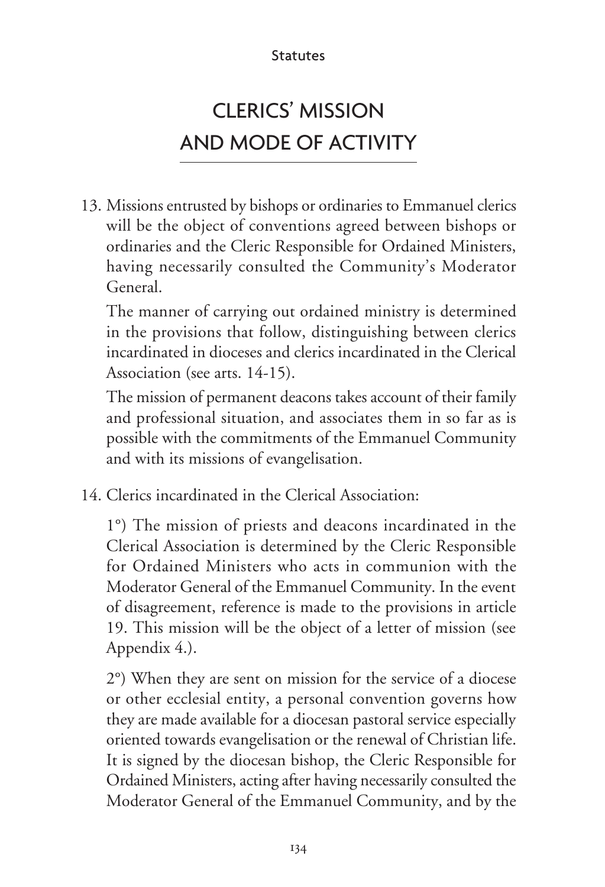# CLERICS' MISSION AND MODE OF ACTIVITY

13. Missions entrusted by bishops or ordinaries to Emmanuel clerics will be the object of conventions agreed between bishops or ordinaries and the Cleric Responsible for Ordained Ministers, having necessarily consulted the Community's Moderator General.

    The manner of carrying out ordained ministry is determined in the provisions that follow, distinguishing between clerics incardinated in dioceses and clerics incardinated in the Clerical Association (see arts. 14-15).

    The mission of permanent deacons takes account of their family and professional situation, and associates them in so far as is possible with the commitments of the Emmanuel Community and with its missions of evangelisation.

14. Clerics incardinated in the Clerical Association:

    1°) The mission of priests and deacons incardinated in the Clerical Association is determined by the Cleric Responsible for Ordained Ministers who acts in communion with the Moderator General of the Emmanuel Community. In the event of disagreement, reference is made to the provisions in article 19. This mission will be the object of a letter of mission (see Appendix 4.).

    2°) When they are sent on mission for the service of a diocese or other ecclesial entity, a personal convention governs how they are made available for a diocesan pastoral service especially oriented towards evangelisation or the renewal of Christian life. It is signed by the diocesan bishop, the Cleric Responsible for Ordained Ministers, acting after having necessarily consulted the Moderator General of the Emmanuel Community, and by the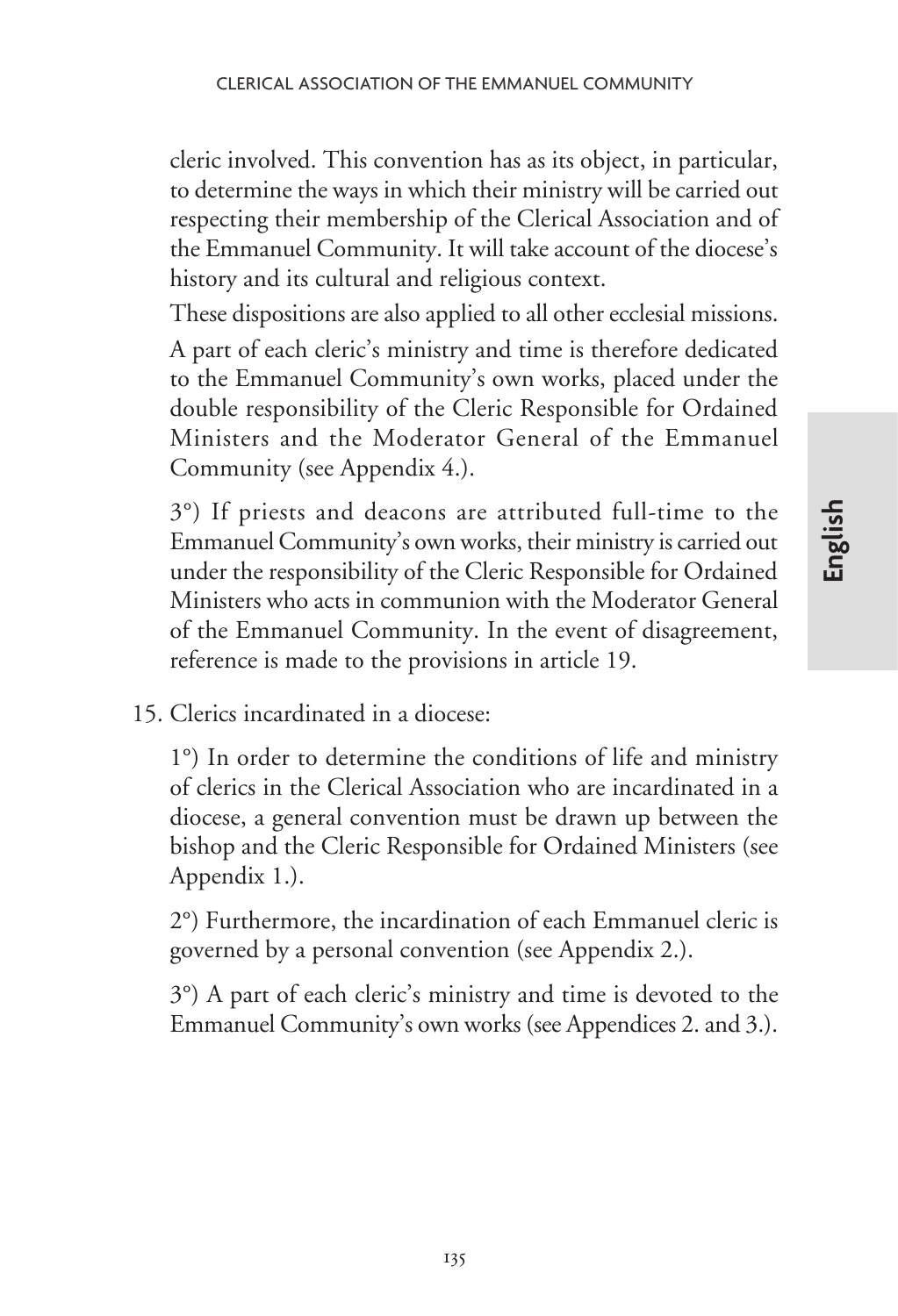cleric involved. This convention has as its object, in particular, to determine the ways in which their ministry will be carried out respecting their membership of the Clerical Association and of the Emmanuel Community. It will take account of the diocese's history and its cultural and religious context.

These dispositions are also applied to all other ecclesial missions.

A part of each cleric's ministry and time is therefore dedicated to the Emmanuel Community's own works, placed under the double responsibility of the Cleric Responsible for Ordained Ministers and the Moderator General of the Emmanuel Community (see Appendix 4.).

3°) If priests and deacons are attributed full-time to the Emmanuel Community's own works, their ministry is carried out under the responsibility of the Cleric Responsible for Ordained Ministers who acts in communion with the Moderator General of the Emmanuel Community. In the event of disagreement, reference is made to the provisions in article 19.

15. Clerics incardinated in a diocese:

1°) In order to determine the conditions of life and ministry of clerics in the Clerical Association who are incardinated in a diocese, a general convention must be drawn up between the bishop and the Cleric Responsible for Ordained Ministers (see Appendix 1.).

2°) Furthermore, the incardination of each Emmanuel cleric is governed by a personal convention (see Appendix 2.).

3°) A part of each cleric's ministry and time is devoted to the Emmanuel Community's own works (see Appendices 2. and 3.).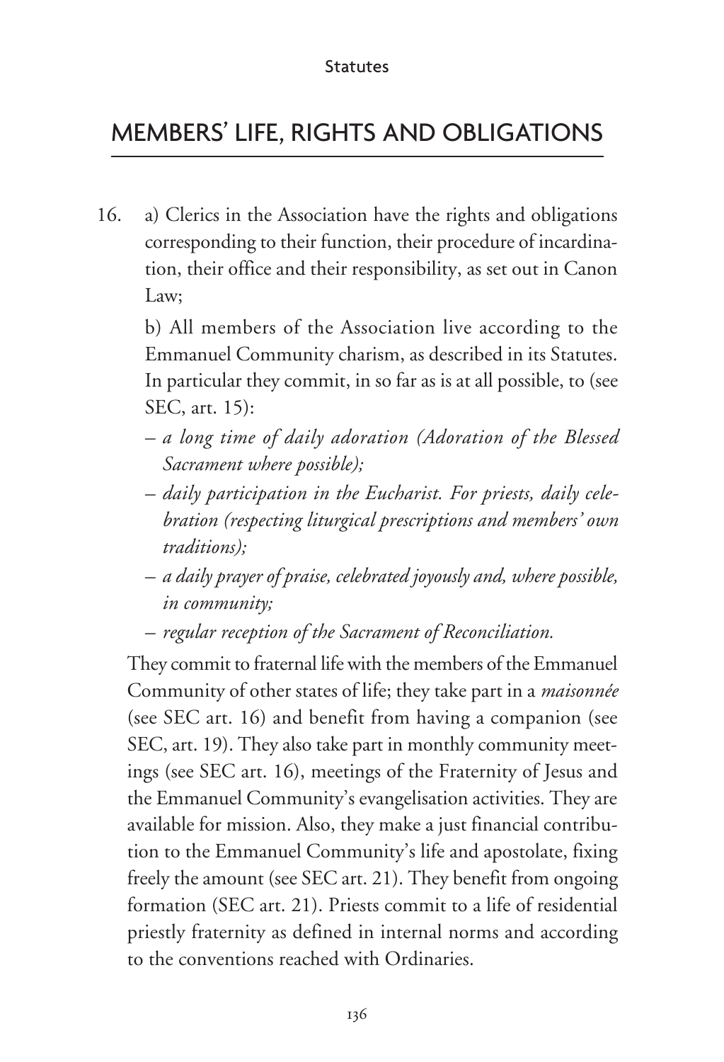## MEMBERS' LIFE, RIGHTS AND OBLIGATIONS

16. a) Clerics in the Association have the rights and obligations corresponding to their function, their procedure of incardination, their office and their responsibility, as set out in Canon Law;

    b) All members of the Association live according to the Emmanuel Community charism, as described in its Statutes. In particular they commit, in so far as is at all possible, to (see SEC, art. 15):

    – *a long time of daily adoration (Adoration of the Blessed Sacrament where possible);*
    – *daily participation in the Eucharist. For priests, daily celebration (respecting liturgical prescriptions and members' own traditions);*
    – *a daily prayer of praise, celebrated joyously and, where possible, in community;*
    – *regular reception of the Sacrament of Reconciliation.*

    They commit to fraternal life with the members of the Emmanuel Community of other states of life; they take part in a *maisonnée* (see SEC art. 16) and benefit from having a companion (see SEC, art. 19). They also take part in monthly community meetings (see SEC art. 16), meetings of the Fraternity of Jesus and the Emmanuel Community's evangelisation activities. They are available for mission. Also, they make a just financial contribution to the Emmanuel Community's life and apostolate, fixing freely the amount (see SEC art. 21). They benefit from ongoing formation (SEC art. 21). Priests commit to a life of residential priestly fraternity as defined in internal norms and according to the conventions reached with Ordinaries.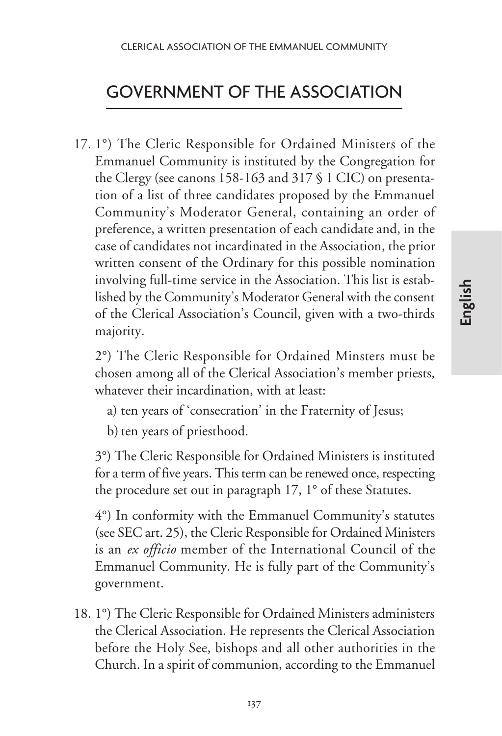## GOVERNMENT OF THE ASSOCIATION

17. 1°) The Cleric Responsible for Ordained Ministers of the Emmanuel Community is instituted by the Congregation for the Clergy (see canons 158-163 and 317 § 1 CIC) on presentation of a list of three candidates proposed by the Emmanuel Community's Moderator General, containing an order of preference, a written presentation of each candidate and, in the case of candidates not incardinated in the Association, the prior written consent of the Ordinary for this possible nomination involving full-time service in the Association. This list is established by the Community's Moderator General with the consent of the Clerical Association's Council, given with a two-thirds majority.

    2°) The Cleric Responsible for Ordained Minsters must be chosen among all of the Clerical Association's member priests, whatever their incardination, with at least:

    a) ten years of 'consecration' in the Fraternity of Jesus;

    b) ten years of priesthood.

    3°) The Cleric Responsible for Ordained Ministers is instituted for a term of five years. This term can be renewed once, respecting the procedure set out in paragraph 17, 1° of these Statutes.

    4°) In conformity with the Emmanuel Community's statutes (see SEC art. 25), the Cleric Responsible for Ordained Ministers is an *ex officio* member of the International Council of the Emmanuel Community. He is fully part of the Community's government.

18. 1°) The Cleric Responsible for Ordained Ministers administers the Clerical Association. He represents the Clerical Association before the Holy See, bishops and all other authorities in the Church. In a spirit of communion, according to the Emmanuel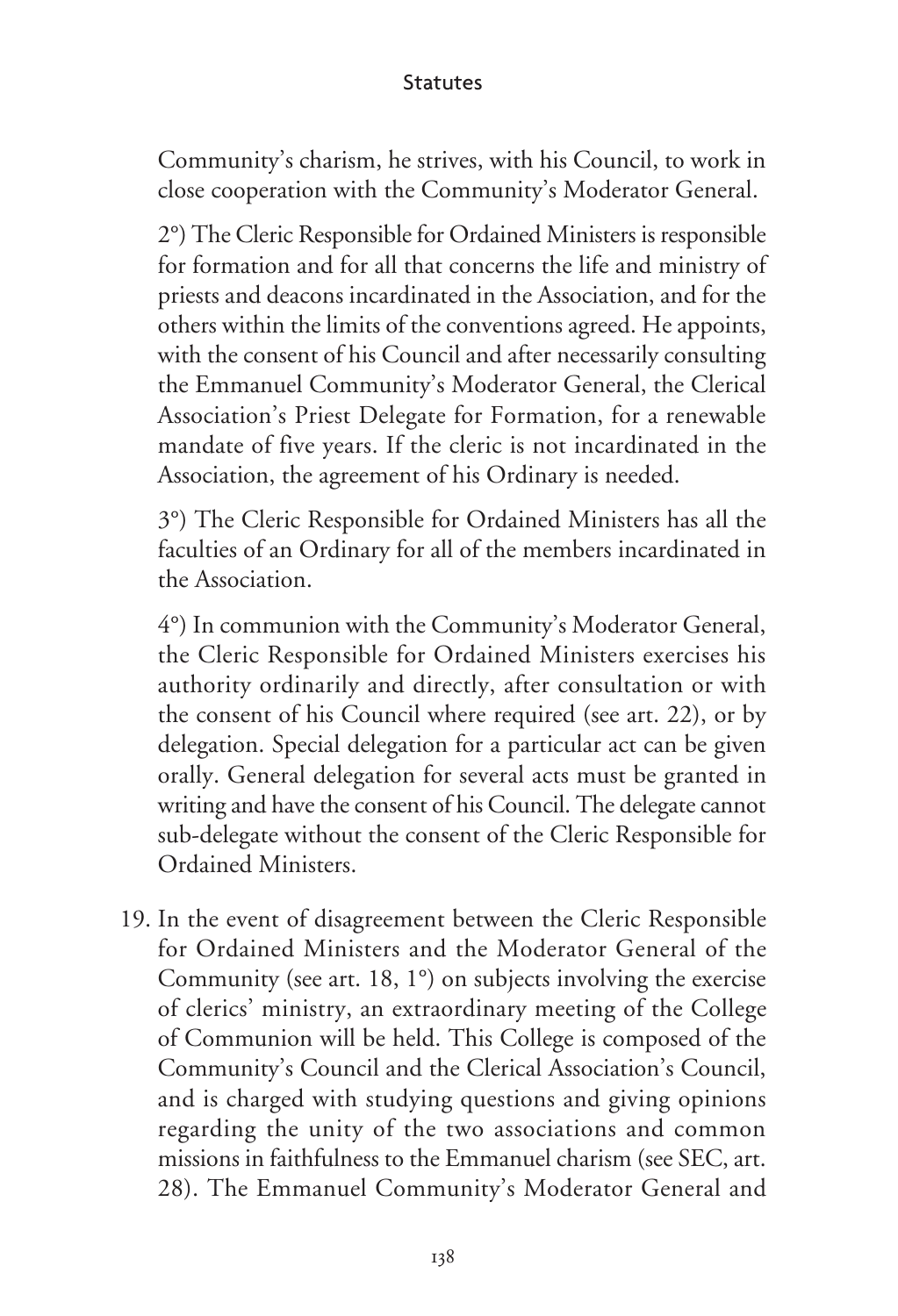Community's charism, he strives, with his Council, to work in close cooperation with the Community's Moderator General.

2°) The Cleric Responsible for Ordained Ministers is responsible for formation and for all that concerns the life and ministry of priests and deacons incardinated in the Association, and for the others within the limits of the conventions agreed. He appoints, with the consent of his Council and after necessarily consulting the Emmanuel Community's Moderator General, the Clerical Association's Priest Delegate for Formation, for a renewable mandate of five years. If the cleric is not incardinated in the Association, the agreement of his Ordinary is needed.

3°) The Cleric Responsible for Ordained Ministers has all the faculties of an Ordinary for all of the members incardinated in the Association.

4°) In communion with the Community's Moderator General, the Cleric Responsible for Ordained Ministers exercises his authority ordinarily and directly, after consultation or with the consent of his Council where required (see art. 22), or by delegation. Special delegation for a particular act can be given orally. General delegation for several acts must be granted in writing and have the consent of his Council. The delegate cannot sub-delegate without the consent of the Cleric Responsible for Ordained Ministers.

19. In the event of disagreement between the Cleric Responsible for Ordained Ministers and the Moderator General of the Community (see art. 18, 1°) on subjects involving the exercise of clerics' ministry, an extraordinary meeting of the College of Communion will be held. This College is composed of the Community's Council and the Clerical Association's Council, and is charged with studying questions and giving opinions regarding the unity of the two associations and common missions in faithfulness to the Emmanuel charism (see SEC, art. 28). The Emmanuel Community's Moderator General and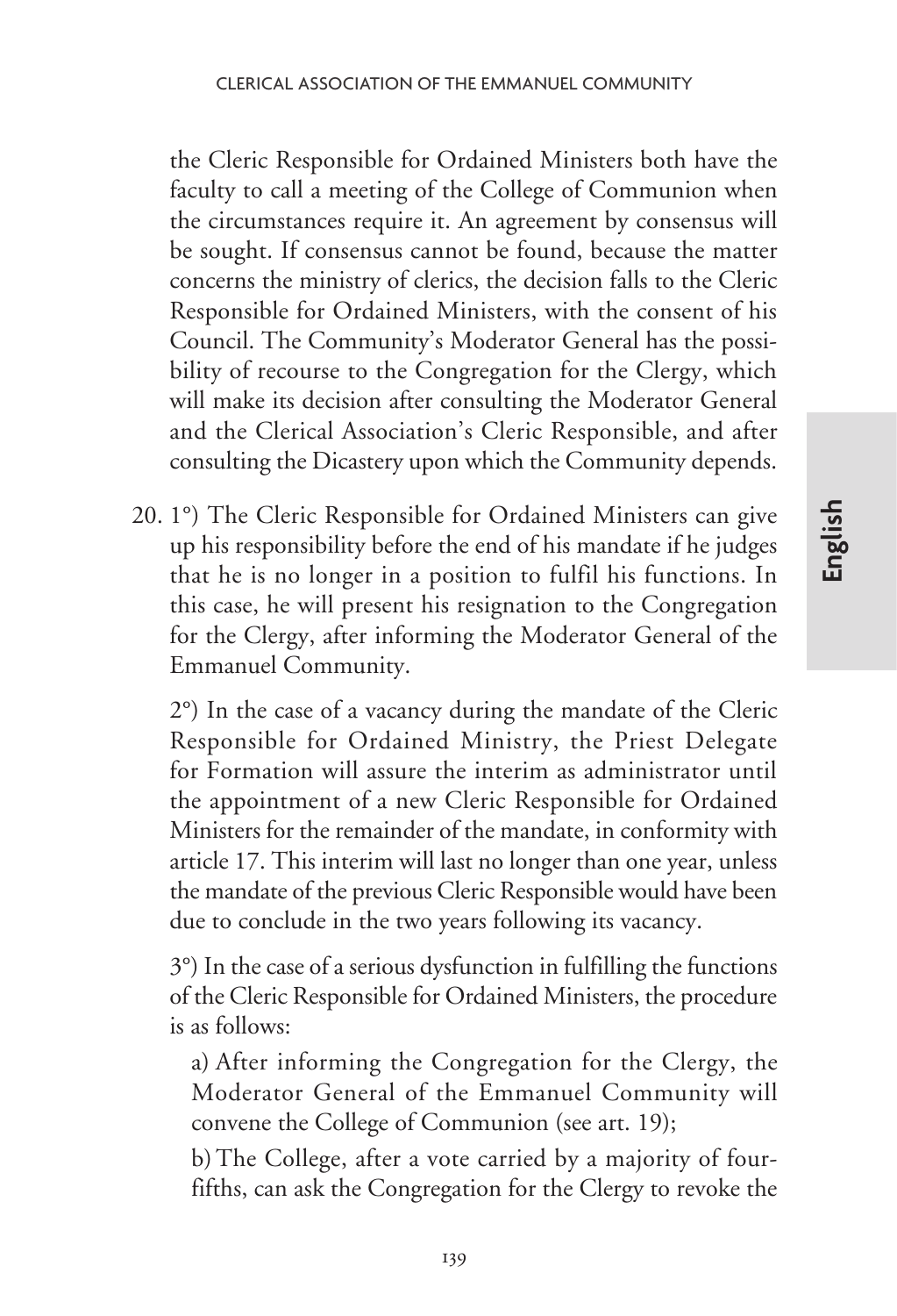the Cleric Responsible for Ordained Ministers both have the faculty to call a meeting of the College of Communion when the circumstances require it. An agreement by consensus will be sought. If consensus cannot be found, because the matter concerns the ministry of clerics, the decision falls to the Cleric Responsible for Ordained Ministers, with the consent of his Council. The Community's Moderator General has the possibility of recourse to the Congregation for the Clergy, which will make its decision after consulting the Moderator General and the Clerical Association's Cleric Responsible, and after consulting the Dicastery upon which the Community depends.

20. 1°) The Cleric Responsible for Ordained Ministers can give up his responsibility before the end of his mandate if he judges that he is no longer in a position to fulfil his functions. In this case, he will present his resignation to the Congregation for the Clergy, after informing the Moderator General of the Emmanuel Community.

2°) In the case of a vacancy during the mandate of the Cleric Responsible for Ordained Ministry, the Priest Delegate for Formation will assure the interim as administrator until the appointment of a new Cleric Responsible for Ordained Ministers for the remainder of the mandate, in conformity with article 17. This interim will last no longer than one year, unless the mandate of the previous Cleric Responsible would have been due to conclude in the two years following its vacancy.

3°) In the case of a serious dysfunction in fulfilling the functions of the Cleric Responsible for Ordained Ministers, the procedure is as follows:

a) After informing the Congregation for the Clergy, the Moderator General of the Emmanuel Community will convene the College of Communion (see art. 19);

b) The College, after a vote carried by a majority of four-fifths, can ask the Congregation for the Clergy to revoke the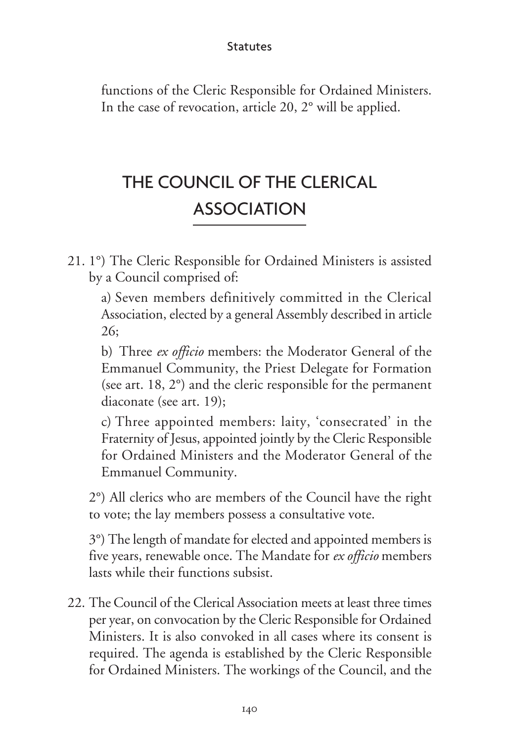functions of the Cleric Responsible for Ordained Ministers. In the case of revocation, article 20, 2° will be applied.

## THE COUNCIL OF THE CLERICAL ASSOCIATION

21. 1°) The Cleric Responsible for Ordained Ministers is assisted by a Council comprised of:

    a) Seven members definitively committed in the Clerical Association, elected by a general Assembly described in article 26;

    b) Three *ex officio* members: the Moderator General of the Emmanuel Community, the Priest Delegate for Formation (see art. 18, 2°) and the cleric responsible for the permanent diaconate (see art. 19);

    c) Three appointed members: laity, 'consecrated' in the Fraternity of Jesus, appointed jointly by the Cleric Responsible for Ordained Ministers and the Moderator General of the Emmanuel Community.

    2°) All clerics who are members of the Council have the right to vote; the lay members possess a consultative vote.

    3°) The length of mandate for elected and appointed members is five years, renewable once. The Mandate for *ex officio* members lasts while their functions subsist.

22. The Council of the Clerical Association meets at least three times per year, on convocation by the Cleric Responsible for Ordained Ministers. It is also convoked in all cases where its consent is required. The agenda is established by the Cleric Responsible for Ordained Ministers. The workings of the Council, and the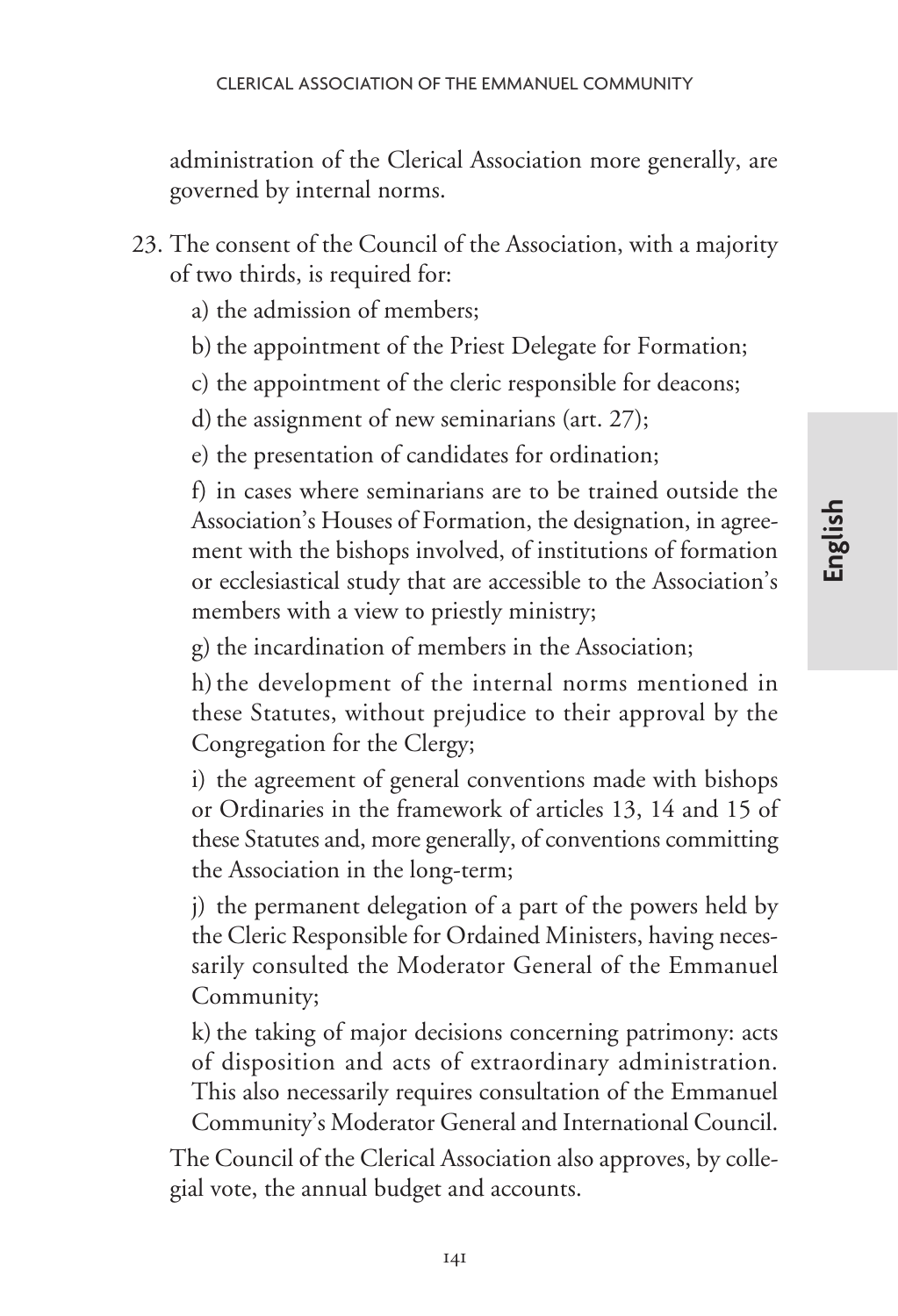administration of the Clerical Association more generally, are governed by internal norms.

23. The consent of the Council of the Association, with a majority of two thirds, is required for:

    a) the admission of members;

    b) the appointment of the Priest Delegate for Formation;

    c) the appointment of the cleric responsible for deacons;

    d) the assignment of new seminarians (art. 27);

    e) the presentation of candidates for ordination;

    f) in cases where seminarians are to be trained outside the Association's Houses of Formation, the designation, in agreement with the bishops involved, of institutions of formation or ecclesiastical study that are accessible to the Association's members with a view to priestly ministry;

    g) the incardination of members in the Association;

    h) the development of the internal norms mentioned in these Statutes, without prejudice to their approval by the Congregation for the Clergy;

    i) the agreement of general conventions made with bishops or Ordinaries in the framework of articles 13, 14 and 15 of these Statutes and, more generally, of conventions committing the Association in the long-term;

    j) the permanent delegation of a part of the powers held by the Cleric Responsible for Ordained Ministers, having necessarily consulted the Moderator General of the Emmanuel Community;

    k) the taking of major decisions concerning patrimony: acts of disposition and acts of extraordinary administration. This also necessarily requires consultation of the Emmanuel Community's Moderator General and International Council.

    The Council of the Clerical Association also approves, by collegial vote, the annual budget and accounts.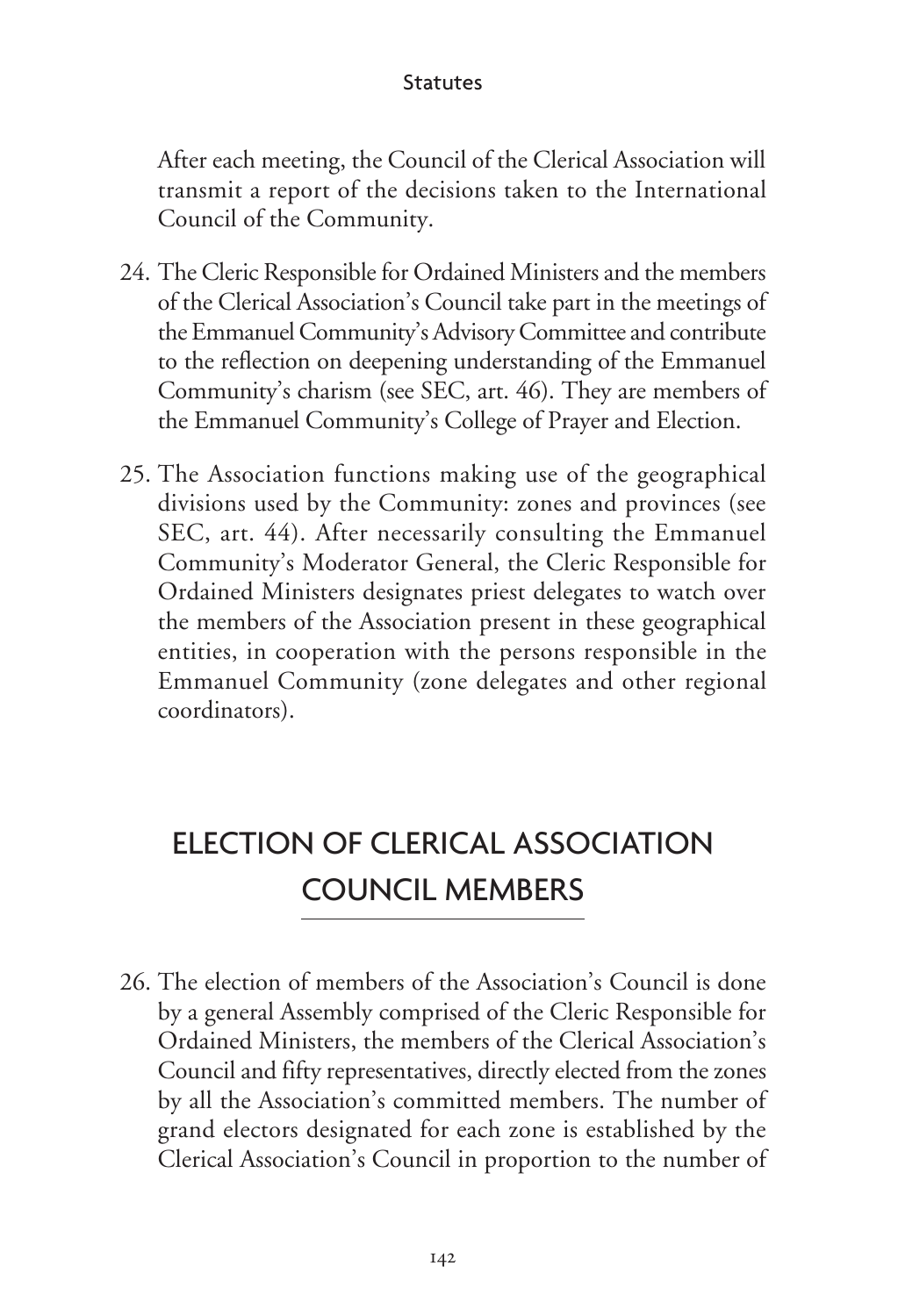After each meeting, the Council of the Clerical Association will transmit a report of the decisions taken to the International Council of the Community.

24. The Cleric Responsible for Ordained Ministers and the members of the Clerical Association's Council take part in the meetings of the Emmanuel Community's Advisory Committee and contribute to the reflection on deepening understanding of the Emmanuel Community's charism (see SEC, art. 46). They are members of the Emmanuel Community's College of Prayer and Election.

25. The Association functions making use of the geographical divisions used by the Community: zones and provinces (see SEC, art. 44). After necessarily consulting the Emmanuel Community's Moderator General, the Cleric Responsible for Ordained Ministers designates priest delegates to watch over the members of the Association present in these geographical entities, in cooperation with the persons responsible in the Emmanuel Community (zone delegates and other regional coordinators).

## ELECTION OF CLERICAL ASSOCIATION COUNCIL MEMBERS

26. The election of members of the Association's Council is done by a general Assembly comprised of the Cleric Responsible for Ordained Ministers, the members of the Clerical Association's Council and fifty representatives, directly elected from the zones by all the Association's committed members. The number of grand electors designated for each zone is established by the Clerical Association's Council in proportion to the number of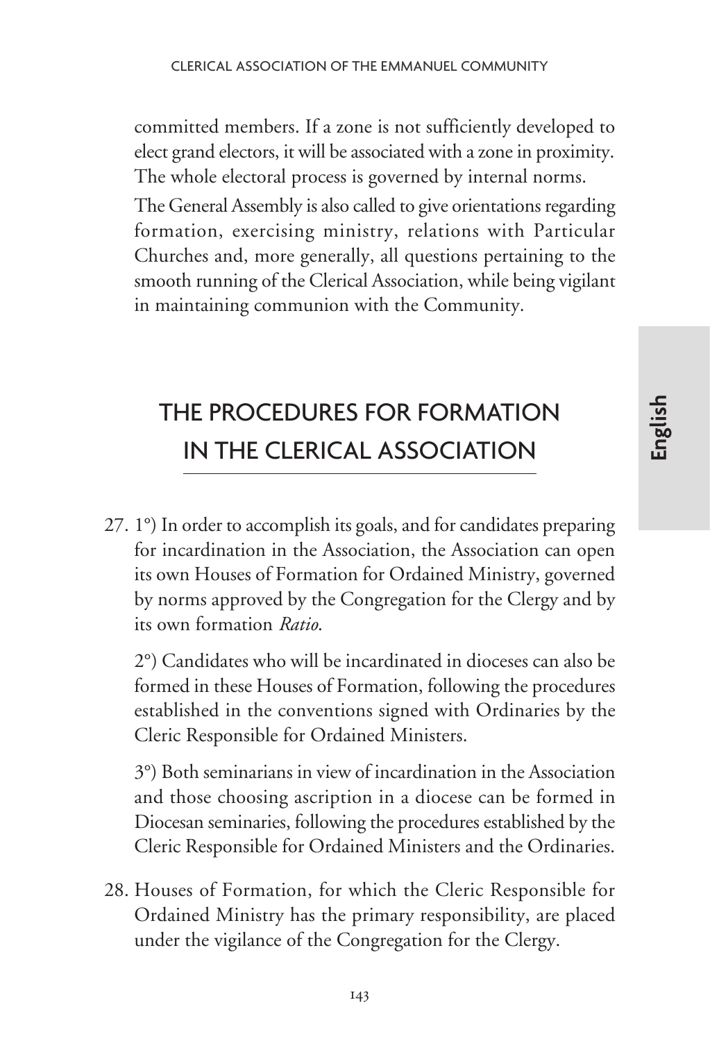committed members. If a zone is not sufficiently developed to elect grand electors, it will be associated with a zone in proximity. The whole electoral process is governed by internal norms.

The General Assembly is also called to give orientations regarding formation, exercising ministry, relations with Particular Churches and, more generally, all questions pertaining to the smooth running of the Clerical Association, while being vigilant in maintaining communion with the Community.

## THE PROCEDURES FOR FORMATION IN THE CLERICAL ASSOCIATION

27. 1°) In order to accomplish its goals, and for candidates preparing for incardination in the Association, the Association can open its own Houses of Formation for Ordained Ministry, governed by norms approved by the Congregation for the Clergy and by its own formation *Ratio*.

    2°) Candidates who will be incardinated in dioceses can also be formed in these Houses of Formation, following the procedures established in the conventions signed with Ordinaries by the Cleric Responsible for Ordained Ministers.

    3°) Both seminarians in view of incardination in the Association and those choosing ascription in a diocese can be formed in Diocesan seminaries, following the procedures established by the Cleric Responsible for Ordained Ministers and the Ordinaries.

28. Houses of Formation, for which the Cleric Responsible for Ordained Ministry has the primary responsibility, are placed under the vigilance of the Congregation for the Clergy.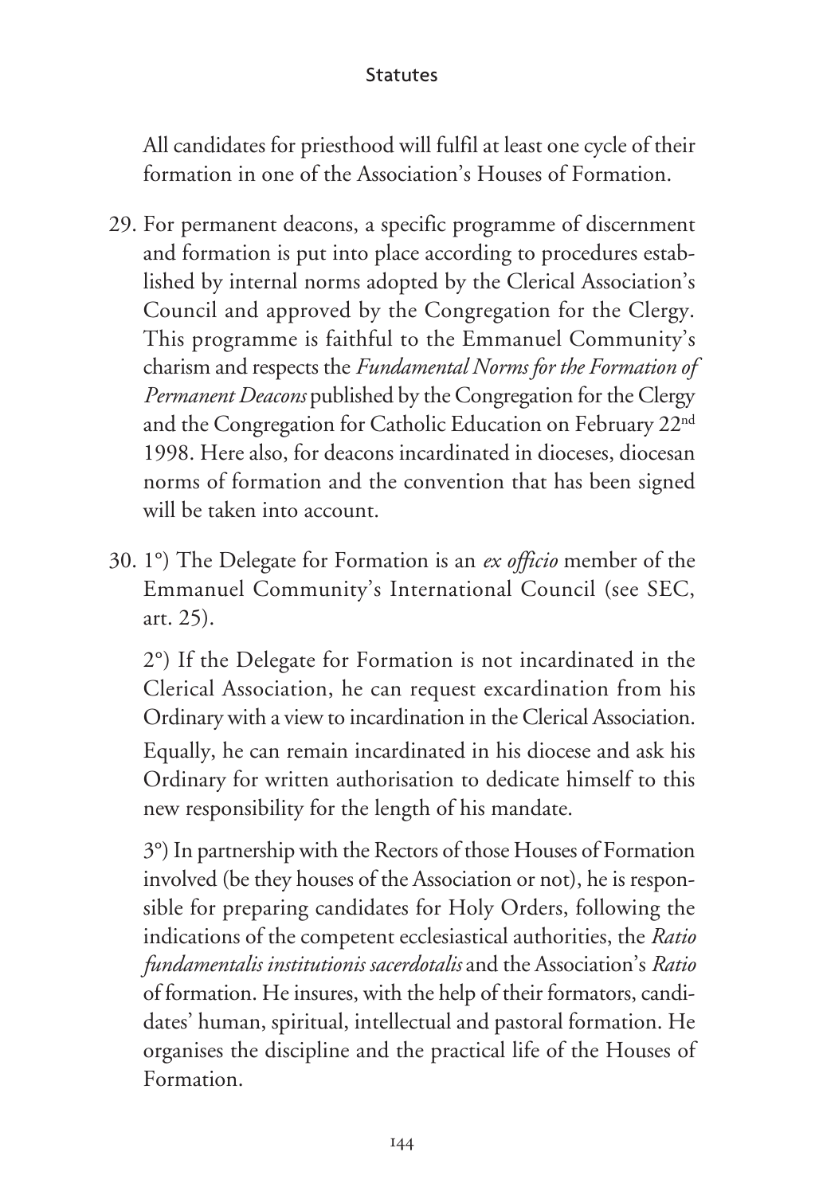All candidates for priesthood will fulfil at least one cycle of their formation in one of the Association's Houses of Formation.

29. For permanent deacons, a specific programme of discernment and formation is put into place according to procedures established by internal norms adopted by the Clerical Association's Council and approved by the Congregation for the Clergy. This programme is faithful to the Emmanuel Community's charism and respects the *Fundamental Norms for the Formation of Permanent Deacons* published by the Congregation for the Clergy and the Congregation for Catholic Education on February 22nd 1998. Here also, for deacons incardinated in dioceses, diocesan norms of formation and the convention that has been signed will be taken into account.

30. 1°) The Delegate for Formation is an *ex officio* member of the Emmanuel Community's International Council (see SEC, art. 25).

    2°) If the Delegate for Formation is not incardinated in the Clerical Association, he can request excardination from his Ordinary with a view to incardination in the Clerical Association. Equally, he can remain incardinated in his diocese and ask his Ordinary for written authorisation to dedicate himself to this new responsibility for the length of his mandate.

    3°) In partnership with the Rectors of those Houses of Formation involved (be they houses of the Association or not), he is responsible for preparing candidates for Holy Orders, following the indications of the competent ecclesiastical authorities, the *Ratio fundamentalis institutionis sacerdotalis* and the Association's *Ratio* of formation. He insures, with the help of their formators, candidates' human, spiritual, intellectual and pastoral formation. He organises the discipline and the practical life of the Houses of Formation.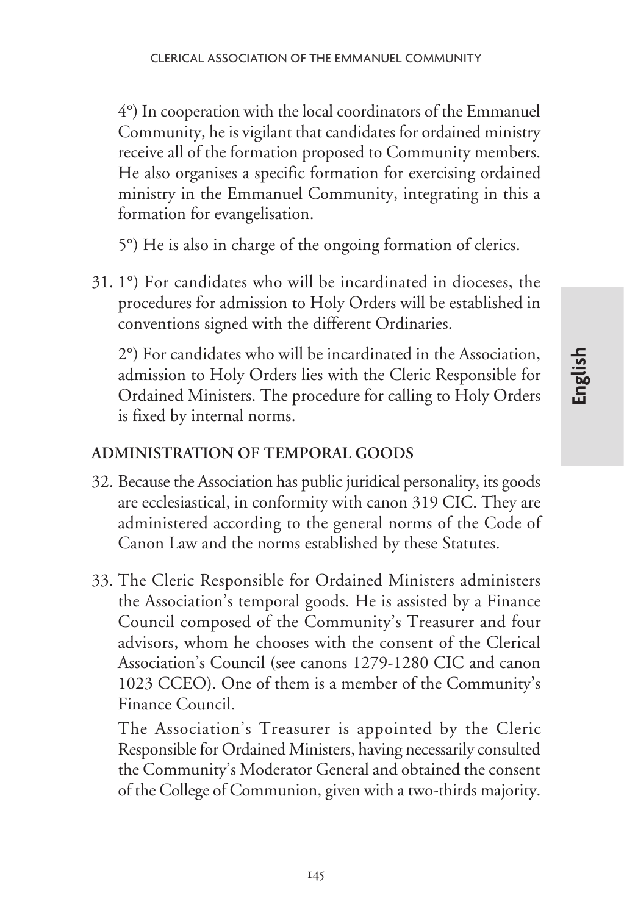4°) In cooperation with the local coordinators of the Emmanuel Community, he is vigilant that candidates for ordained ministry receive all of the formation proposed to Community members. He also organises a specific formation for exercising ordained ministry in the Emmanuel Community, integrating in this a formation for evangelisation.

5°) He is also in charge of the ongoing formation of clerics.

31. 1°) For candidates who will be incardinated in dioceses, the procedures for admission to Holy Orders will be established in conventions signed with the different Ordinaries.

    2°) For candidates who will be incardinated in the Association, admission to Holy Orders lies with the Cleric Responsible for Ordained Ministers. The procedure for calling to Holy Orders is fixed by internal norms.

## ADMINISTRATION OF TEMPORAL GOODS

32. Because the Association has public juridical personality, its goods are ecclesiastical, in conformity with canon 319 CIC. They are administered according to the general norms of the Code of Canon Law and the norms established by these Statutes.

33. The Cleric Responsible for Ordained Ministers administers the Association's temporal goods. He is assisted by a Finance Council composed of the Community's Treasurer and four advisors, whom he chooses with the consent of the Clerical Association's Council (see canons 1279-1280 CIC and canon 1023 CCEO). One of them is a member of the Community's Finance Council.

    The Association's Treasurer is appointed by the Cleric Responsible for Ordained Ministers, having necessarily consulted the Community's Moderator General and obtained the consent of the College of Communion, given with a two-thirds majority.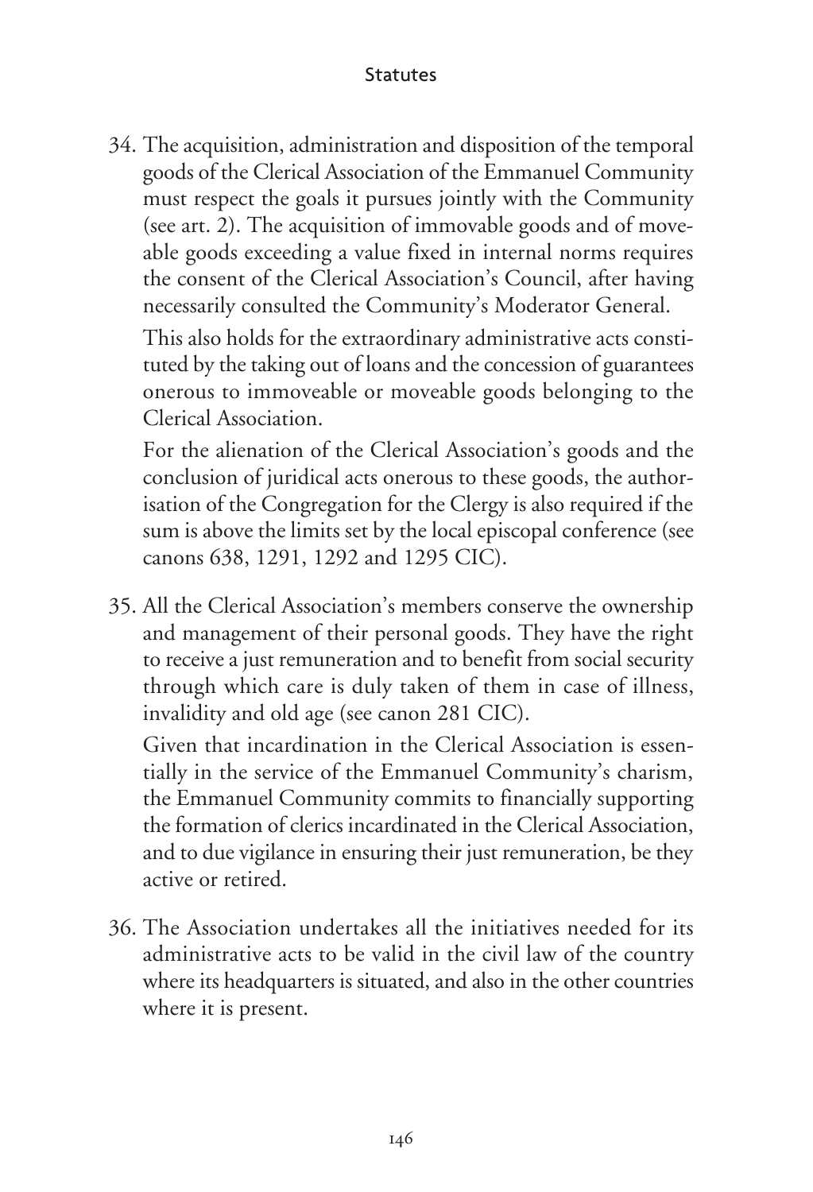34. The acquisition, administration and disposition of the temporal goods of the Clerical Association of the Emmanuel Community must respect the goals it pursues jointly with the Community (see art. 2). The acquisition of immovable goods and of moveable goods exceeding a value fixed in internal norms requires the consent of the Clerical Association's Council, after having necessarily consulted the Community's Moderator General.

    This also holds for the extraordinary administrative acts constituted by the taking out of loans and the concession of guarantees onerous to immoveable or moveable goods belonging to the Clerical Association.

    For the alienation of the Clerical Association's goods and the conclusion of juridical acts onerous to these goods, the authorisation of the Congregation for the Clergy is also required if the sum is above the limits set by the local episcopal conference (see canons 638, 1291, 1292 and 1295 CIC).

35. All the Clerical Association's members conserve the ownership and management of their personal goods. They have the right to receive a just remuneration and to benefit from social security through which care is duly taken of them in case of illness, invalidity and old age (see canon 281 CIC).

    Given that incardination in the Clerical Association is essentially in the service of the Emmanuel Community's charism, the Emmanuel Community commits to financially supporting the formation of clerics incardinated in the Clerical Association, and to due vigilance in ensuring their just remuneration, be they active or retired.

36. The Association undertakes all the initiatives needed for its administrative acts to be valid in the civil law of the country where its headquarters is situated, and also in the other countries where it is present.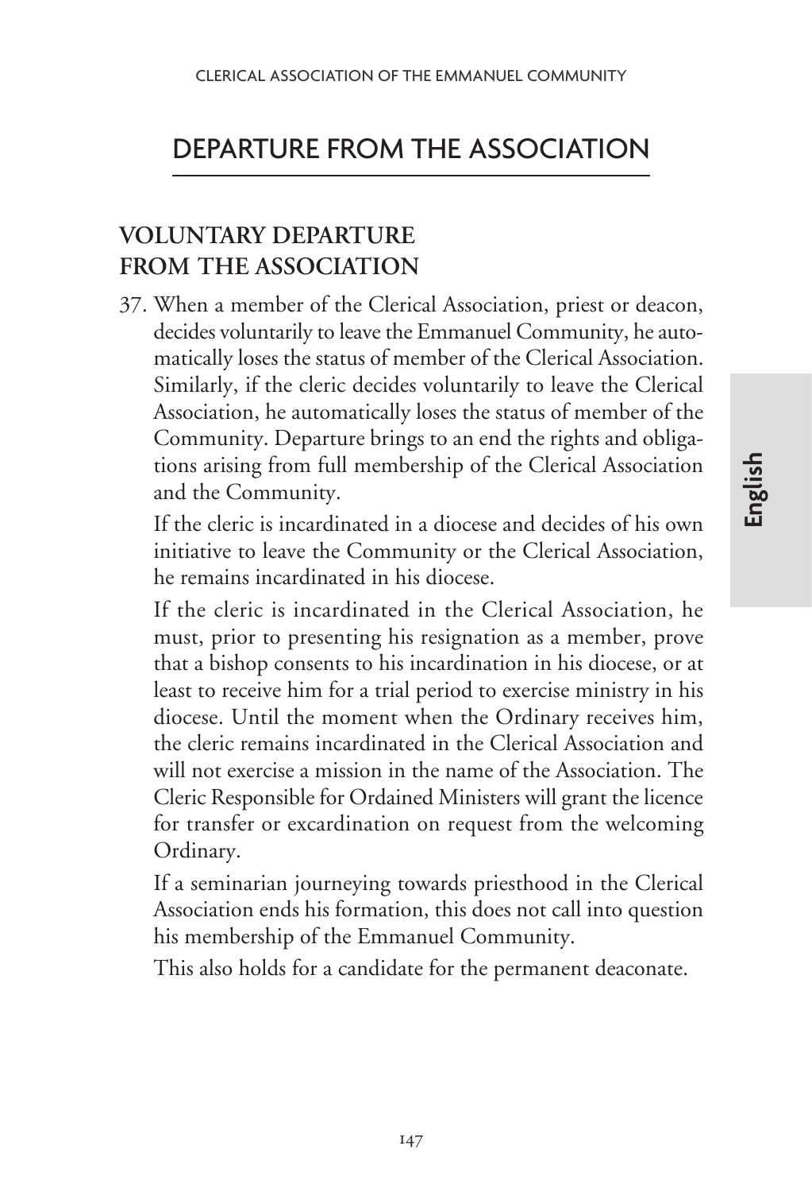# DEPARTURE FROM THE ASSOCIATION

## VOLUNTARY DEPARTURE FROM THE ASSOCIATION

37. When a member of the Clerical Association, priest or deacon, decides voluntarily to leave the Emmanuel Community, he automatically loses the status of member of the Clerical Association. Similarly, if the cleric decides voluntarily to leave the Clerical Association, he automatically loses the status of member of the Community. Departure brings to an end the rights and obligations arising from full membership of the Clerical Association and the Community.

    If the cleric is incardinated in a diocese and decides of his own initiative to leave the Community or the Clerical Association, he remains incardinated in his diocese.

    If the cleric is incardinated in the Clerical Association, he must, prior to presenting his resignation as a member, prove that a bishop consents to his incardination in his diocese, or at least to receive him for a trial period to exercise ministry in his diocese. Until the moment when the Ordinary receives him, the cleric remains incardinated in the Clerical Association and will not exercise a mission in the name of the Association. The Cleric Responsible for Ordained Ministers will grant the licence for transfer or excardination on request from the welcoming Ordinary.

    If a seminarian journeying towards priesthood in the Clerical Association ends his formation, this does not call into question his membership of the Emmanuel Community.

    This also holds for a candidate for the permanent deaconate.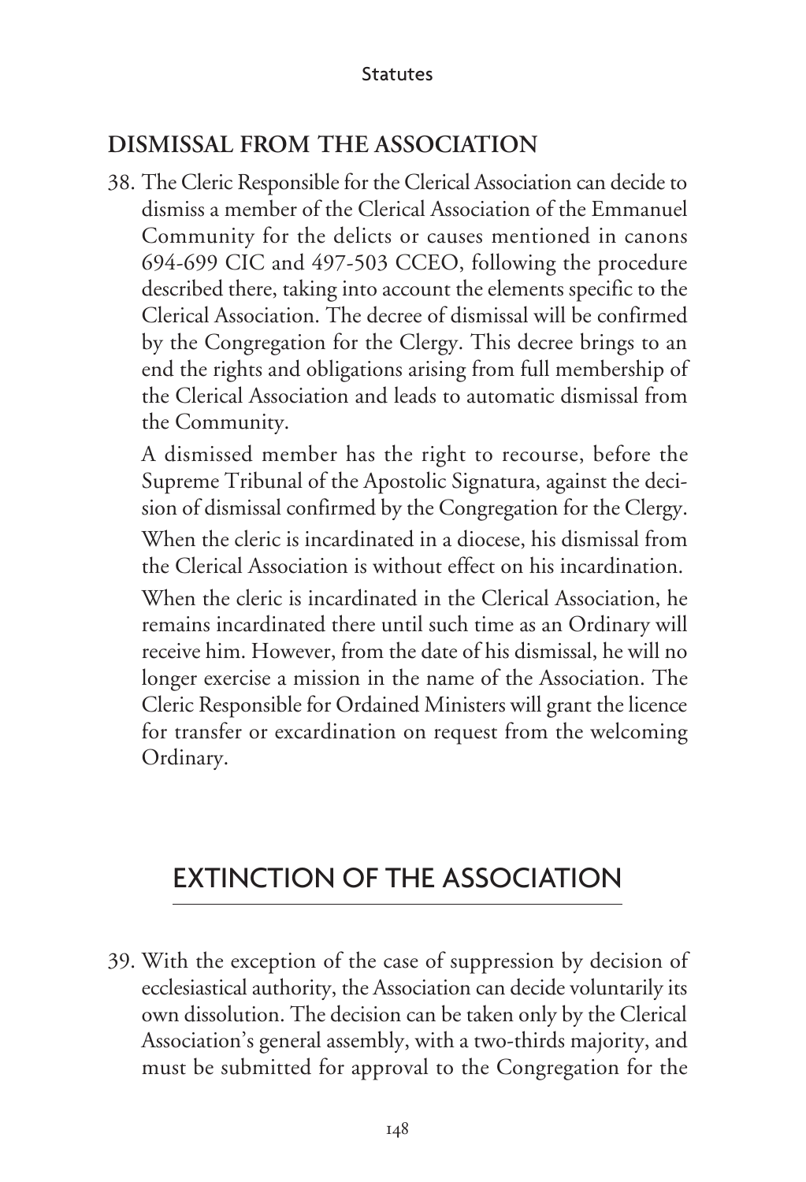## DISMISSAL FROM THE ASSOCIATION

38. The Cleric Responsible for the Clerical Association can decide to dismiss a member of the Clerical Association of the Emmanuel Community for the delicts or causes mentioned in canons 694-699 CIC and 497-503 CCEO, following the procedure described there, taking into account the elements specific to the Clerical Association. The decree of dismissal will be confirmed by the Congregation for the Clergy. This decree brings to an end the rights and obligations arising from full membership of the Clerical Association and leads to automatic dismissal from the Community.

    A dismissed member has the right to recourse, before the Supreme Tribunal of the Apostolic Signatura, against the decision of dismissal confirmed by the Congregation for the Clergy.

    When the cleric is incardinated in a diocese, his dismissal from the Clerical Association is without effect on his incardination.

    When the cleric is incardinated in the Clerical Association, he remains incardinated there until such time as an Ordinary will receive him. However, from the date of his dismissal, he will no longer exercise a mission in the name of the Association. The Cleric Responsible for Ordained Ministers will grant the licence for transfer or excardination on request from the welcoming Ordinary.

# EXTINCTION OF THE ASSOCIATION

39. With the exception of the case of suppression by decision of ecclesiastical authority, the Association can decide voluntarily its own dissolution. The decision can be taken only by the Clerical Association's general assembly, with a two-thirds majority, and must be submitted for approval to the Congregation for the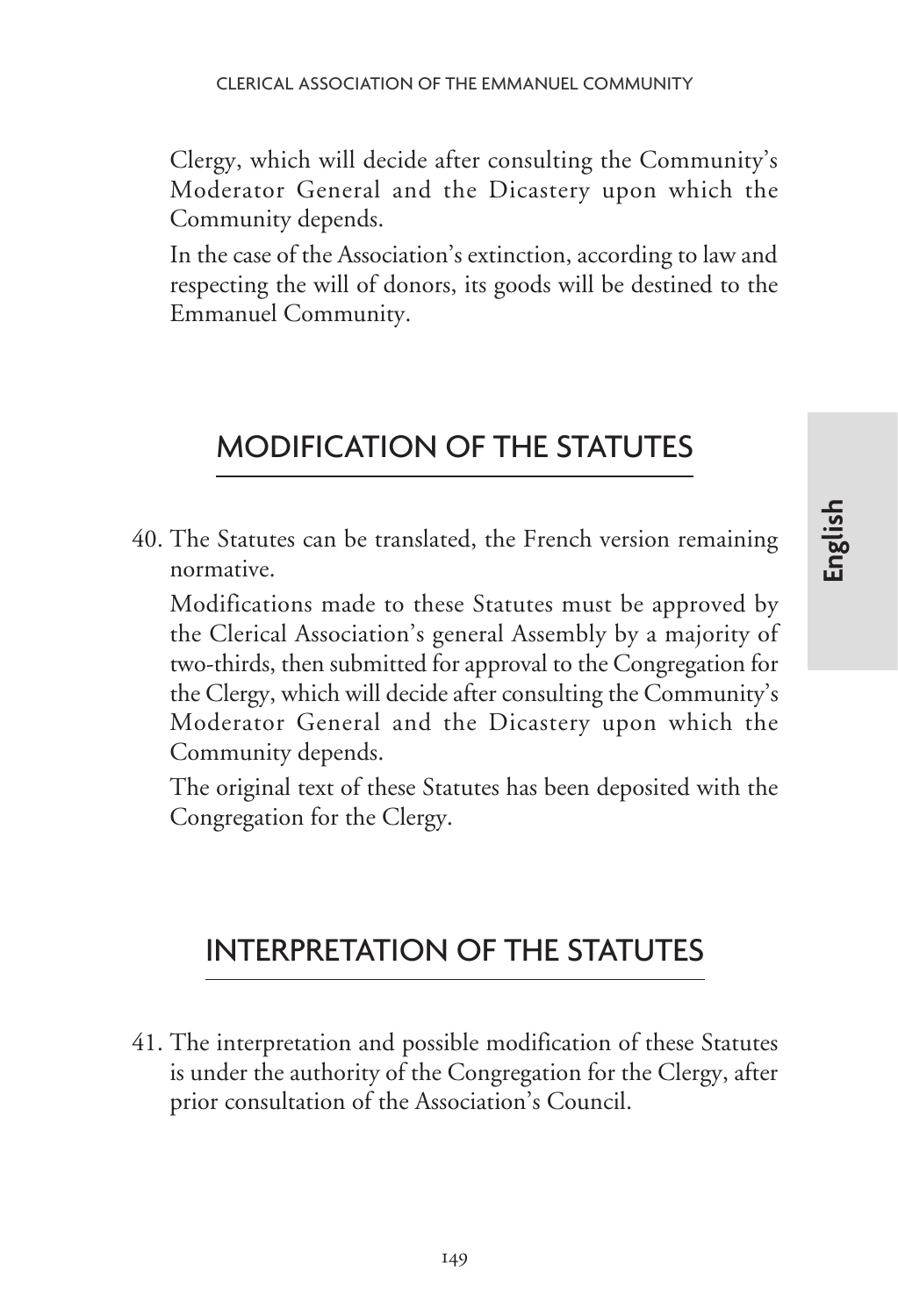Clergy, which will decide after consulting the Community's Moderator General and the Dicastery upon which the Community depends.

In the case of the Association's extinction, according to law and respecting the will of donors, its goods will be destined to the Emmanuel Community.

## MODIFICATION OF THE STATUTES

40. The Statutes can be translated, the French version remaining normative.

    Modifications made to these Statutes must be approved by the Clerical Association's general Assembly by a majority of two-thirds, then submitted for approval to the Congregation for the Clergy, which will decide after consulting the Community's Moderator General and the Dicastery upon which the Community depends.

    The original text of these Statutes has been deposited with the Congregation for the Clergy.

## INTERPRETATION OF THE STATUTES

41. The interpretation and possible modification of these Statutes is under the authority of the Congregation for the Clergy, after prior consultation of the Association's Council.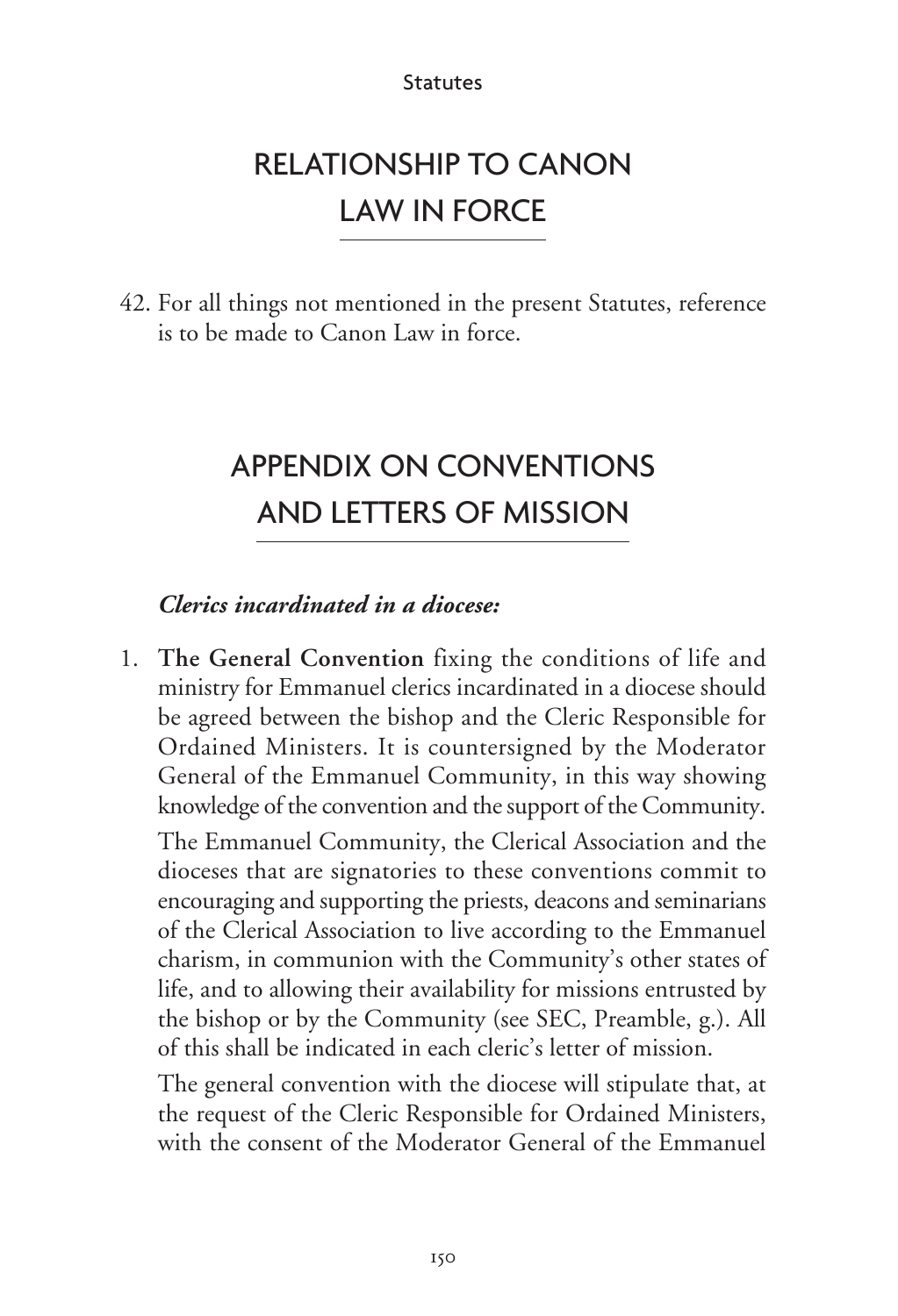## RELATIONSHIP TO CANON LAW IN FORCE

42. For all things not mentioned in the present Statutes, reference is to be made to Canon Law in force.

## APPENDIX ON CONVENTIONS AND LETTERS OF MISSION

***Clerics incardinated in a diocese:***

1. **The General Convention** fixing the conditions of life and ministry for Emmanuel clerics incardinated in a diocese should be agreed between the bishop and the Cleric Responsible for Ordained Ministers. It is countersigned by the Moderator General of the Emmanuel Community, in this way showing knowledge of the convention and the support of the Community.

   The Emmanuel Community, the Clerical Association and the dioceses that are signatories to these conventions commit to encouraging and supporting the priests, deacons and seminarians of the Clerical Association to live according to the Emmanuel charism, in communion with the Community's other states of life, and to allowing their availability for missions entrusted by the bishop or by the Community (see SEC, Preamble, g.). All of this shall be indicated in each cleric's letter of mission.

   The general convention with the diocese will stipulate that, at the request of the Cleric Responsible for Ordained Ministers, with the consent of the Moderator General of the Emmanuel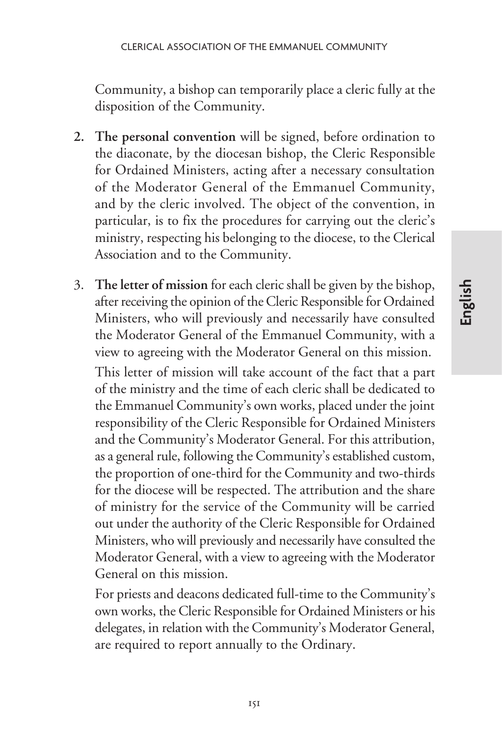Community, a bishop can temporarily place a cleric fully at the disposition of the Community.

2. **The personal convention** will be signed, before ordination to the diaconate, by the diocesan bishop, the Cleric Responsible for Ordained Ministers, acting after a necessary consultation of the Moderator General of the Emmanuel Community, and by the cleric involved. The object of the convention, in particular, is to fix the procedures for carrying out the cleric's ministry, respecting his belonging to the diocese, to the Clerical Association and to the Community.

3. **The letter of mission** for each cleric shall be given by the bishop, after receiving the opinion of the Cleric Responsible for Ordained Ministers, who will previously and necessarily have consulted the Moderator General of the Emmanuel Community, with a view to agreeing with the Moderator General on this mission.

   This letter of mission will take account of the fact that a part of the ministry and the time of each cleric shall be dedicated to the Emmanuel Community's own works, placed under the joint responsibility of the Cleric Responsible for Ordained Ministers and the Community's Moderator General. For this attribution, as a general rule, following the Community's established custom, the proportion of one-third for the Community and two-thirds for the diocese will be respected. The attribution and the share of ministry for the service of the Community will be carried out under the authority of the Cleric Responsible for Ordained Ministers, who will previously and necessarily have consulted the Moderator General, with a view to agreeing with the Moderator General on this mission.

   For priests and deacons dedicated full-time to the Community's own works, the Cleric Responsible for Ordained Ministers or his delegates, in relation with the Community's Moderator General, are required to report annually to the Ordinary.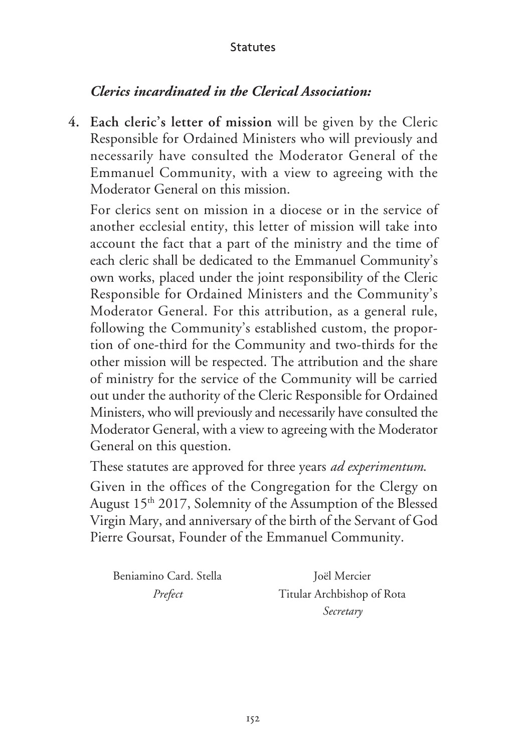### *Clerics incardinated in the Clerical Association:*

4. **Each cleric's letter of mission** will be given by the Cleric Responsible for Ordained Ministers who will previously and necessarily have consulted the Moderator General of the Emmanuel Community, with a view to agreeing with the Moderator General on this mission.

   For clerics sent on mission in a diocese or in the service of another ecclesial entity, this letter of mission will take into account the fact that a part of the ministry and the time of each cleric shall be dedicated to the Emmanuel Community's own works, placed under the joint responsibility of the Cleric Responsible for Ordained Ministers and the Community's Moderator General. For this attribution, as a general rule, following the Community's established custom, the proportion of one-third for the Community and two-thirds for the other mission will be respected. The attribution and the share of ministry for the service of the Community will be carried out under the authority of the Cleric Responsible for Ordained Ministers, who will previously and necessarily have consulted the Moderator General, with a view to agreeing with the Moderator General on this question.

   These statutes are approved for three years *ad experimentum*.

   Given in the offices of the Congregation for the Clergy on August 15th 2017, Solemnity of the Assumption of the Blessed Virgin Mary, and anniversary of the birth of the Servant of God Pierre Goursat, Founder of the Emmanuel Community.

Beniamino Card. Stella
*Prefect*

Joël Mercier
Titular Archbishop of Rota
*Secretary*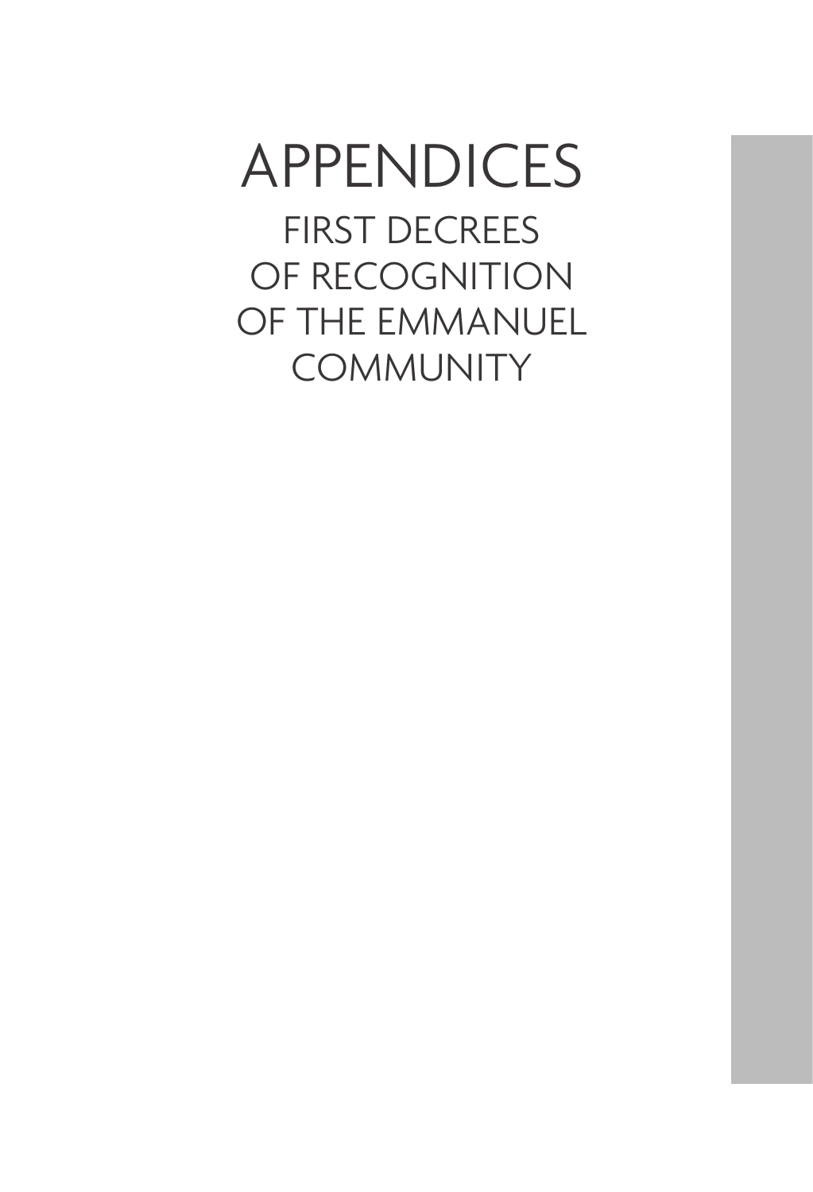# APPENDICES

## FIRST DECREES OF RECOGNITION OF THE EMMANUEL COMMUNITY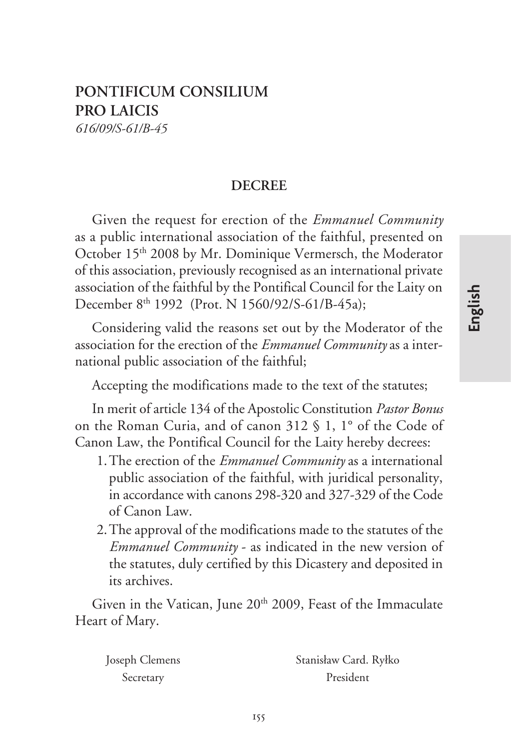**PONTIFICUM CONSILIUM**
**PRO LAICIS**
*616/09/S-61/B-45*

## DECREE

Given the request for erection of the *Emmanuel Community* as a public international association of the faithful, presented on October 15th 2008 by Mr. Dominique Vermersch, the Moderator of this association, previously recognised as an international private association of the faithful by the Pontifical Council for the Laity on December 8th 1992 (Prot. N 1560/92/S-61/B-45a);

Considering valid the reasons set out by the Moderator of the association for the erection of the *Emmanuel Community* as a international public association of the faithful;

Accepting the modifications made to the text of the statutes;

In merit of article 134 of the Apostolic Constitution *Pastor Bonus* on the Roman Curia, and of canon 312 § 1, 1° of the Code of Canon Law, the Pontifical Council for the Laity hereby decrees:

1. The erection of the *Emmanuel Community* as a international public association of the faithful, with juridical personality, in accordance with canons 298-320 and 327-329 of the Code of Canon Law.
2. The approval of the modifications made to the statutes of the *Emmanuel Community* - as indicated in the new version of the statutes, duly certified by this Dicastery and deposited in its archives.

Given in the Vatican, June 20th 2009, Feast of the Immaculate Heart of Mary.

Joseph Clemens
Secretary

Stanisław Card. Ryłko
President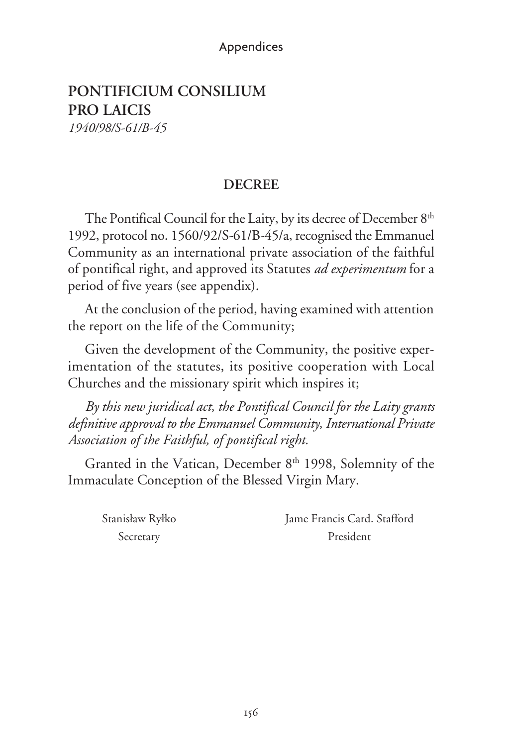## PONTIFICIUM CONSILIUM PRO LAICIS

*1940/98/S-61/B-45*

### DECREE

The Pontifical Council for the Laity, by its decree of December 8th 1992, protocol no. 1560/92/S-61/B-45/a, recognised the Emmanuel Community as an international private association of the faithful of pontifical right, and approved its Statutes *ad experimentum* for a period of five years (see appendix).

At the conclusion of the period, having examined with attention the report on the life of the Community;

Given the development of the Community, the positive experimentation of the statutes, its positive cooperation with Local Churches and the missionary spirit which inspires it;

*By this new juridical act, the Pontifical Council for the Laity grants definitive approval to the Emmanuel Community, International Private Association of the Faithful, of pontifical right.*

Granted in the Vatican, December 8th 1998, Solemnity of the Immaculate Conception of the Blessed Virgin Mary.

Stanisław Ryłko
Secretary

Jame Francis Card. Stafford
President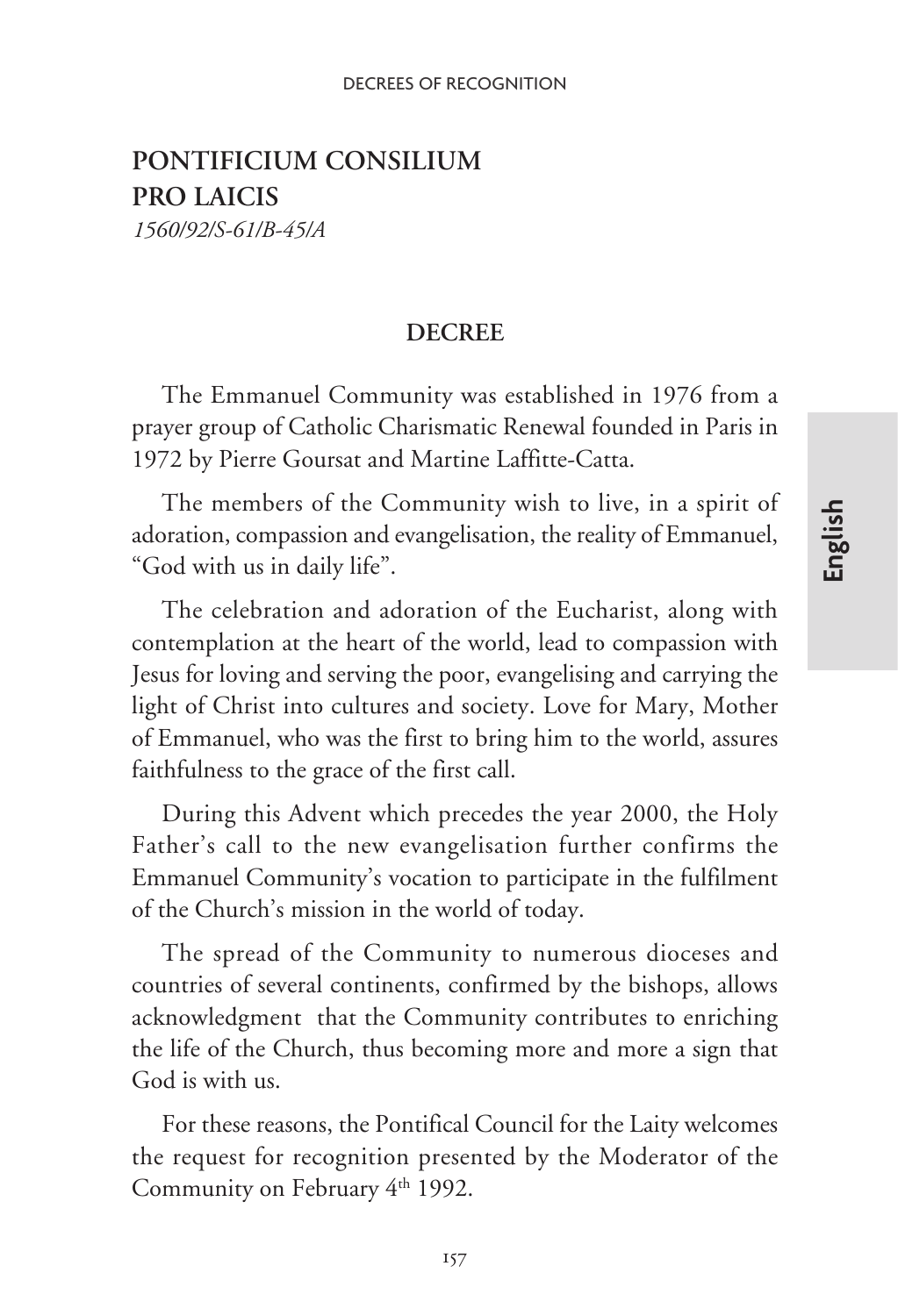**PONTIFICIUM CONSILIUM PRO LAICIS**
*1560/92/S-61/B-45/A*

## DECREE

The Emmanuel Community was established in 1976 from a prayer group of Catholic Charismatic Renewal founded in Paris in 1972 by Pierre Goursat and Martine Laffitte-Catta.

The members of the Community wish to live, in a spirit of adoration, compassion and evangelisation, the reality of Emmanuel, "God with us in daily life".

The celebration and adoration of the Eucharist, along with contemplation at the heart of the world, lead to compassion with Jesus for loving and serving the poor, evangelising and carrying the light of Christ into cultures and society. Love for Mary, Mother of Emmanuel, who was the first to bring him to the world, assures faithfulness to the grace of the first call.

During this Advent which precedes the year 2000, the Holy Father's call to the new evangelisation further confirms the Emmanuel Community's vocation to participate in the fulfilment of the Church's mission in the world of today.

The spread of the Community to numerous dioceses and countries of several continents, confirmed by the bishops, allows acknowledgment that the Community contributes to enriching the life of the Church, thus becoming more and more a sign that God is with us.

For these reasons, the Pontifical Council for the Laity welcomes the request for recognition presented by the Moderator of the Community on February 4th 1992.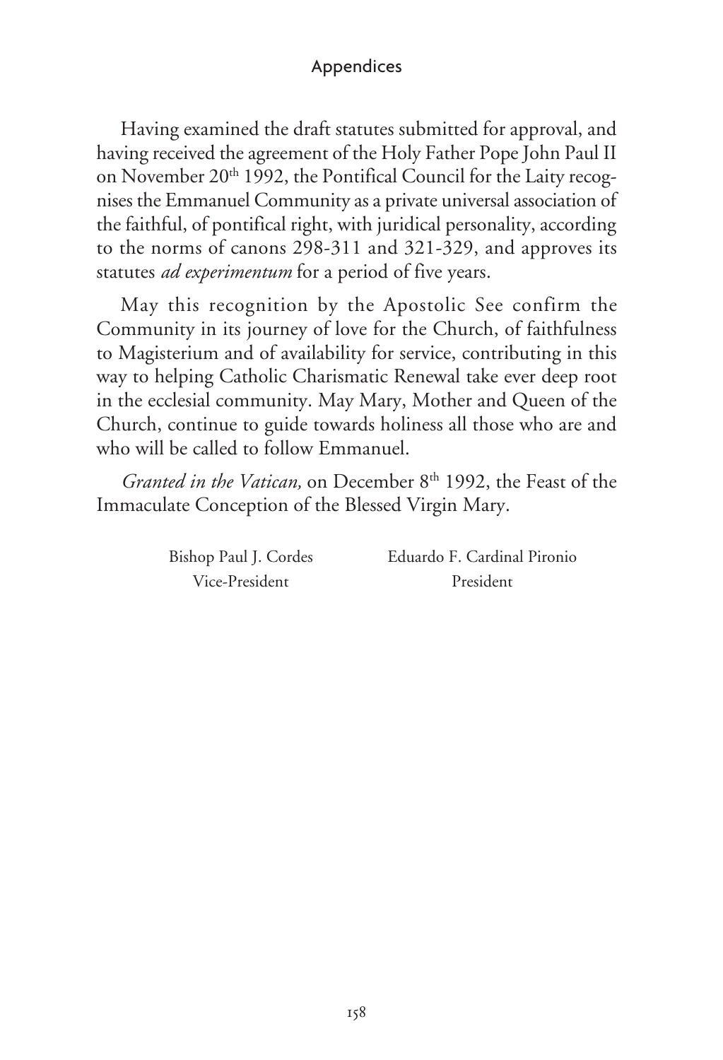Having examined the draft statutes submitted for approval, and having received the agreement of the Holy Father Pope John Paul II on November 20th 1992, the Pontifical Council for the Laity recognises the Emmanuel Community as a private universal association of the faithful, of pontifical right, with juridical personality, according to the norms of canons 298-311 and 321-329, and approves its statutes *ad experimentum* for a period of five years.

May this recognition by the Apostolic See confirm the Community in its journey of love for the Church, of faithfulness to Magisterium and of availability for service, contributing in this way to helping Catholic Charismatic Renewal take ever deep root in the ecclesial community. May Mary, Mother and Queen of the Church, continue to guide towards holiness all those who are and who will be called to follow Emmanuel.

*Granted in the Vatican,* on December 8th 1992, the Feast of the Immaculate Conception of the Blessed Virgin Mary.

| | |
|---|---|
| Bishop Paul J. Cordes | Eduardo F. Cardinal Pironio |
| Vice-President | President |